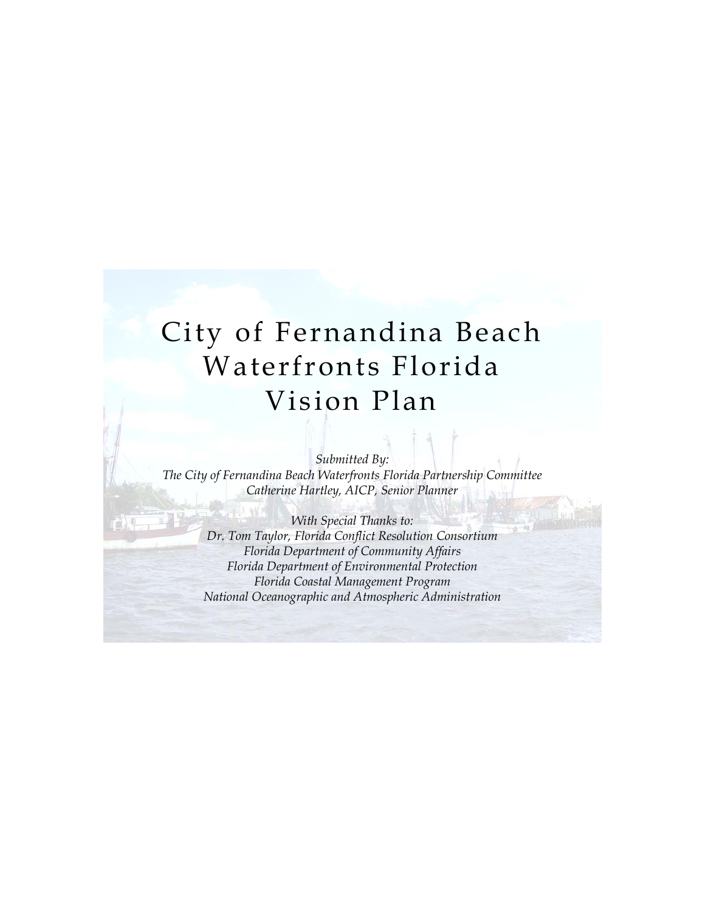# City of Fernandina Beach Waterfronts Florida Vision Plan

*Submitted By:*
*The City of Fernandina Beach Waterfronts Florida Partnership Committee*
*Catherine Hartley, AICP, Senior Planner*

*With Special Thanks to:*
*Dr. Tom Taylor, Florida Conflict Resolution Consortium*
*Florida Department of Community Affairs*
*Florida Department of Environmental Protection*
*Florida Coastal Management Program*
*National Oceanographic and Atmospheric Administration*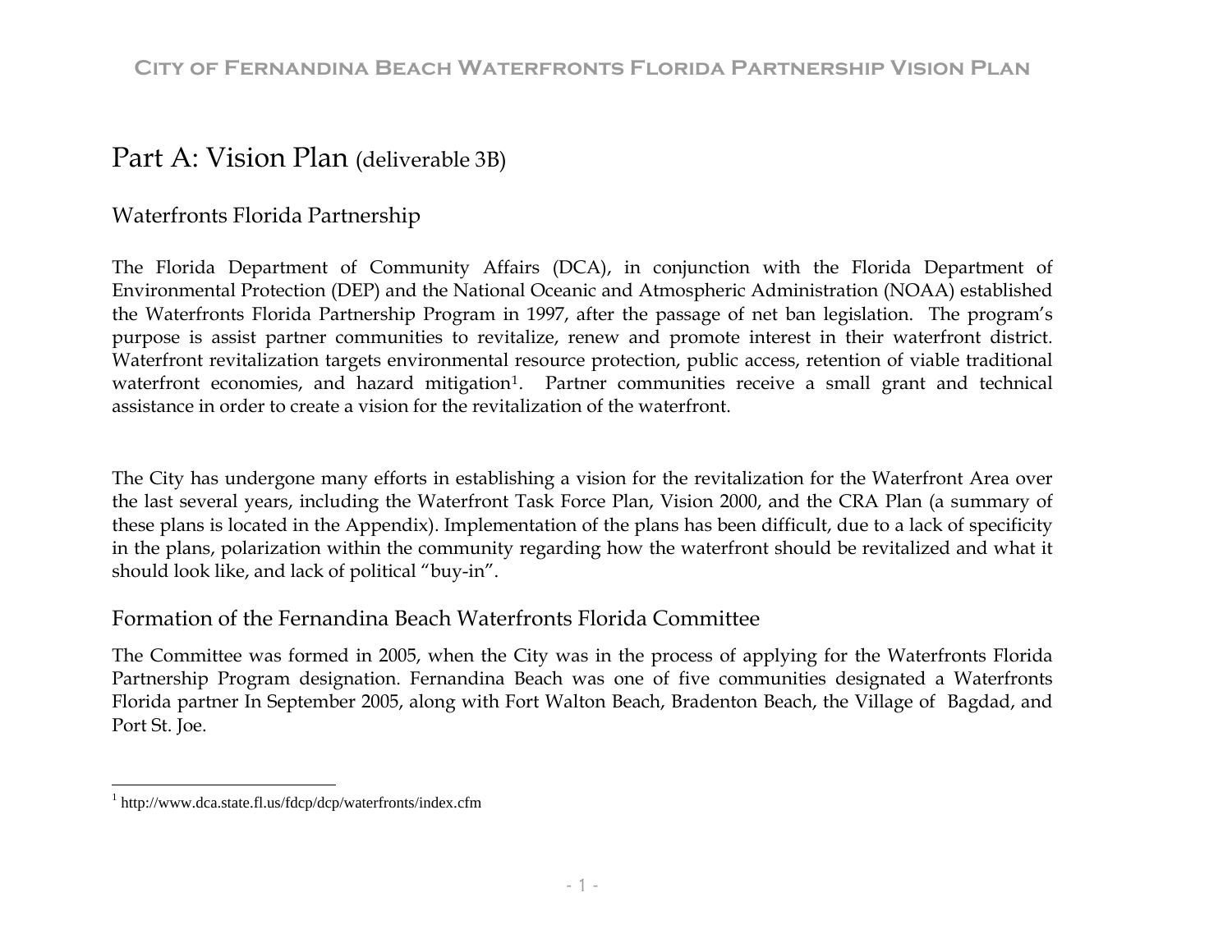# Part A: Vision Plan (deliverable 3B)

## Waterfronts Florida Partnership

The Florida Department of Community Affairs (DCA), in conjunction with the Florida Department of Environmental Protection (DEP) and the National Oceanic and Atmospheric Administration (NOAA) established the Waterfronts Florida Partnership Program in 1997, after the passage of net ban legislation. The program's purpose is assist partner communities to revitalize, renew and promote interest in their waterfront district. Waterfront revitalization targets environmental resource protection, public access, retention of viable traditional waterfront economies, and hazard mitigation[1]. Partner communities receive a small grant and technical assistance in order to create a vision for the revitalization of the waterfront.

The City has undergone many efforts in establishing a vision for the revitalization for the Waterfront Area over the last several years, including the Waterfront Task Force Plan, Vision 2000, and the CRA Plan (a summary of these plans is located in the Appendix). Implementation of the plans has been difficult, due to a lack of specificity in the plans, polarization within the community regarding how the waterfront should be revitalized and what it should look like, and lack of political "buy-in".

## Formation of the Fernandina Beach Waterfronts Florida Committee

The Committee was formed in 2005, when the City was in the process of applying for the Waterfronts Florida Partnership Program designation. Fernandina Beach was one of five communities designated a Waterfronts Florida partner In September 2005, along with Fort Walton Beach, Bradenton Beach, the Village of Bagdad, and Port St. Joe.

---

[1] http://www.dca.state.fl.us/fdcp/dcp/waterfronts/index.cfm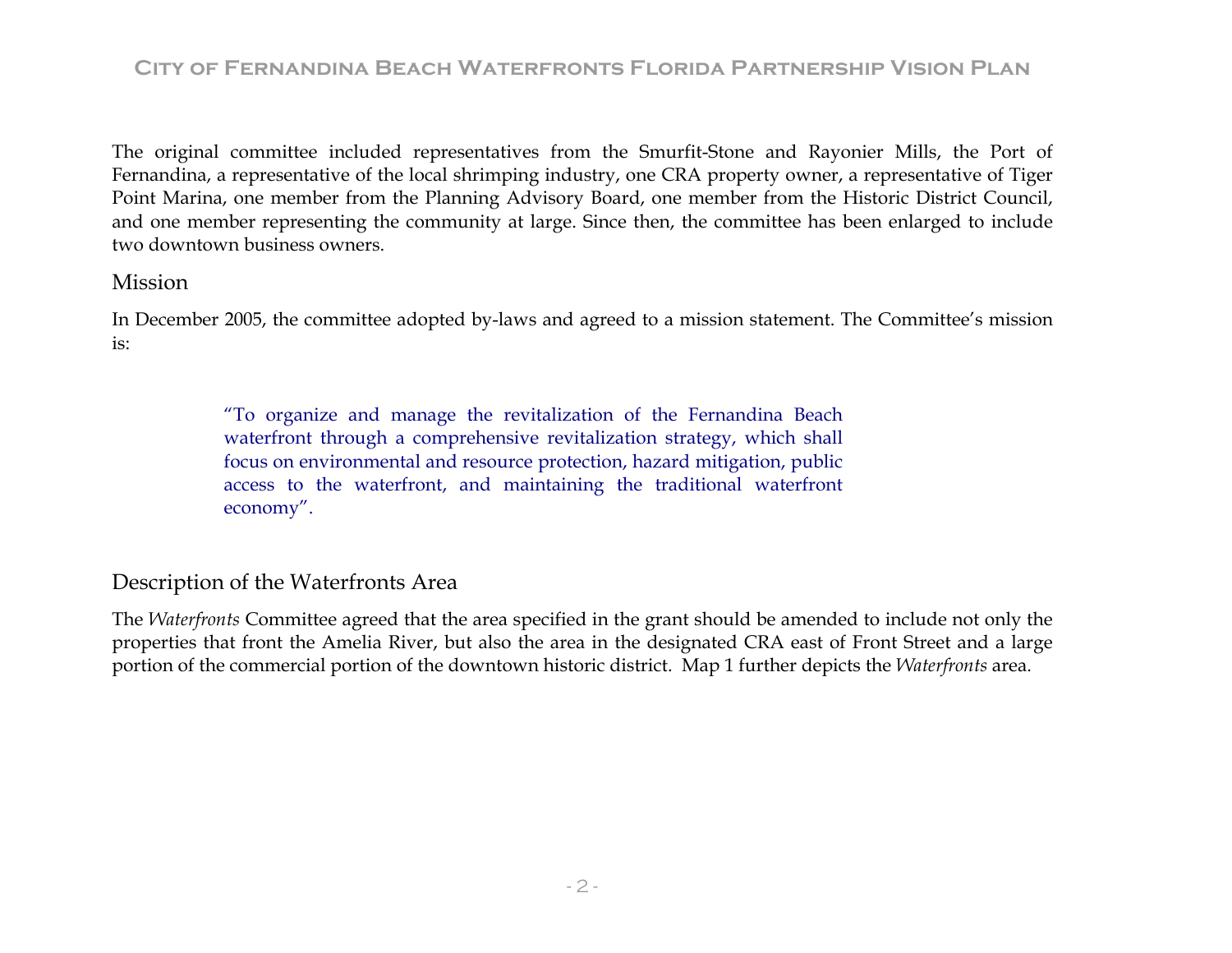The original committee included representatives from the Smurfit-Stone and Rayonier Mills, the Port of Fernandina, a representative of the local shrimping industry, one CRA property owner, a representative of Tiger Point Marina, one member from the Planning Advisory Board, one member from the Historic District Council, and one member representing the community at large. Since then, the committee has been enlarged to include two downtown business owners.

## Mission

In December 2005, the committee adopted by-laws and agreed to a mission statement. The Committee's mission is:

> "To organize and manage the revitalization of the Fernandina Beach waterfront through a comprehensive revitalization strategy, which shall focus on environmental and resource protection, hazard mitigation, public access to the waterfront, and maintaining the traditional waterfront economy".

## Description of the Waterfronts Area

The *Waterfronts* Committee agreed that the area specified in the grant should be amended to include not only the properties that front the Amelia River, but also the area in the designated CRA east of Front Street and a large portion of the commercial portion of the downtown historic district. Map 1 further depicts the *Waterfronts* area.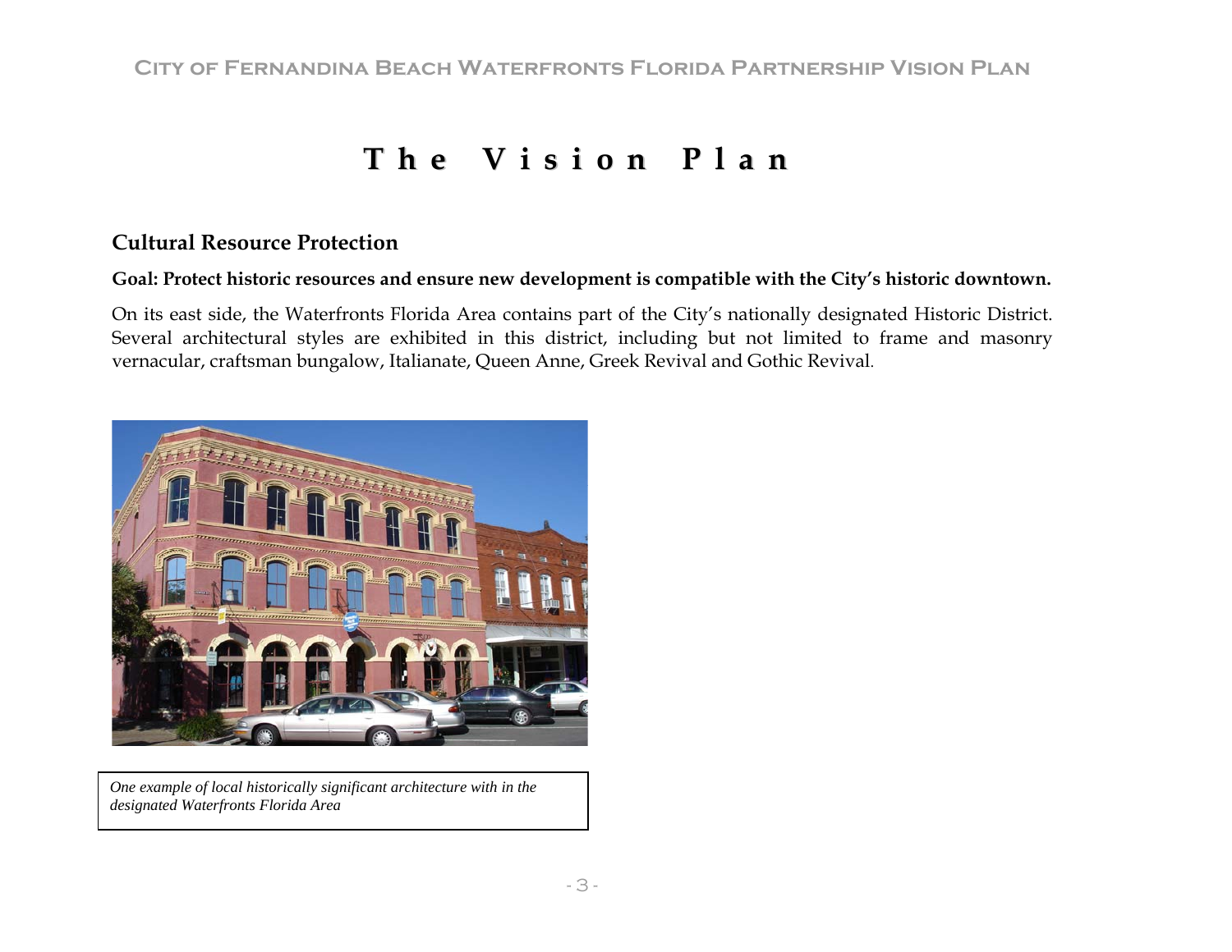# The Vision Plan

## Cultural Resource Protection

**Goal: Protect historic resources and ensure new development is compatible with the City's historic downtown.**

On its east side, the Waterfronts Florida Area contains part of the City's nationally designated Historic District. Several architectural styles are exhibited in this district, including but not limited to frame and masonry vernacular, craftsman bungalow, Italianate, Queen Anne, Greek Revival and Gothic Revival.

*One example of local historically significant architecture with in the designated Waterfronts Florida Area*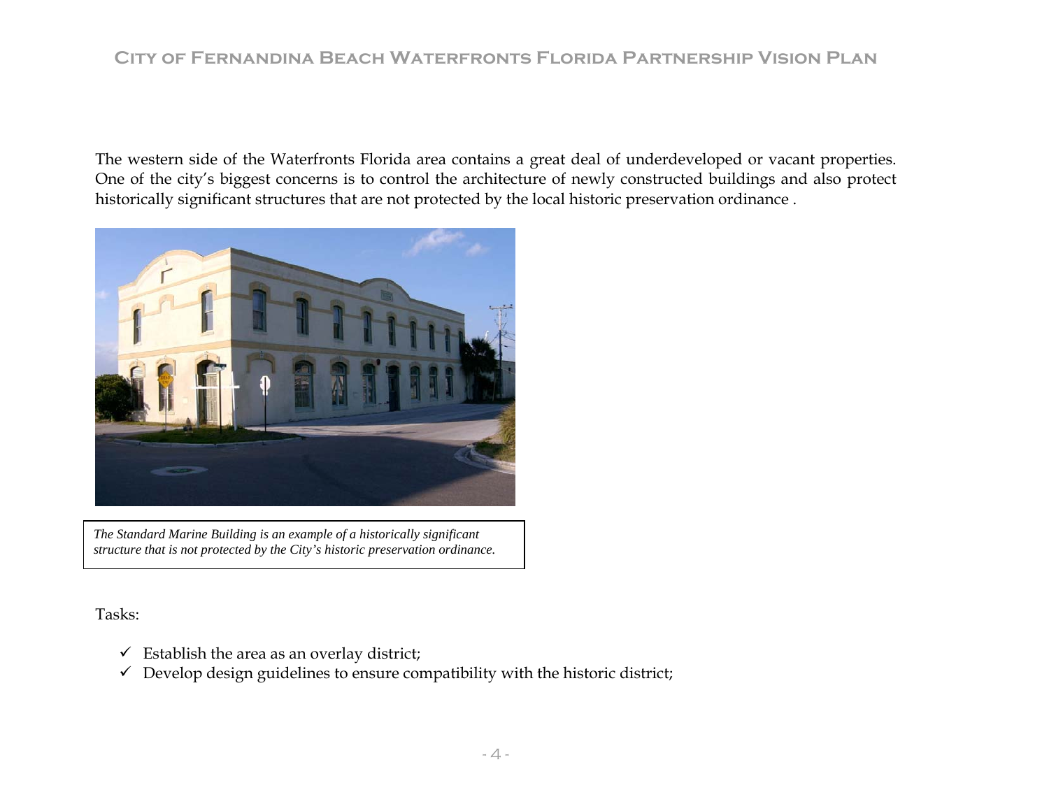The western side of the Waterfronts Florida area contains a great deal of underdeveloped or vacant properties. One of the city's biggest concerns is to control the architecture of newly constructed buildings and also protect historically significant structures that are not protected by the local historic preservation ordinance .

*The Standard Marine Building is an example of a historically significant structure that is not protected by the City's historic preservation ordinance.*

Tasks:

- ✓ Establish the area as an overlay district;
- ✓ Develop design guidelines to ensure compatibility with the historic district;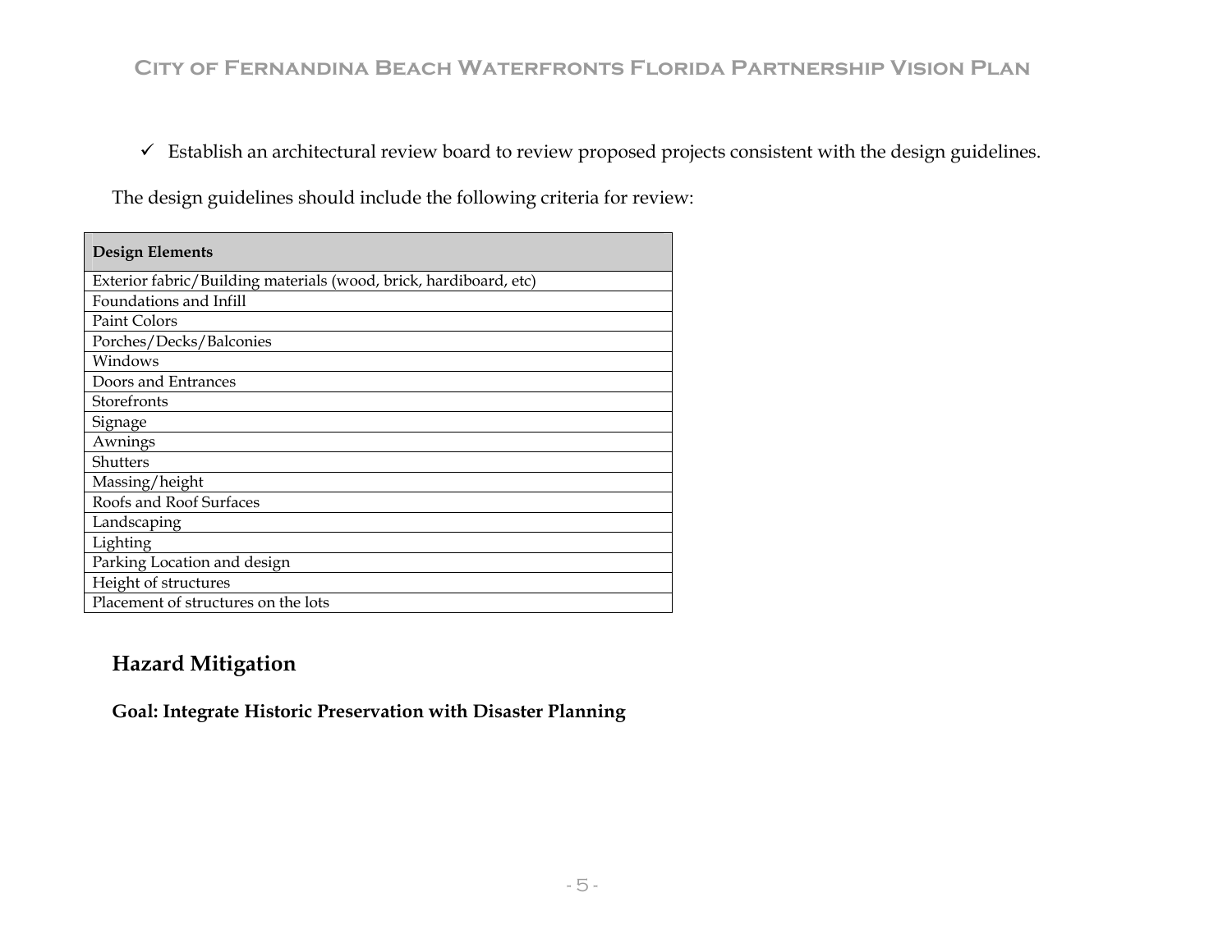- ✓ Establish an architectural review board to review proposed projects consistent with the design guidelines.

The design guidelines should include the following criteria for review:

| Design Elements |
| --- |
| Exterior fabric/Building materials (wood, brick, hardiboard, etc) |
| Foundations and Infill |
| Paint Colors |
| Porches/Decks/Balconies |
| Windows |
| Doors and Entrances |
| Storefronts |
| Signage |
| Awnings |
| Shutters |
| Massing/height |
| Roofs and Roof Surfaces |
| Landscaping |
| Lighting |
| Parking Location and design |
| Height of structures |
| Placement of structures on the lots |

## Hazard Mitigation

**Goal: Integrate Historic Preservation with Disaster Planning**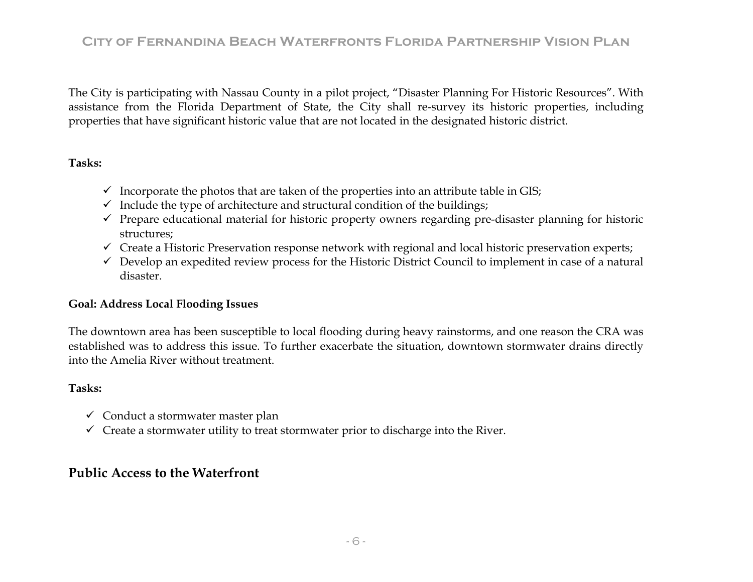The City is participating with Nassau County in a pilot project, "Disaster Planning For Historic Resources". With assistance from the Florida Department of State, the City shall re-survey its historic properties, including properties that have significant historic value that are not located in the designated historic district.

**Tasks:**

- ✓ Incorporate the photos that are taken of the properties into an attribute table in GIS;
- ✓ Include the type of architecture and structural condition of the buildings;
- ✓ Prepare educational material for historic property owners regarding pre-disaster planning for historic structures;
- ✓ Create a Historic Preservation response network with regional and local historic preservation experts;
- ✓ Develop an expedited review process for the Historic District Council to implement in case of a natural disaster.

**Goal: Address Local Flooding Issues**

The downtown area has been susceptible to local flooding during heavy rainstorms, and one reason the CRA was established was to address this issue. To further exacerbate the situation, downtown stormwater drains directly into the Amelia River without treatment.

**Tasks:**

- ✓ Conduct a stormwater master plan
- ✓ Create a stormwater utility to treat stormwater prior to discharge into the River.

## Public Access to the Waterfront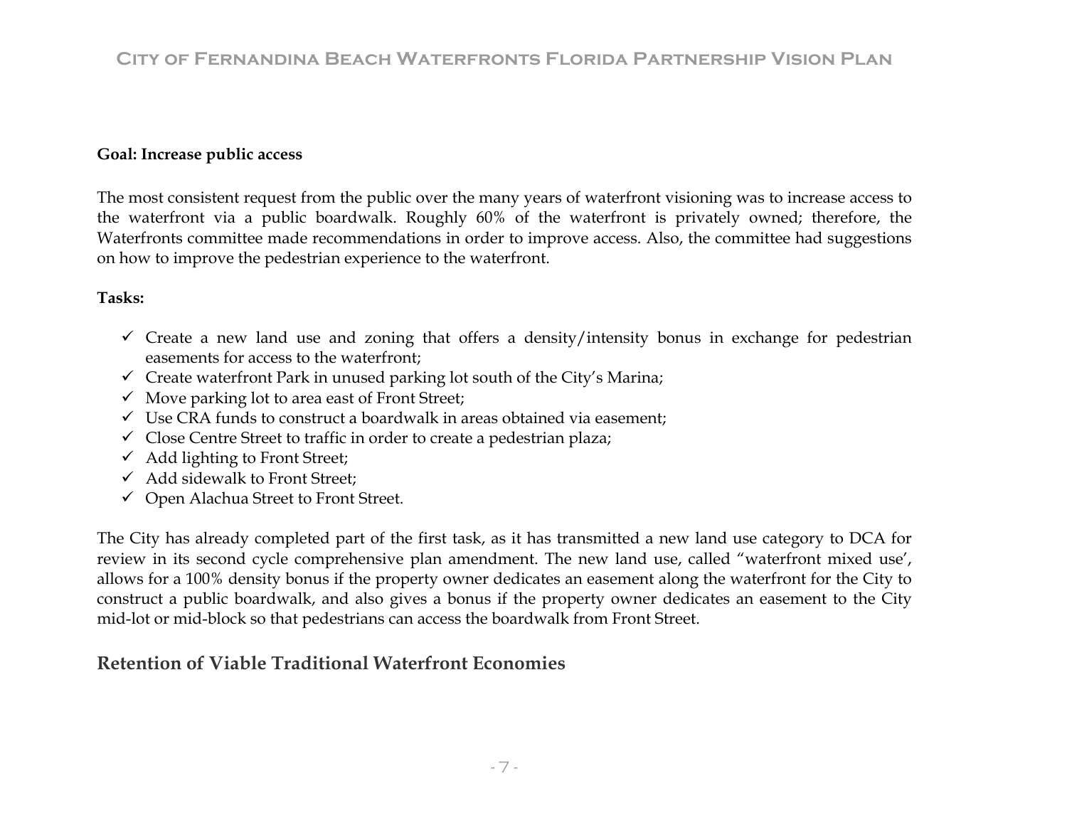**Goal: Increase public access**

The most consistent request from the public over the many years of waterfront visioning was to increase access to the waterfront via a public boardwalk. Roughly 60% of the waterfront is privately owned; therefore, the Waterfronts committee made recommendations in order to improve access. Also, the committee had suggestions on how to improve the pedestrian experience to the waterfront.

**Tasks:**

- ✓ Create a new land use and zoning that offers a density/intensity bonus in exchange for pedestrian easements for access to the waterfront;
- ✓ Create waterfront Park in unused parking lot south of the City's Marina;
- ✓ Move parking lot to area east of Front Street;
- ✓ Use CRA funds to construct a boardwalk in areas obtained via easement;
- ✓ Close Centre Street to traffic in order to create a pedestrian plaza;
- ✓ Add lighting to Front Street;
- ✓ Add sidewalk to Front Street;
- ✓ Open Alachua Street to Front Street.

The City has already completed part of the first task, as it has transmitted a new land use category to DCA for review in its second cycle comprehensive plan amendment. The new land use, called "waterfront mixed use', allows for a 100% density bonus if the property owner dedicates an easement along the waterfront for the City to construct a public boardwalk, and also gives a bonus if the property owner dedicates an easement to the City mid-lot or mid-block so that pedestrians can access the boardwalk from Front Street.

## Retention of Viable Traditional Waterfront Economies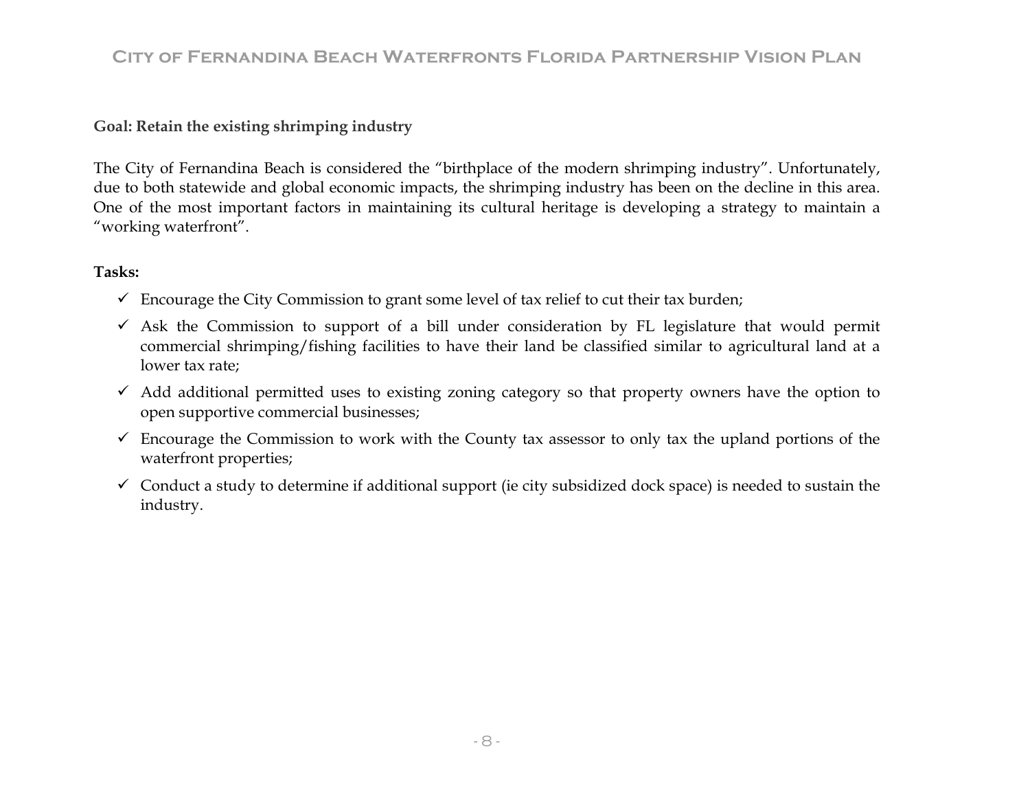**Goal: Retain the existing shrimping industry**

The City of Fernandina Beach is considered the "birthplace of the modern shrimping industry". Unfortunately, due to both statewide and global economic impacts, the shrimping industry has been on the decline in this area. One of the most important factors in maintaining its cultural heritage is developing a strategy to maintain a "working waterfront".

**Tasks:**

- ✓ Encourage the City Commission to grant some level of tax relief to cut their tax burden;
- ✓ Ask the Commission to support of a bill under consideration by FL legislature that would permit commercial shrimping/fishing facilities to have their land be classified similar to agricultural land at a lower tax rate;
- ✓ Add additional permitted uses to existing zoning category so that property owners have the option to open supportive commercial businesses;
- ✓ Encourage the Commission to work with the County tax assessor to only tax the upland portions of the waterfront properties;
- ✓ Conduct a study to determine if additional support (ie city subsidized dock space) is needed to sustain the industry.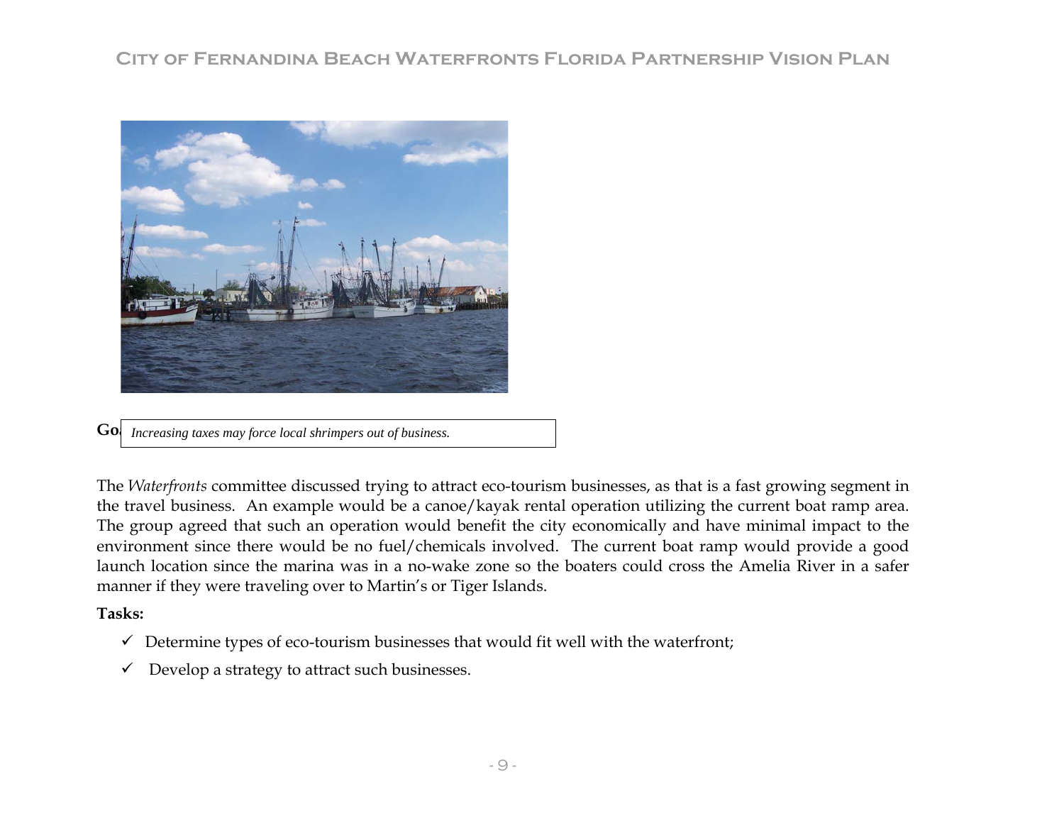*Increasing taxes may force local shrimpers out of business.*

**Go**

The *Waterfronts* committee discussed trying to attract eco-tourism businesses, as that is a fast growing segment in the travel business. An example would be a canoe/kayak rental operation utilizing the current boat ramp area. The group agreed that such an operation would benefit the city economically and have minimal impact to the environment since there would be no fuel/chemicals involved. The current boat ramp would provide a good launch location since the marina was in a no-wake zone so the boaters could cross the Amelia River in a safer manner if they were traveling over to Martin's or Tiger Islands.

**Tasks:**

- ✓ Determine types of eco-tourism businesses that would fit well with the waterfront;
- ✓ Develop a strategy to attract such businesses.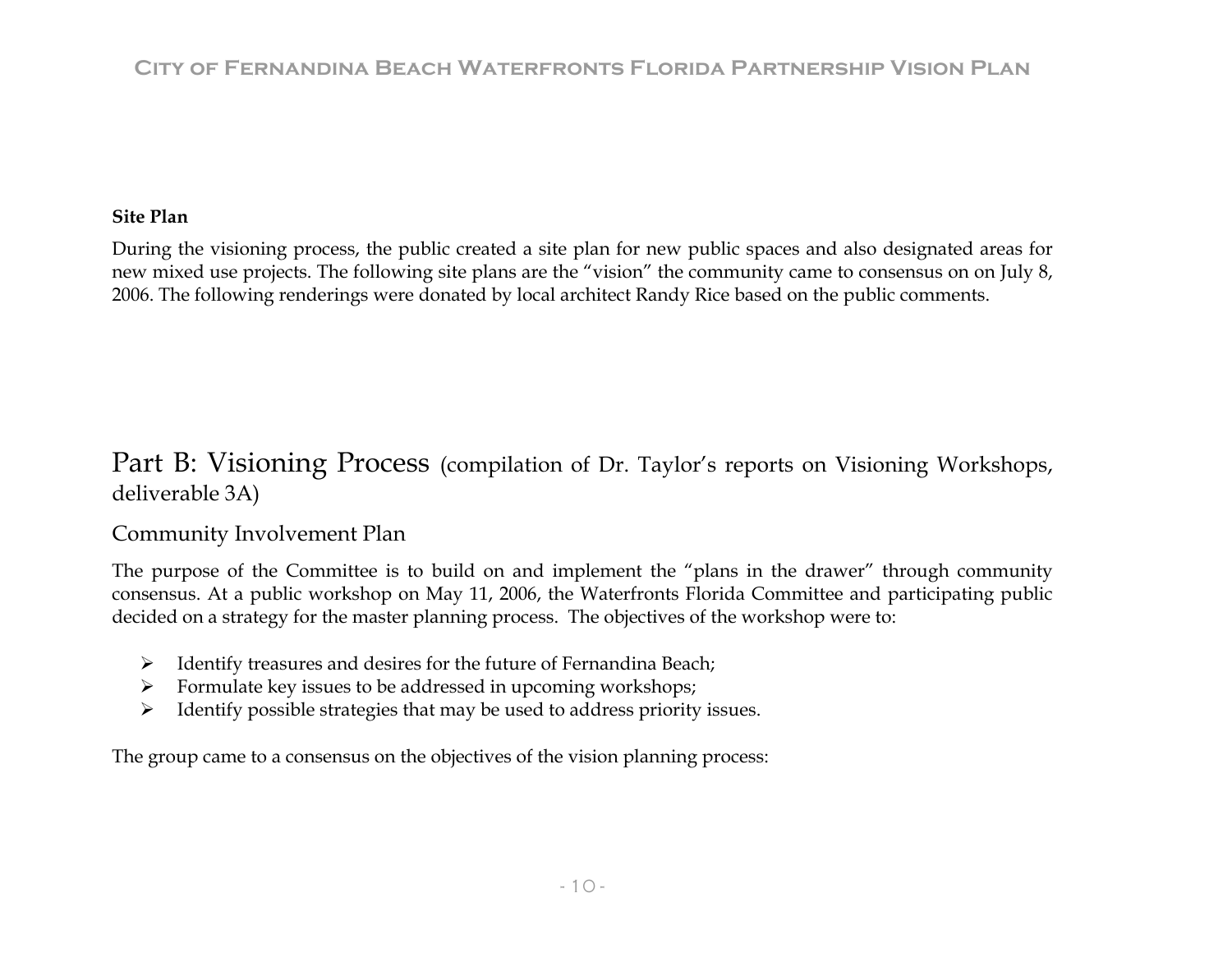**Site Plan**

During the visioning process, the public created a site plan for new public spaces and also designated areas for new mixed use projects. The following site plans are the "vision" the community came to consensus on on July 8, 2006. The following renderings were donated by local architect Randy Rice based on the public comments.

# Part B: Visioning Process (compilation of Dr. Taylor's reports on Visioning Workshops, deliverable 3A)

## Community Involvement Plan

The purpose of the Committee is to build on and implement the "plans in the drawer" through community consensus. At a public workshop on May 11, 2006, the Waterfronts Florida Committee and participating public decided on a strategy for the master planning process. The objectives of the workshop were to:

- Identify treasures and desires for the future of Fernandina Beach;
- Formulate key issues to be addressed in upcoming workshops;
- Identify possible strategies that may be used to address priority issues.

The group came to a consensus on the objectives of the vision planning process: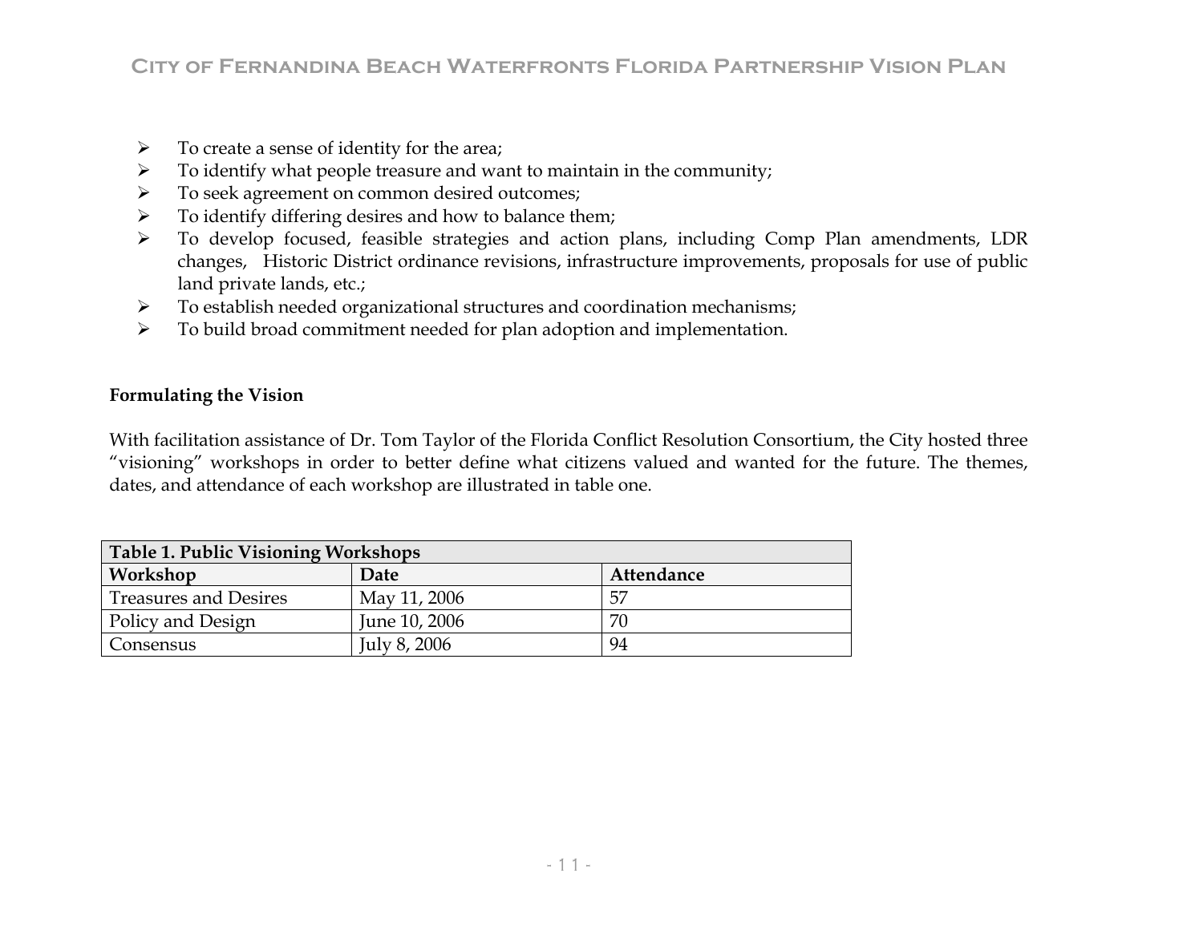- To create a sense of identity for the area;
- To identify what people treasure and want to maintain in the community;
- To seek agreement on common desired outcomes;
- To identify differing desires and how to balance them;
- To develop focused, feasible strategies and action plans, including Comp Plan amendments, LDR changes, Historic District ordinance revisions, infrastructure improvements, proposals for use of public land private lands, etc.;
- To establish needed organizational structures and coordination mechanisms;
- To build broad commitment needed for plan adoption and implementation.

**Formulating the Vision**

With facilitation assistance of Dr. Tom Taylor of the Florida Conflict Resolution Consortium, the City hosted three "visioning" workshops in order to better define what citizens valued and wanted for the future. The themes, dates, and attendance of each workshop are illustrated in table one.

**Table 1. Public Visioning Workshops**

| Workshop | Date | Attendance |
|---|---|---|
| Treasures and Desires | May 11, 2006 | 57 |
| Policy and Design | June 10, 2006 | 70 |
| Consensus | July 8, 2006 | 94 |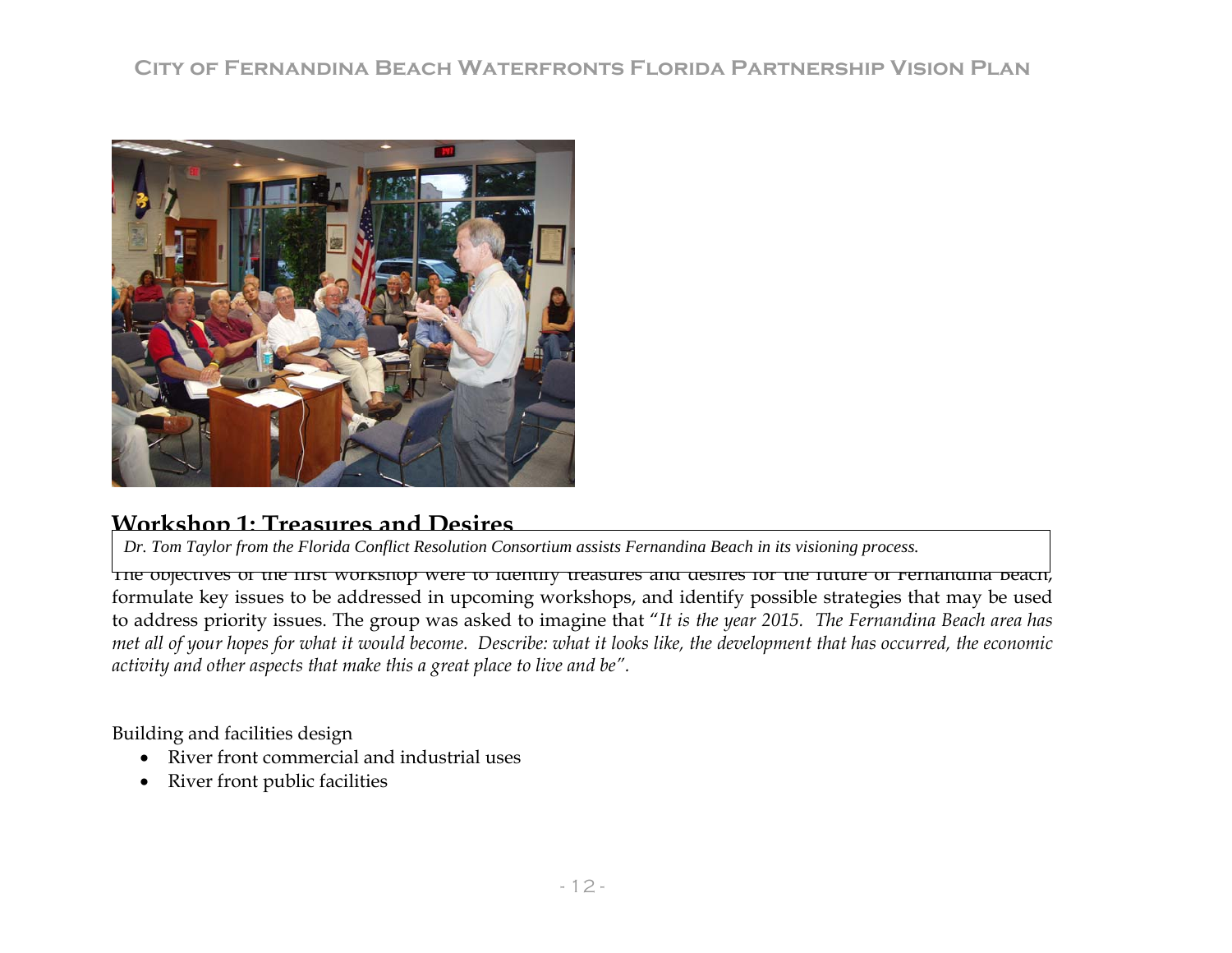Dr. Tom Taylor from the Florida Conflict Resolution Consortium assists Fernandina Beach in its visioning process.

## Workshop 1: Treasures and Desires

The objectives of the first workshop were to identify treasures and desires for the future of Fernandina Beach, formulate key issues to be addressed in upcoming workshops, and identify possible strategies that may be used to address priority issues. The group was asked to imagine that "*It is the year 2015. The Fernandina Beach area has met all of your hopes for what it would become. Describe: what it looks like, the development that has occurred, the economic activity and other aspects that make this a great place to live and be*".

Building and facilities design

- River front commercial and industrial uses
- River front public facilities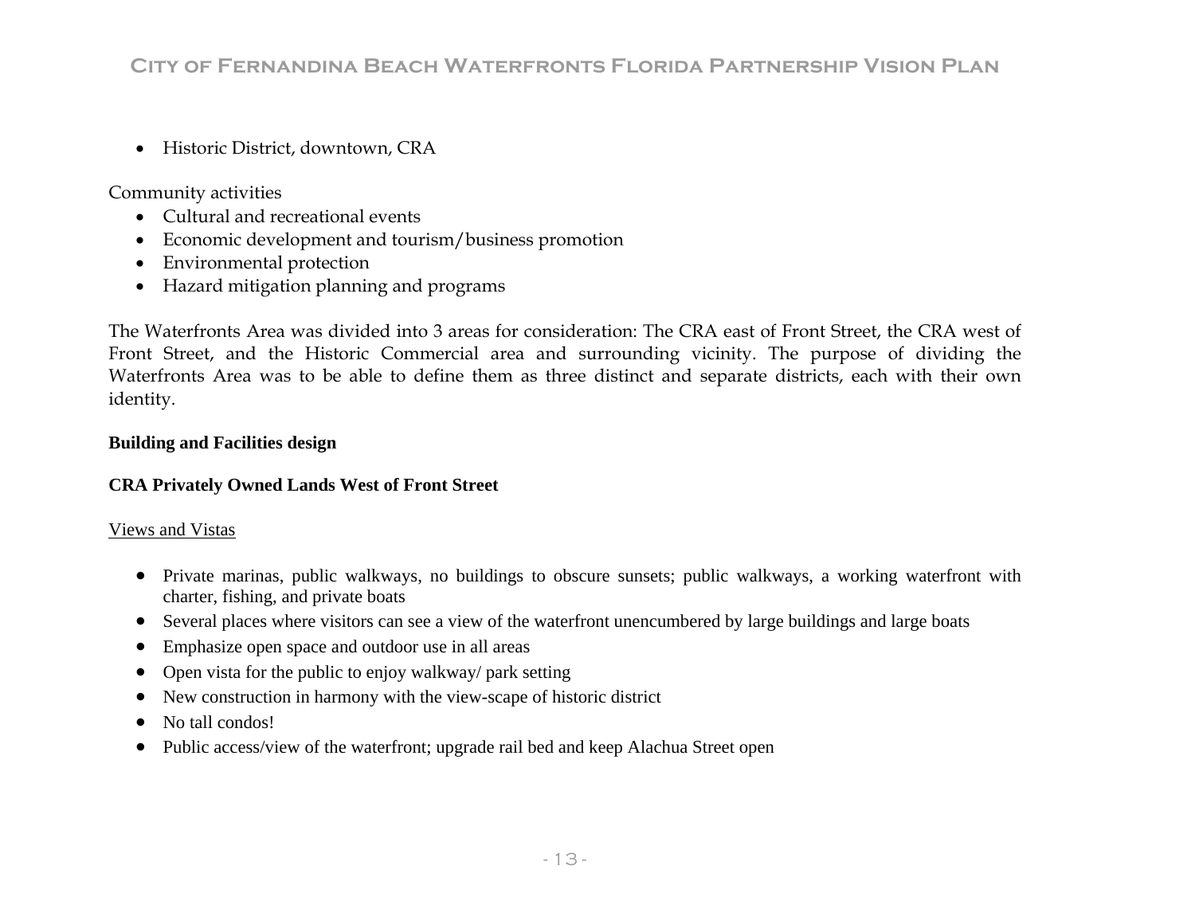- Historic District, downtown, CRA

Community activities

- Cultural and recreational events
- Economic development and tourism/business promotion
- Environmental protection
- Hazard mitigation planning and programs

The Waterfronts Area was divided into 3 areas for consideration: The CRA east of Front Street, the CRA west of Front Street, and the Historic Commercial area and surrounding vicinity. The purpose of dividing the Waterfronts Area was to be able to define them as three distinct and separate districts, each with their own identity.

**Building and Facilities design**

**CRA Privately Owned Lands West of Front Street**

<u>Views and Vistas</u>

- Private marinas, public walkways, no buildings to obscure sunsets; public walkways, a working waterfront with charter, fishing, and private boats
- Several places where visitors can see a view of the waterfront unencumbered by large buildings and large boats
- Emphasize open space and outdoor use in all areas
- Open vista for the public to enjoy walkway/ park setting
- New construction in harmony with the view-scape of historic district
- No tall condos!
- Public access/view of the waterfront; upgrade rail bed and keep Alachua Street open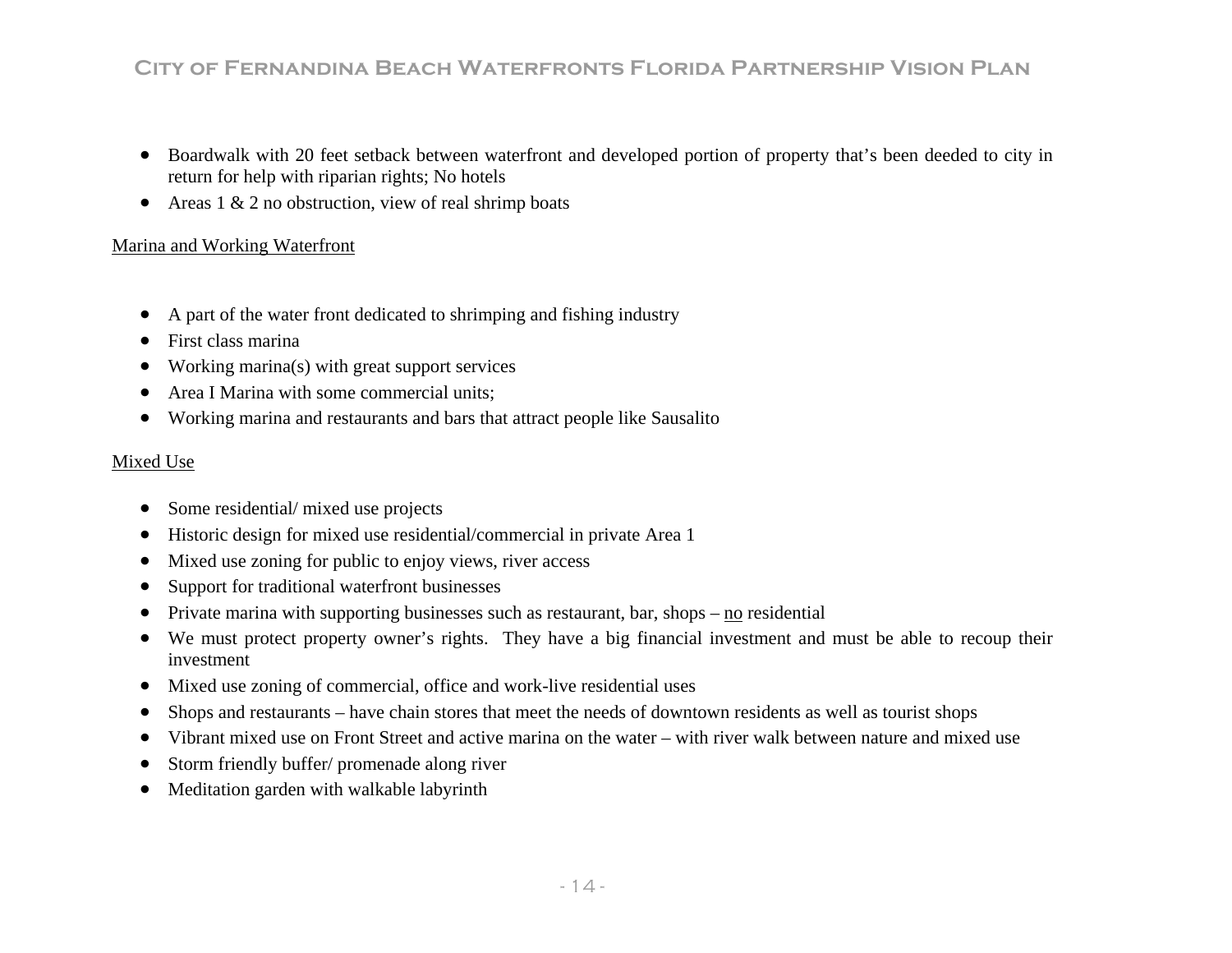- Boardwalk with 20 feet setback between waterfront and developed portion of property that's been deeded to city in return for help with riparian rights; No hotels
- Areas 1 & 2 no obstruction, view of real shrimp boats

<u>Marina and Working Waterfront</u>

- A part of the water front dedicated to shrimping and fishing industry
- First class marina
- Working marina(s) with great support services
- Area I Marina with some commercial units;
- Working marina and restaurants and bars that attract people like Sausalito

<u>Mixed Use</u>

- Some residential/ mixed use projects
- Historic design for mixed use residential/commercial in private Area 1
- Mixed use zoning for public to enjoy views, river access
- Support for traditional waterfront businesses
- Private marina with supporting businesses such as restaurant, bar, shops – <u>no</u> residential
- We must protect property owner's rights. They have a big financial investment and must be able to recoup their investment
- Mixed use zoning of commercial, office and work-live residential uses
- Shops and restaurants – have chain stores that meet the needs of downtown residents as well as tourist shops
- Vibrant mixed use on Front Street and active marina on the water – with river walk between nature and mixed use
- Storm friendly buffer/ promenade along river
- Meditation garden with walkable labyrinth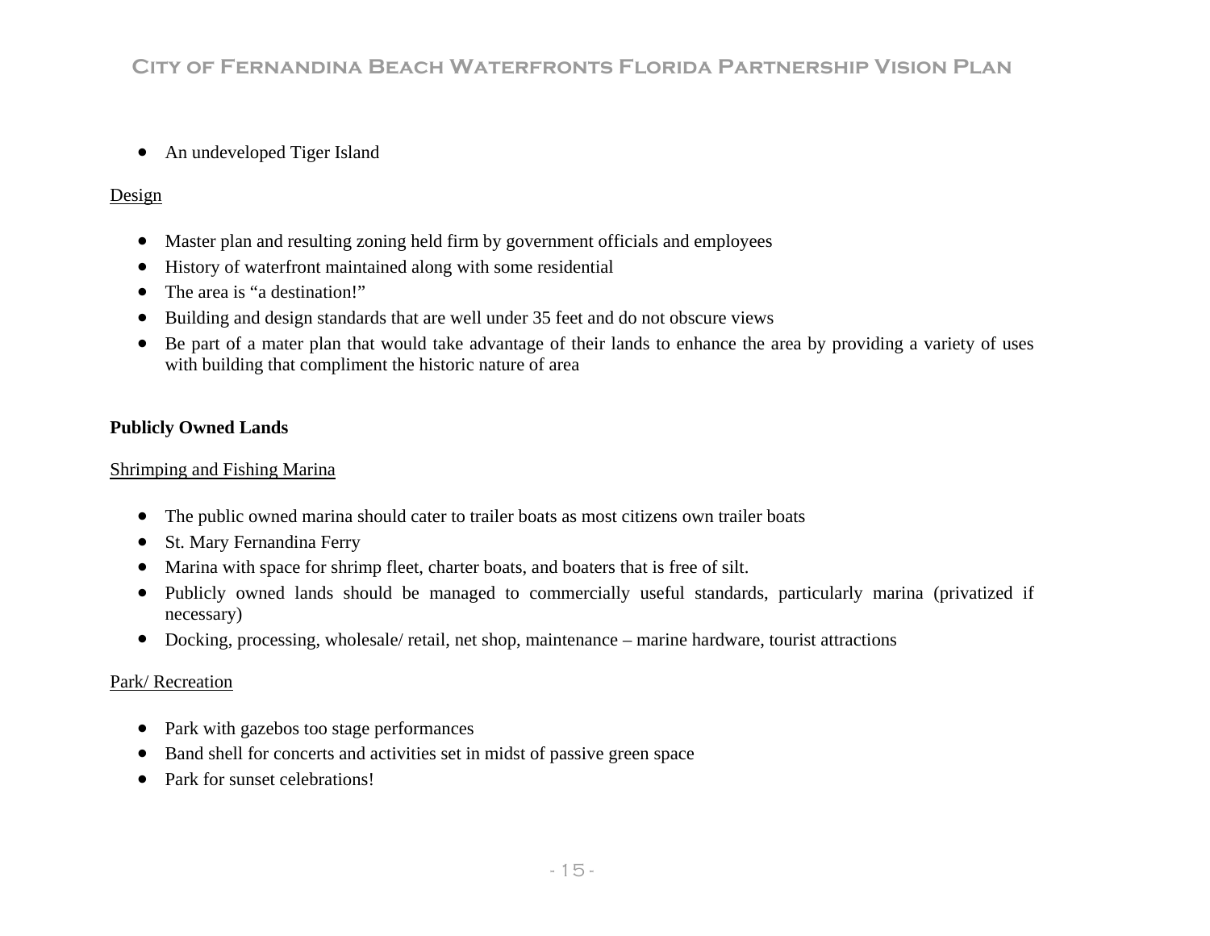- An undeveloped Tiger Island

Design

- Master plan and resulting zoning held firm by government officials and employees
- History of waterfront maintained along with some residential
- The area is "a destination!"
- Building and design standards that are well under 35 feet and do not obscure views
- Be part of a mater plan that would take advantage of their lands to enhance the area by providing a variety of uses with building that compliment the historic nature of area

**Publicly Owned Lands**

Shrimping and Fishing Marina

- The public owned marina should cater to trailer boats as most citizens own trailer boats
- St. Mary Fernandina Ferry
- Marina with space for shrimp fleet, charter boats, and boaters that is free of silt.
- Publicly owned lands should be managed to commercially useful standards, particularly marina (privatized if necessary)
- Docking, processing, wholesale/ retail, net shop, maintenance – marine hardware, tourist attractions

Park/ Recreation

- Park with gazebos too stage performances
- Band shell for concerts and activities set in midst of passive green space
- Park for sunset celebrations!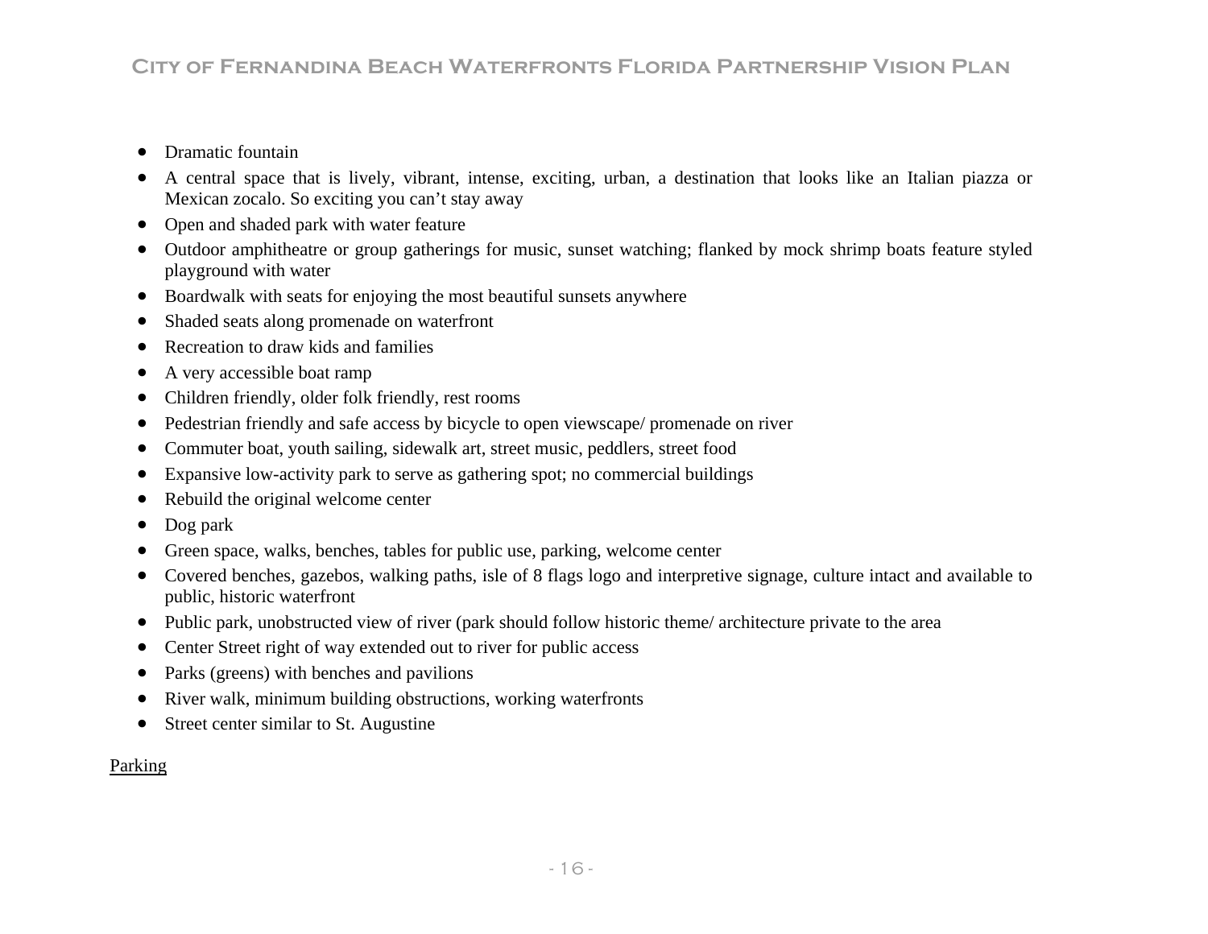- Dramatic fountain
- A central space that is lively, vibrant, intense, exciting, urban, a destination that looks like an Italian piazza or Mexican zocalo. So exciting you can't stay away
- Open and shaded park with water feature
- Outdoor amphitheatre or group gatherings for music, sunset watching; flanked by mock shrimp boats feature styled playground with water
- Boardwalk with seats for enjoying the most beautiful sunsets anywhere
- Shaded seats along promenade on waterfront
- Recreation to draw kids and families
- A very accessible boat ramp
- Children friendly, older folk friendly, rest rooms
- Pedestrian friendly and safe access by bicycle to open viewscape/ promenade on river
- Commuter boat, youth sailing, sidewalk art, street music, peddlers, street food
- Expansive low-activity park to serve as gathering spot; no commercial buildings
- Rebuild the original welcome center
- Dog park
- Green space, walks, benches, tables for public use, parking, welcome center
- Covered benches, gazebos, walking paths, isle of 8 flags logo and interpretive signage, culture intact and available to public, historic waterfront
- Public park, unobstructed view of river (park should follow historic theme/ architecture private to the area
- Center Street right of way extended out to river for public access
- Parks (greens) with benches and pavilions
- River walk, minimum building obstructions, working waterfronts
- Street center similar to St. Augustine

<u>Parking</u>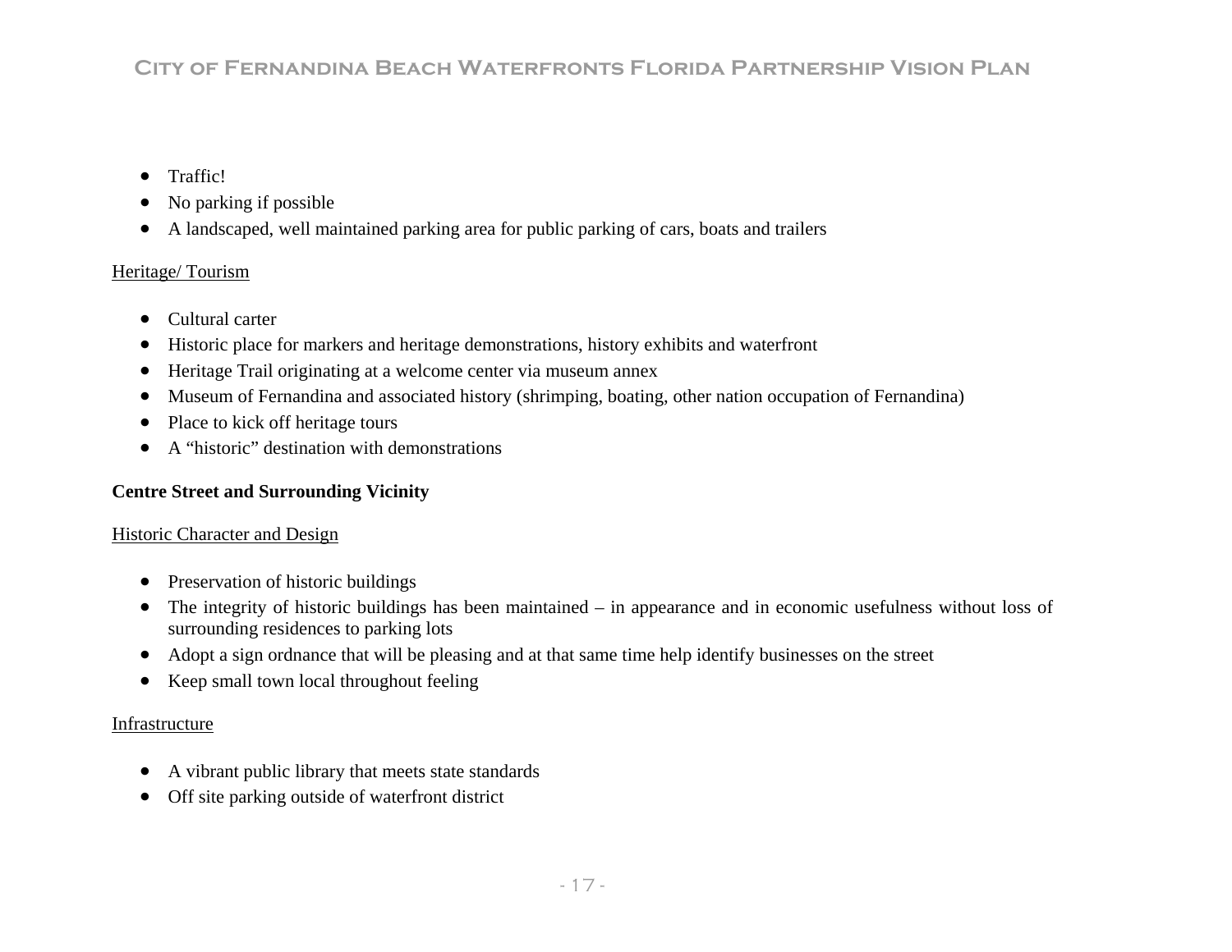- Traffic!
- No parking if possible
- A landscaped, well maintained parking area for public parking of cars, boats and trailers

Heritage/ Tourism

- Cultural carter
- Historic place for markers and heritage demonstrations, history exhibits and waterfront
- Heritage Trail originating at a welcome center via museum annex
- Museum of Fernandina and associated history (shrimping, boating, other nation occupation of Fernandina)
- Place to kick off heritage tours
- A “historic” destination with demonstrations

**Centre Street and Surrounding Vicinity**

Historic Character and Design

- Preservation of historic buildings
- The integrity of historic buildings has been maintained – in appearance and in economic usefulness without loss of surrounding residences to parking lots
- Adopt a sign ordnance that will be pleasing and at that same time help identify businesses on the street
- Keep small town local throughout feeling

Infrastructure

- A vibrant public library that meets state standards
- Off site parking outside of waterfront district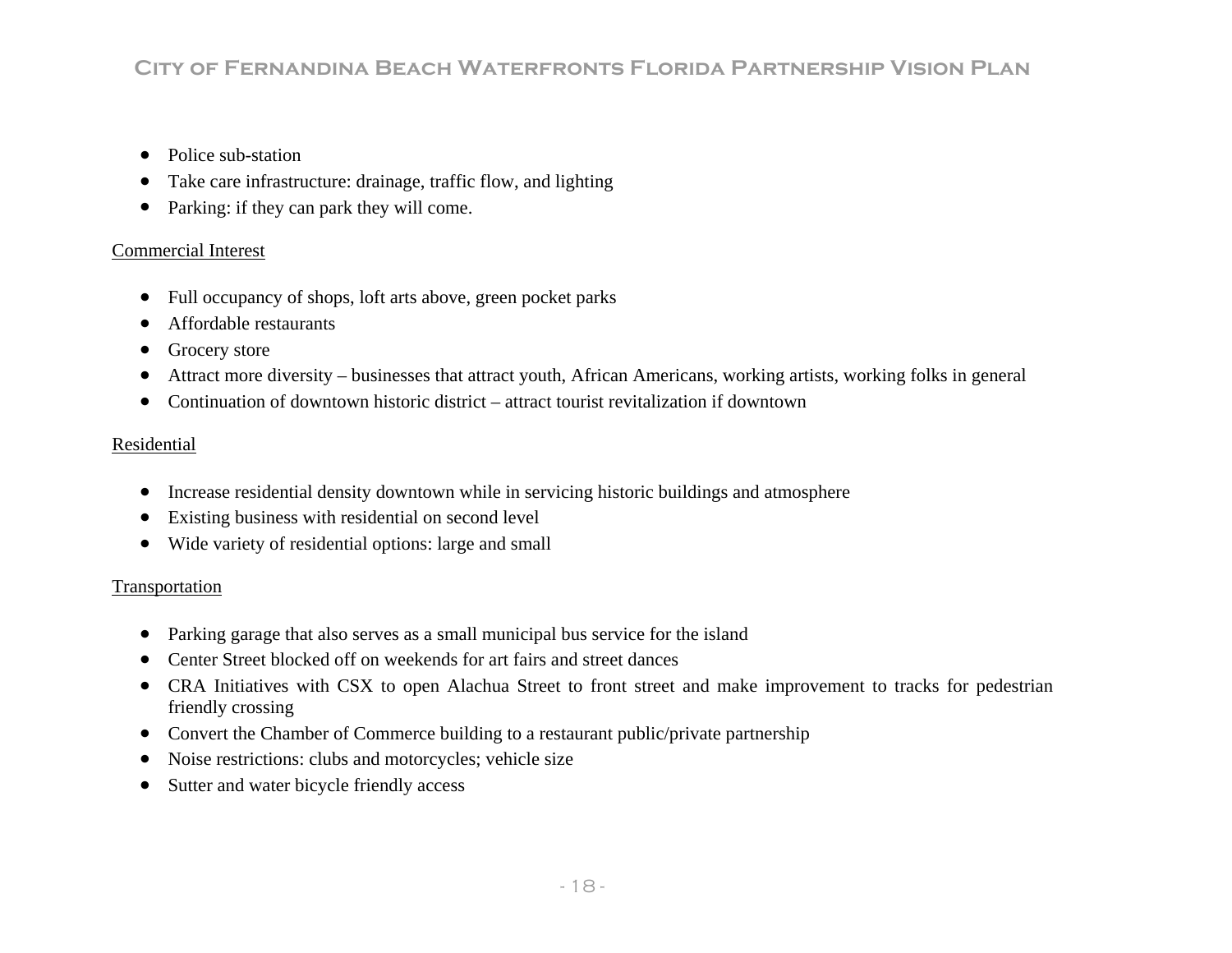- Police sub-station
- Take care infrastructure: drainage, traffic flow, and lighting
- Parking: if they can park they will come.

Commercial Interest

- Full occupancy of shops, loft arts above, green pocket parks
- Affordable restaurants
- Grocery store
- Attract more diversity – businesses that attract youth, African Americans, working artists, working folks in general
- Continuation of downtown historic district – attract tourist revitalization if downtown

Residential

- Increase residential density downtown while in servicing historic buildings and atmosphere
- Existing business with residential on second level
- Wide variety of residential options: large and small

Transportation

- Parking garage that also serves as a small municipal bus service for the island
- Center Street blocked off on weekends for art fairs and street dances
- CRA Initiatives with CSX to open Alachua Street to front street and make improvement to tracks for pedestrian friendly crossing
- Convert the Chamber of Commerce building to a restaurant public/private partnership
- Noise restrictions: clubs and motorcycles; vehicle size
- Sutter and water bicycle friendly access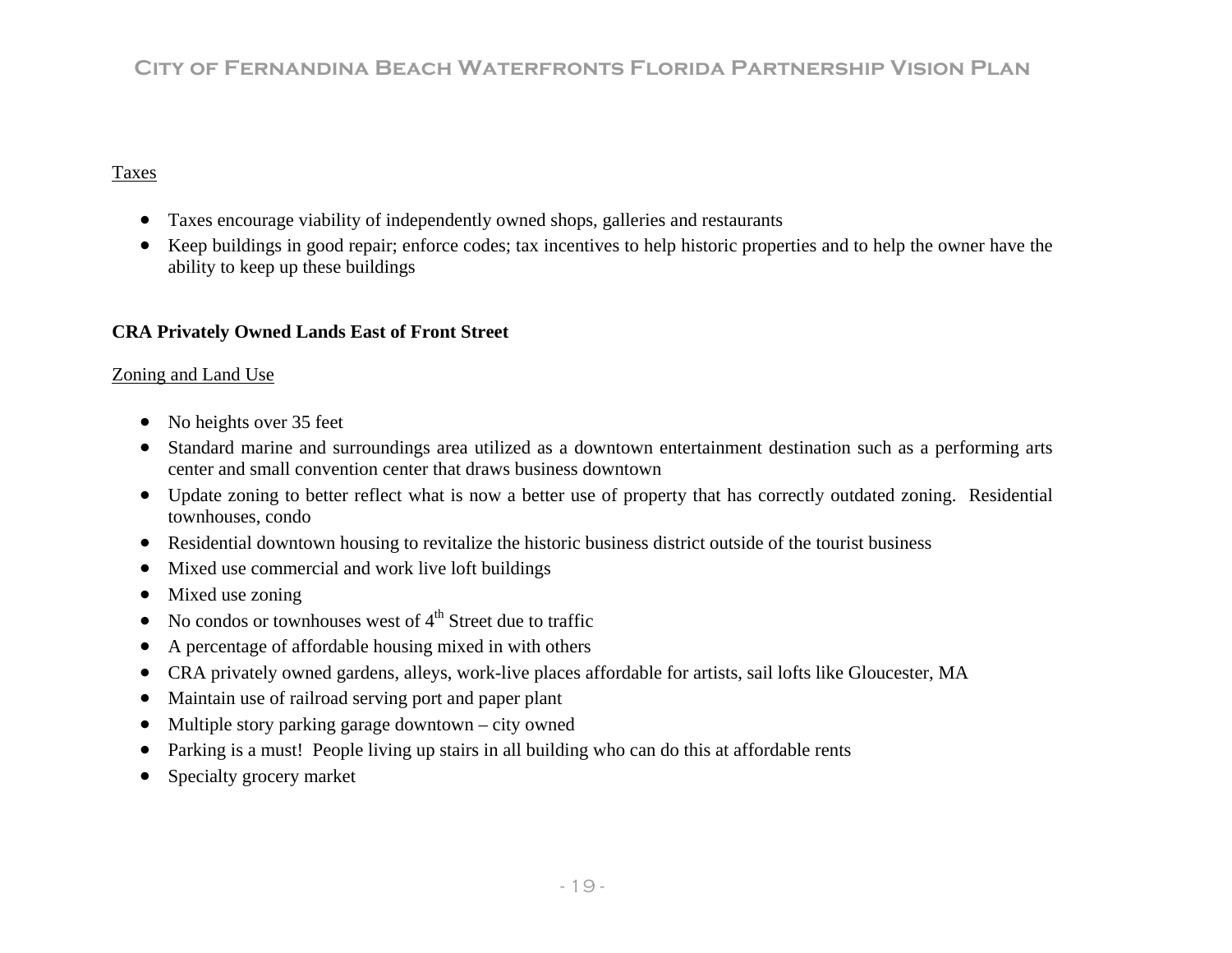Taxes

- Taxes encourage viability of independently owned shops, galleries and restaurants
- Keep buildings in good repair; enforce codes; tax incentives to help historic properties and to help the owner have the ability to keep up these buildings

**CRA Privately Owned Lands East of Front Street**

Zoning and Land Use

- No heights over 35 feet
- Standard marine and surroundings area utilized as a downtown entertainment destination such as a performing arts center and small convention center that draws business downtown
- Update zoning to better reflect what is now a better use of property that has correctly outdated zoning. Residential townhouses, condo
- Residential downtown housing to revitalize the historic business district outside of the tourist business
- Mixed use commercial and work live loft buildings
- Mixed use zoning
- No condos or townhouses west of 4th Street due to traffic
- A percentage of affordable housing mixed in with others
- CRA privately owned gardens, alleys, work-live places affordable for artists, sail lofts like Gloucester, MA
- Maintain use of railroad serving port and paper plant
- Multiple story parking garage downtown – city owned
- Parking is a must! People living up stairs in all building who can do this at affordable rents
- Specialty grocery market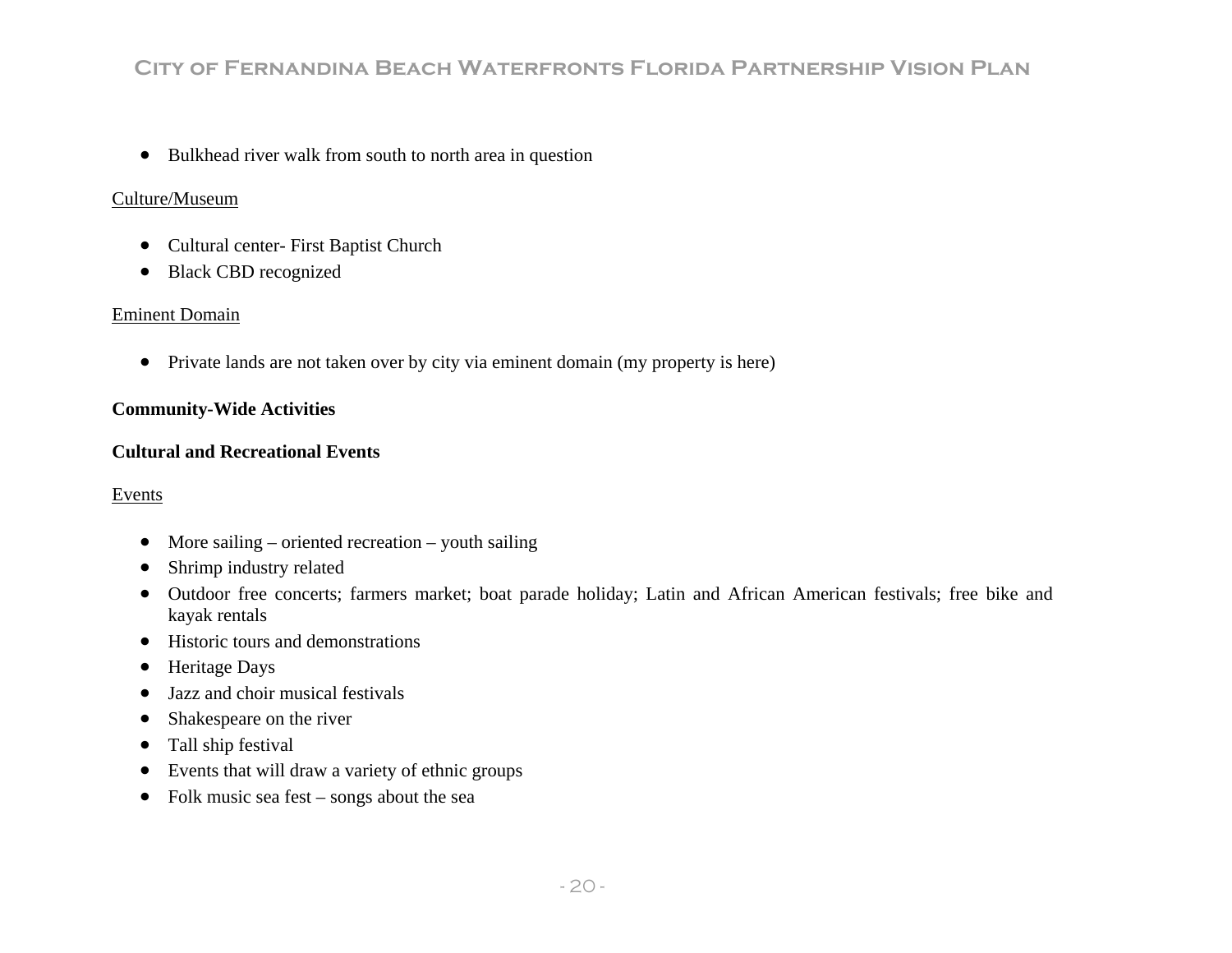- Bulkhead river walk from south to north area in question

Culture/Museum

- Cultural center- First Baptist Church
- Black CBD recognized

Eminent Domain

- Private lands are not taken over by city via eminent domain (my property is here)

**Community-Wide Activities**

**Cultural and Recreational Events**

Events

- More sailing – oriented recreation – youth sailing
- Shrimp industry related
- Outdoor free concerts; farmers market; boat parade holiday; Latin and African American festivals; free bike and kayak rentals
- Historic tours and demonstrations
- Heritage Days
- Jazz and choir musical festivals
- Shakespeare on the river
- Tall ship festival
- Events that will draw a variety of ethnic groups
- Folk music sea fest – songs about the sea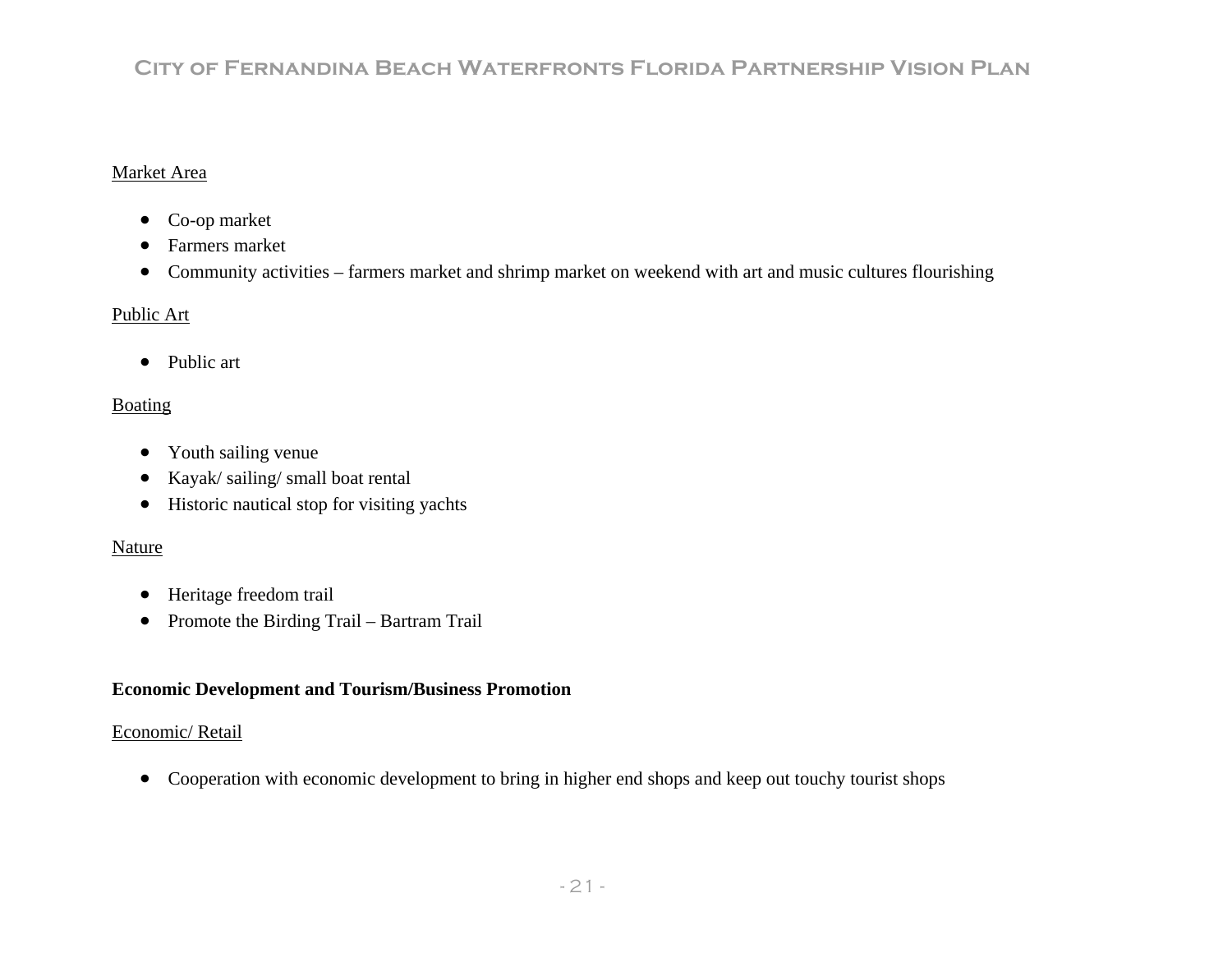Market Area

- Co-op market
- Farmers market
- Community activities – farmers market and shrimp market on weekend with art and music cultures flourishing

Public Art

- Public art

Boating

- Youth sailing venue
- Kayak/ sailing/ small boat rental
- Historic nautical stop for visiting yachts

Nature

- Heritage freedom trail
- Promote the Birding Trail – Bartram Trail

**Economic Development and Tourism/Business Promotion**

Economic/ Retail

- Cooperation with economic development to bring in higher end shops and keep out touchy tourist shops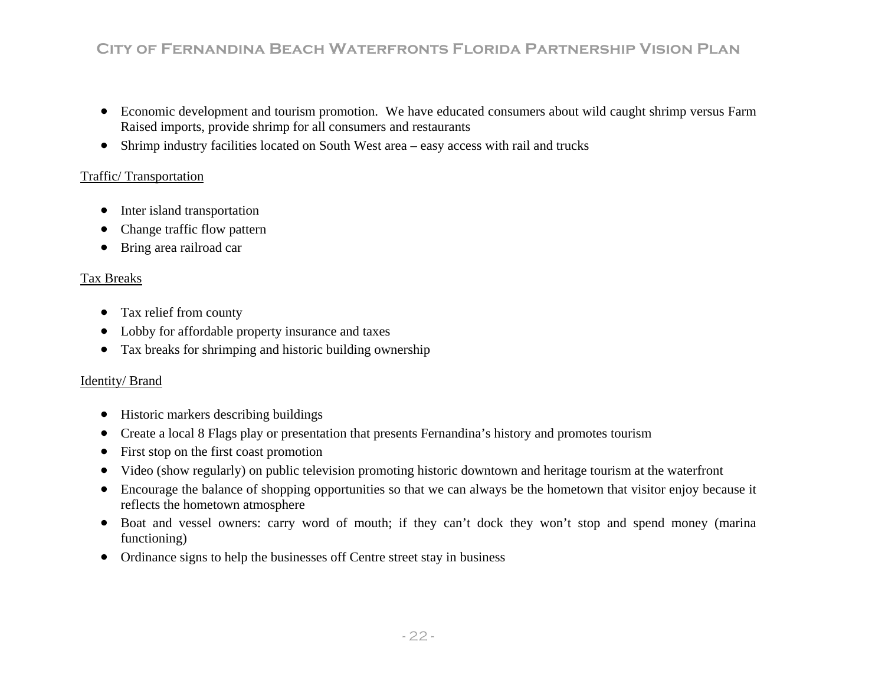- Economic development and tourism promotion. We have educated consumers about wild caught shrimp versus Farm Raised imports, provide shrimp for all consumers and restaurants
- Shrimp industry facilities located on South West area – easy access with rail and trucks

Traffic/ Transportation

- Inter island transportation
- Change traffic flow pattern
- Bring area railroad car

Tax Breaks

- Tax relief from county
- Lobby for affordable property insurance and taxes
- Tax breaks for shrimping and historic building ownership

Identity/ Brand

- Historic markers describing buildings
- Create a local 8 Flags play or presentation that presents Fernandina's history and promotes tourism
- First stop on the first coast promotion
- Video (show regularly) on public television promoting historic downtown and heritage tourism at the waterfront
- Encourage the balance of shopping opportunities so that we can always be the hometown that visitor enjoy because it reflects the hometown atmosphere
- Boat and vessel owners: carry word of mouth; if they can't dock they won't stop and spend money (marina functioning)
- Ordinance signs to help the businesses off Centre street stay in business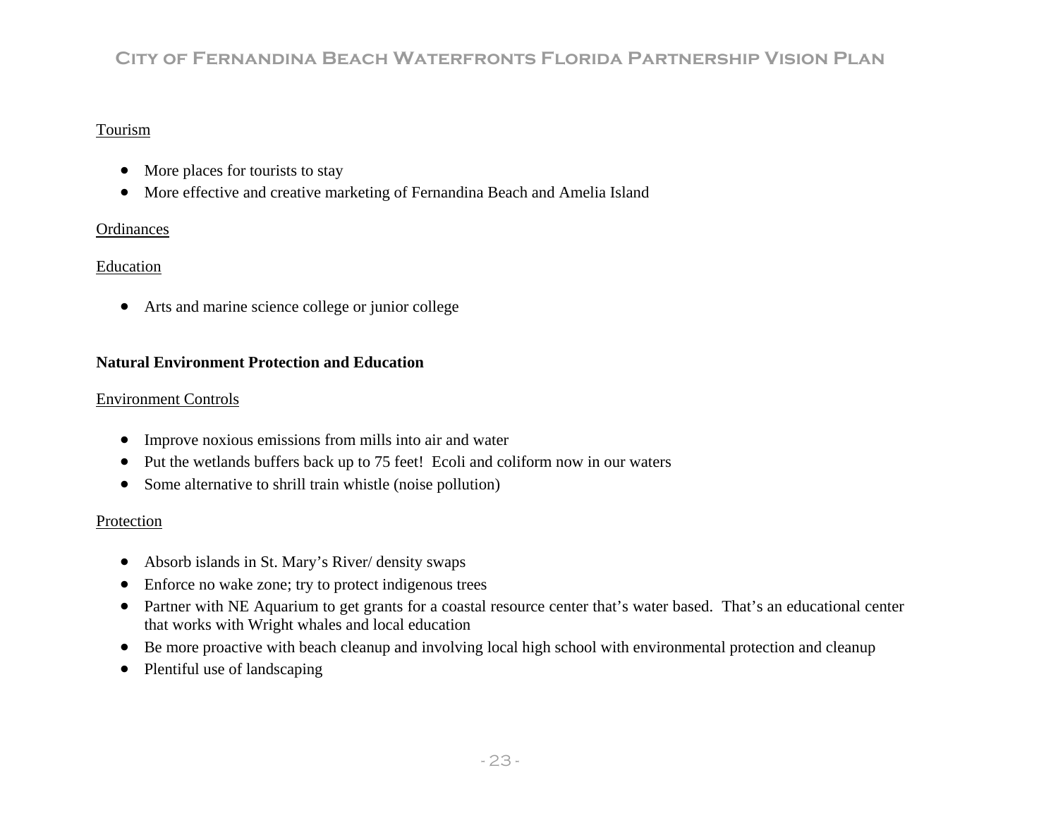Tourism

- More places for tourists to stay
- More effective and creative marketing of Fernandina Beach and Amelia Island

Ordinances

Education

- Arts and marine science college or junior college

**Natural Environment Protection and Education**

Environment Controls

- Improve noxious emissions from mills into air and water
- Put the wetlands buffers back up to 75 feet! Ecoli and coliform now in our waters
- Some alternative to shrill train whistle (noise pollution)

Protection

- Absorb islands in St. Mary's River/ density swaps
- Enforce no wake zone; try to protect indigenous trees
- Partner with NE Aquarium to get grants for a coastal resource center that's water based. That's an educational center that works with Wright whales and local education
- Be more proactive with beach cleanup and involving local high school with environmental protection and cleanup
- Plentiful use of landscaping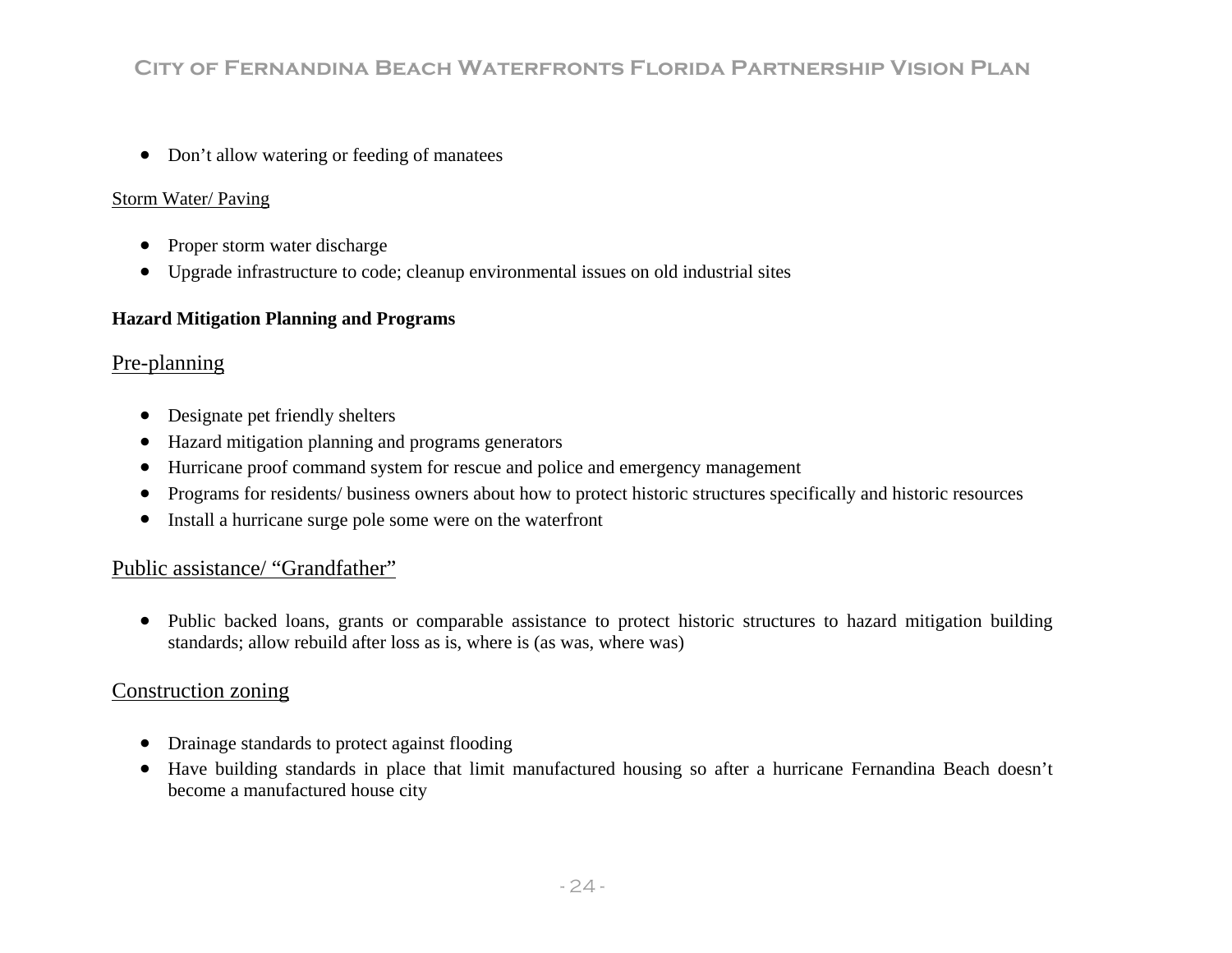- Don't allow watering or feeding of manatees

Storm Water/ Paving

- Proper storm water discharge
- Upgrade infrastructure to code; cleanup environmental issues on old industrial sites

**Hazard Mitigation Planning and Programs**

## Pre-planning

- Designate pet friendly shelters
- Hazard mitigation planning and programs generators
- Hurricane proof command system for rescue and police and emergency management
- Programs for residents/ business owners about how to protect historic structures specifically and historic resources
- Install a hurricane surge pole some were on the waterfront

## Public assistance/ "Grandfather"

- Public backed loans, grants or comparable assistance to protect historic structures to hazard mitigation building standards; allow rebuild after loss as is, where is (as was, where was)

## Construction zoning

- Drainage standards to protect against flooding
- Have building standards in place that limit manufactured housing so after a hurricane Fernandina Beach doesn't become a manufactured house city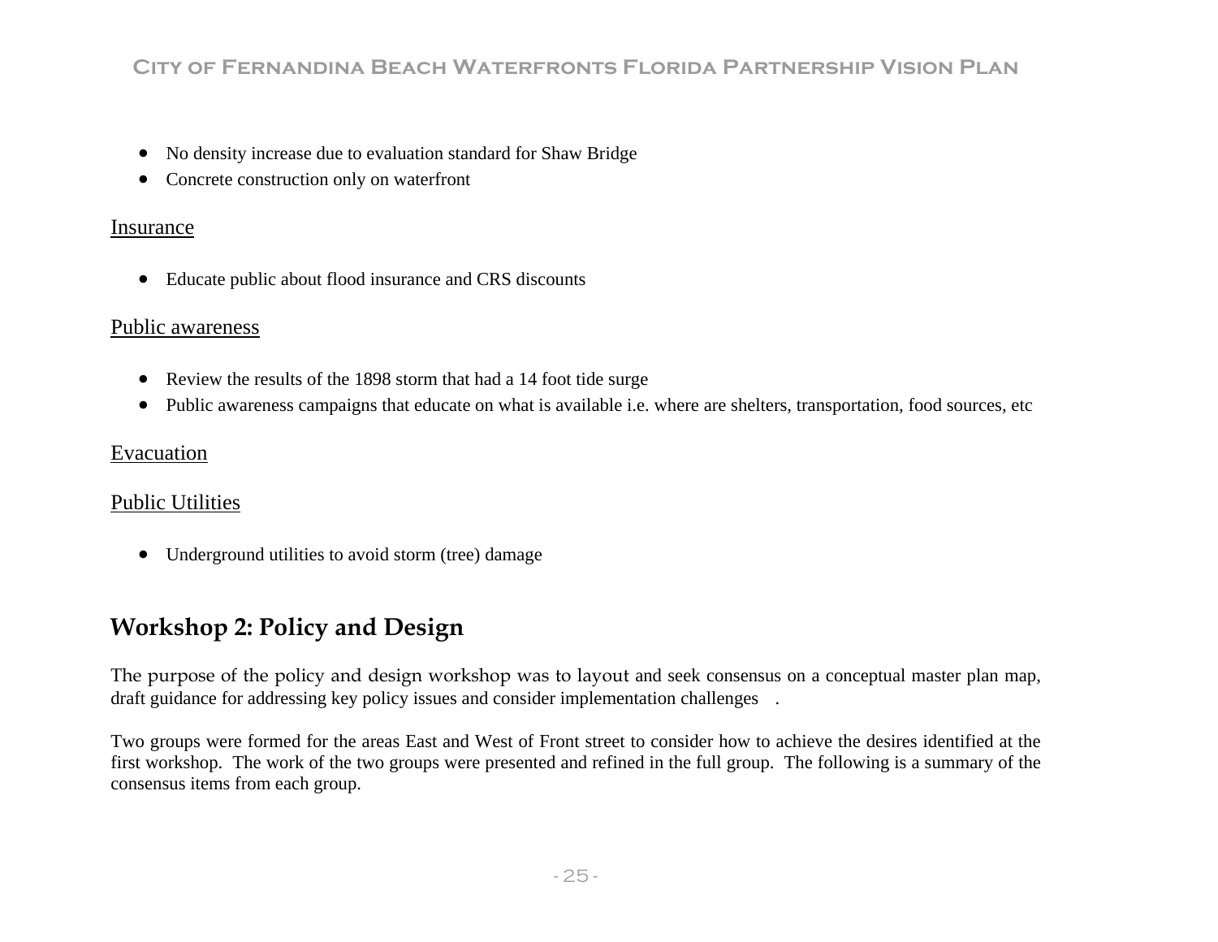- No density increase due to evaluation standard for Shaw Bridge
- Concrete construction only on waterfront

### Insurance

- Educate public about flood insurance and CRS discounts

### Public awareness

- Review the results of the 1898 storm that had a 14 foot tide surge
- Public awareness campaigns that educate on what is available i.e. where are shelters, transportation, food sources, etc

### Evacuation

### Public Utilities

- Underground utilities to avoid storm (tree) damage

## Workshop 2: Policy and Design

The purpose of the policy and design workshop was to layout and seek consensus on a conceptual master plan map, draft guidance for addressing key policy issues and consider implementation challenges .

Two groups were formed for the areas East and West of Front street to consider how to achieve the desires identified at the first workshop. The work of the two groups were presented and refined in the full group. The following is a summary of the consensus items from each group.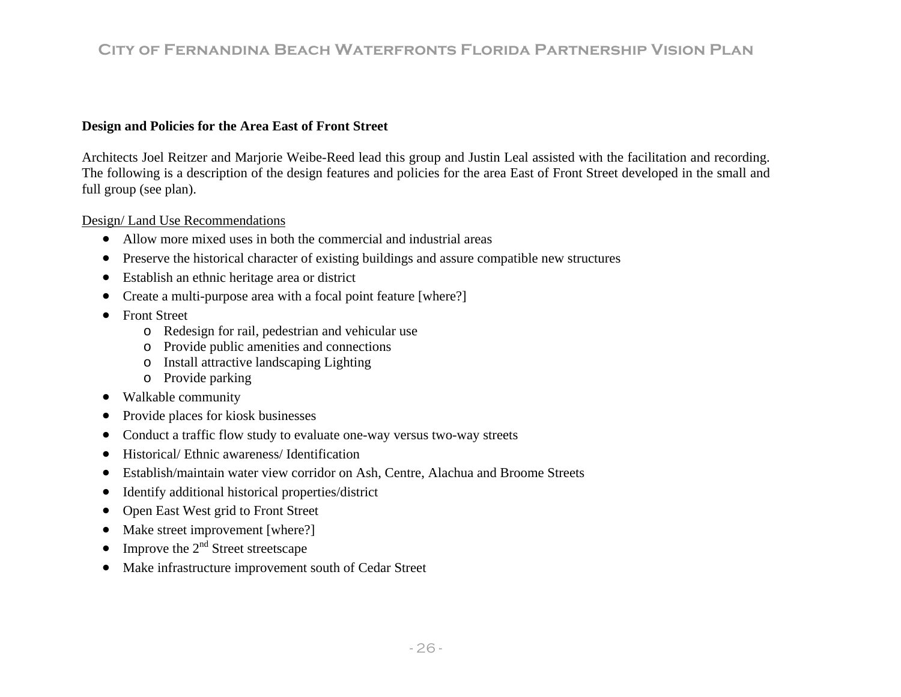**Design and Policies for the Area East of Front Street**

Architects Joel Reitzer and Marjorie Weibe-Reed lead this group and Justin Leal assisted with the facilitation and recording. The following is a description of the design features and policies for the area East of Front Street developed in the small and full group (see plan).

Design/ Land Use Recommendations

- Allow more mixed uses in both the commercial and industrial areas
- Preserve the historical character of existing buildings and assure compatible new structures
- Establish an ethnic heritage area or district
- Create a multi-purpose area with a focal point feature [where?]
- Front Street
  - Redesign for rail, pedestrian and vehicular use
  - Provide public amenities and connections
  - Install attractive landscaping Lighting
  - Provide parking
- Walkable community
- Provide places for kiosk businesses
- Conduct a traffic flow study to evaluate one-way versus two-way streets
- Historical/ Ethnic awareness/ Identification
- Establish/maintain water view corridor on Ash, Centre, Alachua and Broome Streets
- Identify additional historical properties/district
- Open East West grid to Front Street
- Make street improvement [where?]
- Improve the 2nd Street streetscape
- Make infrastructure improvement south of Cedar Street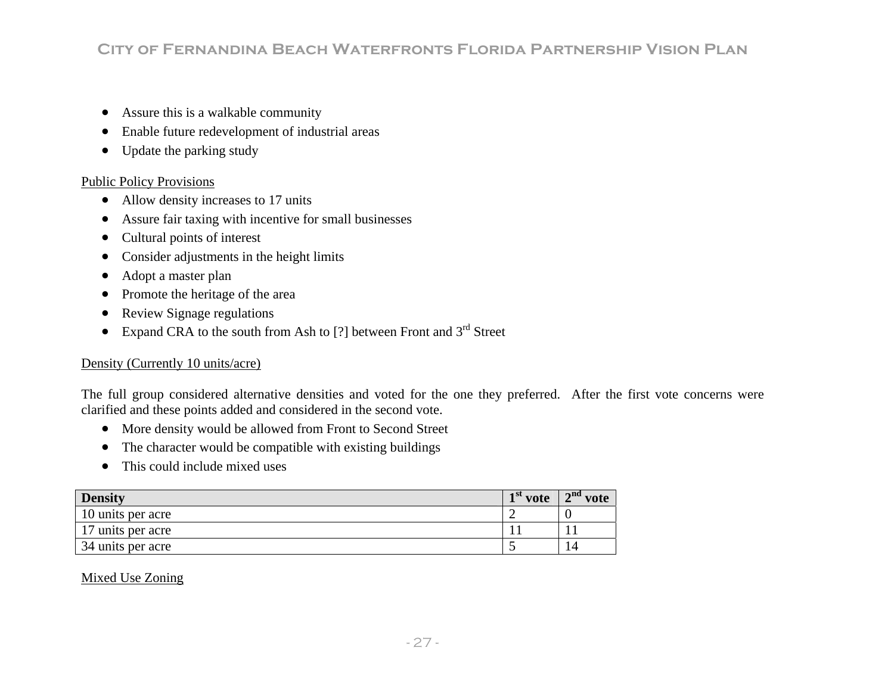- Assure this is a walkable community
- Enable future redevelopment of industrial areas
- Update the parking study

Public Policy Provisions

- Allow density increases to 17 units
- Assure fair taxing with incentive for small businesses
- Cultural points of interest
- Consider adjustments in the height limits
- Adopt a master plan
- Promote the heritage of the area
- Review Signage regulations
- Expand CRA to the south from Ash to [?] between Front and 3rd Street

Density (Currently 10 units/acre)

The full group considered alternative densities and voted for the one they preferred. After the first vote concerns were clarified and these points added and considered in the second vote.

- More density would be allowed from Front to Second Street
- The character would be compatible with existing buildings
- This could include mixed uses

| Density | 1st vote | 2nd vote |
|---|---|---|
| 10 units per acre | 2 | 0 |
| 17 units per acre | 11 | 11 |
| 34 units per acre | 5 | 14 |

Mixed Use Zoning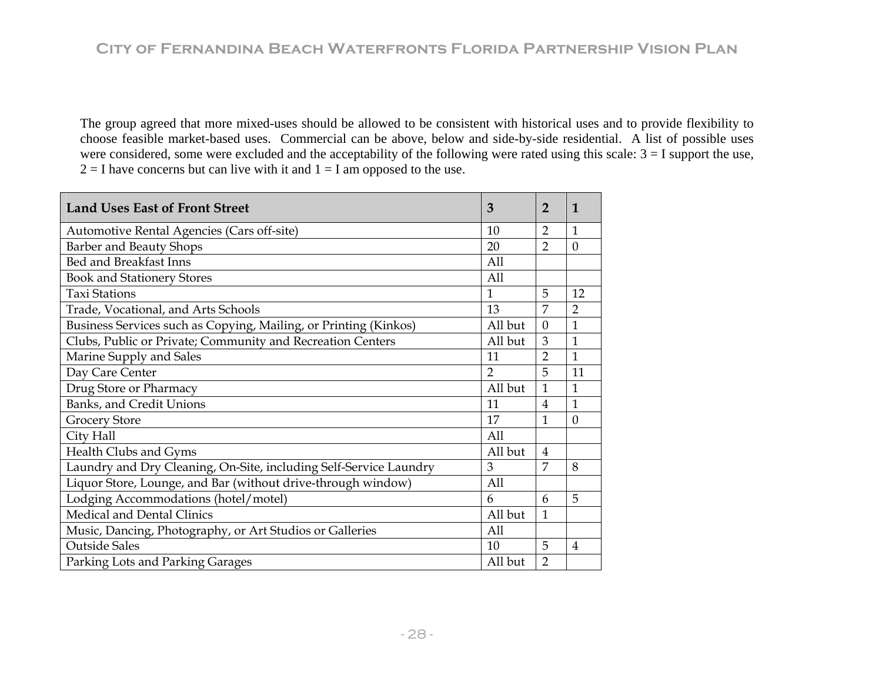The group agreed that more mixed-uses should be allowed to be consistent with historical uses and to provide flexibility to choose feasible market-based uses. Commercial can be above, below and side-by-side residential. A list of possible uses were considered, some were excluded and the acceptability of the following were rated using this scale: 3 = I support the use, 2 = I have concerns but can live with it and 1 = I am opposed to the use.

| Land Uses East of Front Street | 3 | 2 | 1 |
|---|---|---|---|
| Automotive Rental Agencies (Cars off-site) | 10 | 2 | 1 |
| Barber and Beauty Shops | 20 | 2 | 0 |
| Bed and Breakfast Inns | All | | |
| Book and Stationery Stores | All | | |
| Taxi Stations | 1 | 5 | 12 |
| Trade, Vocational, and Arts Schools | 13 | 7 | 2 |
| Business Services such as Copying, Mailing, or Printing (Kinkos) | All but | 0 | 1 |
| Clubs, Public or Private; Community and Recreation Centers | All but | 3 | 1 |
| Marine Supply and Sales | 11 | 2 | 1 |
| Day Care Center | 2 | 5 | 11 |
| Drug Store or Pharmacy | All but | 1 | 1 |
| Banks, and Credit Unions | 11 | 4 | 1 |
| Grocery Store | 17 | 1 | 0 |
| City Hall | All | | |
| Health Clubs and Gyms | All but | 4 | |
| Laundry and Dry Cleaning, On-Site, including Self-Service Laundry | 3 | 7 | 8 |
| Liquor Store, Lounge, and Bar (without drive-through window) | All | | |
| Lodging Accommodations (hotel/motel) | 6 | 6 | 5 |
| Medical and Dental Clinics | All but | 1 | |
| Music, Dancing, Photography, or Art Studios or Galleries | All | | |
| Outside Sales | 10 | 5 | 4 |
| Parking Lots and Parking Garages | All but | 2 | |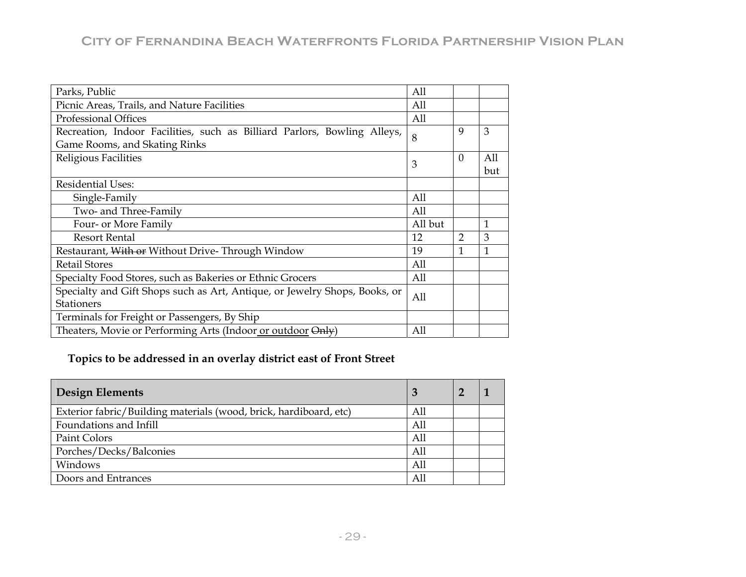| Parks, Public | All | | |
|---|---|---|---|
| Picnic Areas, Trails, and Nature Facilities | All | | |
| Professional Offices | All | | |
| Recreation, Indoor Facilities, such as Billiard Parlors, Bowling Alleys, Game Rooms, and Skating Rinks | 8 | 9 | 3 |
| Religious Facilities | 3 | 0 | All but |
| Residential Uses: | | | |
| Single-Family | All | | |
| Two- and Three-Family | All | | |
| Four- or More Family | All but | | 1 |
| Resort Rental | 12 | 2 | 3 |
| Restaurant, ~~With or~~ Without Drive- Through Window | 19 | 1 | 1 |
| Retail Stores | All | | |
| Specialty Food Stores, such as Bakeries or Ethnic Grocers | All | | |
| Specialty and Gift Shops such as Art, Antique, or Jewelry Shops, Books, or Stationers | All | | |
| Terminals for Freight or Passengers, By Ship | | | |
| Theaters, Movie or Performing Arts (Indoor <u>or outdoor</u> ~~Only~~) | All | | |

**Topics to be addressed in an overlay district east of Front Street**

| Design Elements | 3 | 2 | 1 |
|---|---|---|---|
| Exterior fabric/Building materials (wood, brick, hardiboard, etc) | All | | |
| Foundations and Infill | All | | |
| Paint Colors | All | | |
| Porches/Decks/Balconies | All | | |
| Windows | All | | |
| Doors and Entrances | All | | |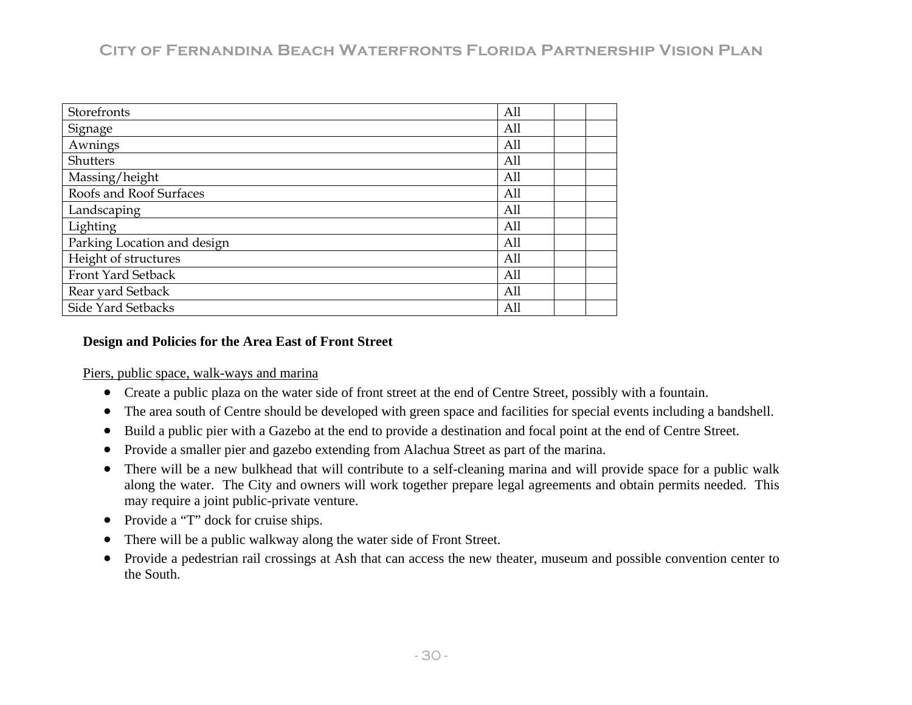| | | | |
|---|---|---|---|
| Storefronts | All | | |
| Signage | All | | |
| Awnings | All | | |
| Shutters | All | | |
| Massing/height | All | | |
| Roofs and Roof Surfaces | All | | |
| Landscaping | All | | |
| Lighting | All | | |
| Parking Location and design | All | | |
| Height of structures | All | | |
| Front Yard Setback | All | | |
| Rear yard Setback | All | | |
| Side Yard Setbacks | All | | |

**Design and Policies for the Area East of Front Street**

<u>Piers, public space, walk-ways and marina</u>

- Create a public plaza on the water side of front street at the end of Centre Street, possibly with a fountain.
- The area south of Centre should be developed with green space and facilities for special events including a bandshell.
- Build a public pier with a Gazebo at the end to provide a destination and focal point at the end of Centre Street.
- Provide a smaller pier and gazebo extending from Alachua Street as part of the marina.
- There will be a new bulkhead that will contribute to a self-cleaning marina and will provide space for a public walk along the water. The City and owners will work together prepare legal agreements and obtain permits needed. This may require a joint public-private venture.
- Provide a "T" dock for cruise ships.
- There will be a public walkway along the water side of Front Street.
- Provide a pedestrian rail crossings at Ash that can access the new theater, museum and possible convention center to the South.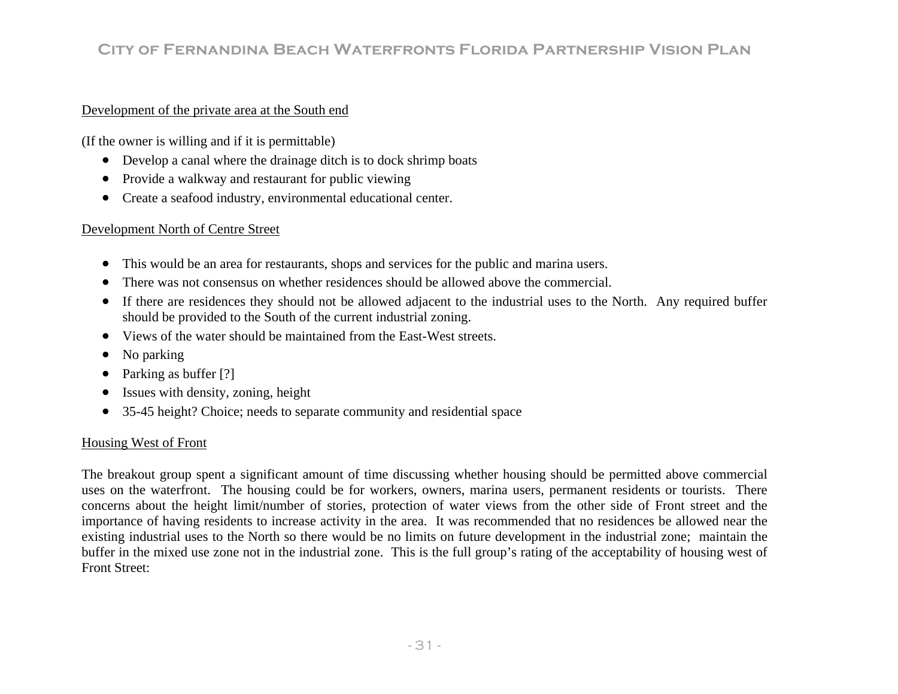Development of the private area at the South end

(If the owner is willing and if it is permittable)

- Develop a canal where the drainage ditch is to dock shrimp boats
- Provide a walkway and restaurant for public viewing
- Create a seafood industry, environmental educational center.

Development North of Centre Street

- This would be an area for restaurants, shops and services for the public and marina users.
- There was not consensus on whether residences should be allowed above the commercial.
- If there are residences they should not be allowed adjacent to the industrial uses to the North. Any required buffer should be provided to the South of the current industrial zoning.
- Views of the water should be maintained from the East-West streets.
- No parking
- Parking as buffer [?]
- Issues with density, zoning, height
- 35-45 height? Choice; needs to separate community and residential space

Housing West of Front

The breakout group spent a significant amount of time discussing whether housing should be permitted above commercial uses on the waterfront. The housing could be for workers, owners, marina users, permanent residents or tourists. There concerns about the height limit/number of stories, protection of water views from the other side of Front street and the importance of having residents to increase activity in the area. It was recommended that no residences be allowed near the existing industrial uses to the North so there would be no limits on future development in the industrial zone; maintain the buffer in the mixed use zone not in the industrial zone. This is the full group's rating of the acceptability of housing west of Front Street: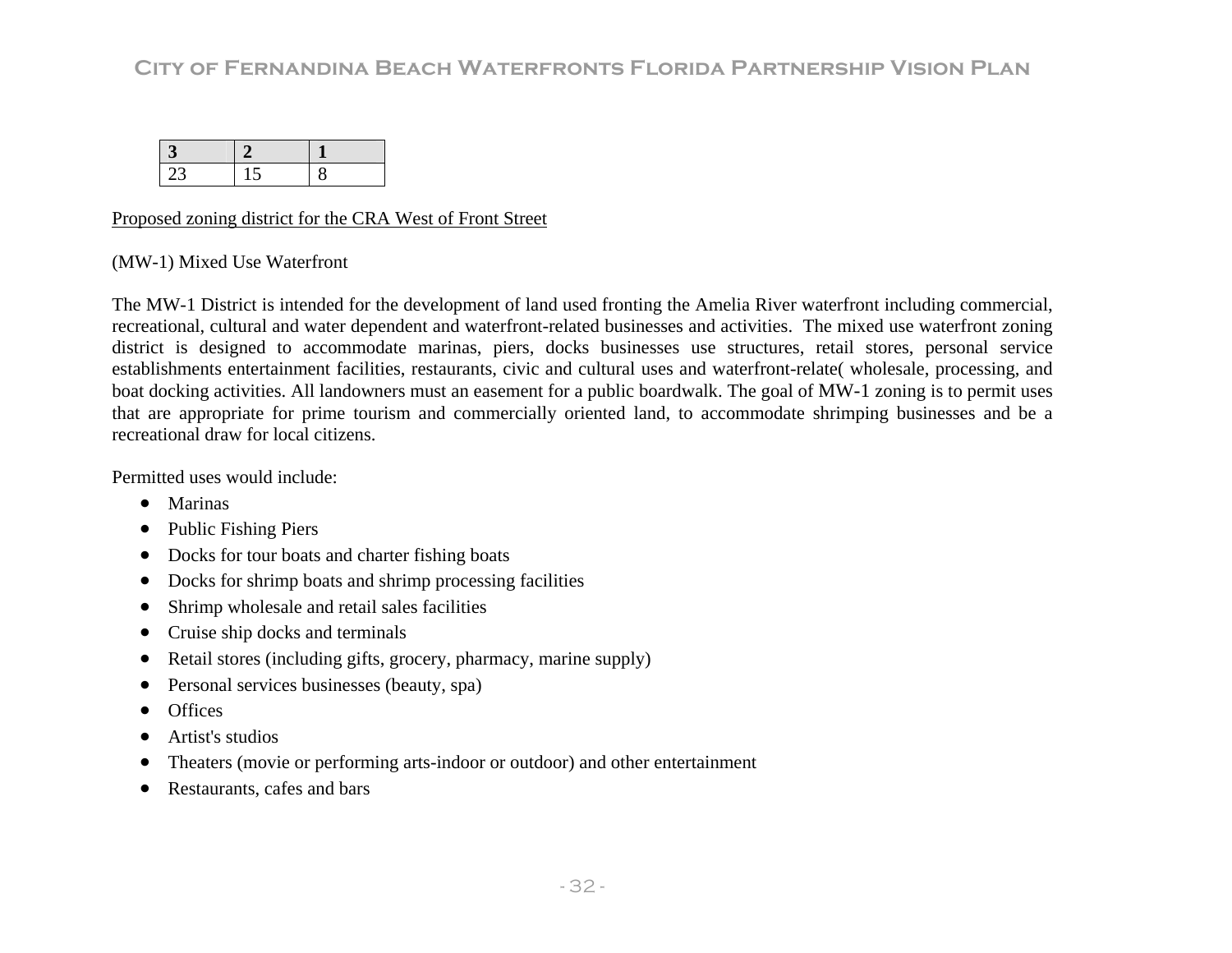| 3 | 2 | 1 |
|---|---|---|
| 23 | 15 | 8 |

<u>Proposed zoning district for the CRA West of Front Street</u>

(MW-1) Mixed Use Waterfront

The MW-1 District is intended for the development of land used fronting the Amelia River waterfront including commercial, recreational, cultural and water dependent and waterfront-related businesses and activities. The mixed use waterfront zoning district is designed to accommodate marinas, piers, docks businesses use structures, retail stores, personal service establishments entertainment facilities, restaurants, civic and cultural uses and waterfront-relate( wholesale, processing, and boat docking activities. All landowners must an easement for a public boardwalk. The goal of MW-1 zoning is to permit uses that are appropriate for prime tourism and commercially oriented land, to accommodate shrimping businesses and be a recreational draw for local citizens.

Permitted uses would include:

- Marinas
- Public Fishing Piers
- Docks for tour boats and charter fishing boats
- Docks for shrimp boats and shrimp processing facilities
- Shrimp wholesale and retail sales facilities
- Cruise ship docks and terminals
- Retail stores (including gifts, grocery, pharmacy, marine supply)
- Personal services businesses (beauty, spa)
- Offices
- Artist's studios
- Theaters (movie or performing arts-indoor or outdoor) and other entertainment
- Restaurants, cafes and bars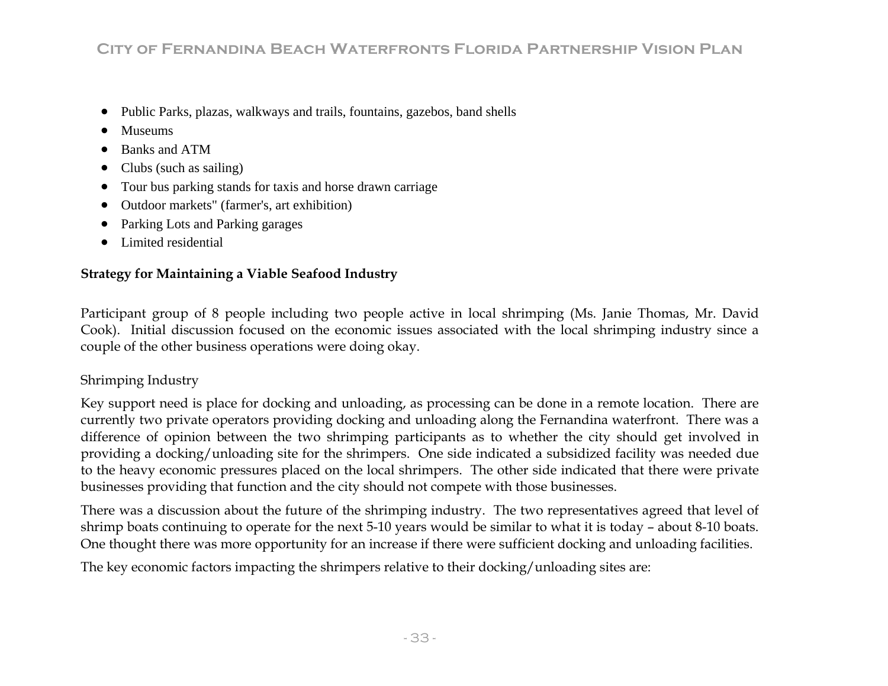- Public Parks, plazas, walkways and trails, fountains, gazebos, band shells
- Museums
- Banks and ATM
- Clubs (such as sailing)
- Tour bus parking stands for taxis and horse drawn carriage
- Outdoor markets" (farmer's, art exhibition)
- Parking Lots and Parking garages
- Limited residential

**Strategy for Maintaining a Viable Seafood Industry**

Participant group of 8 people including two people active in local shrimping (Ms. Janie Thomas, Mr. David Cook). Initial discussion focused on the economic issues associated with the local shrimping industry since a couple of the other business operations were doing okay.

Shrimping Industry

Key support need is place for docking and unloading, as processing can be done in a remote location. There are currently two private operators providing docking and unloading along the Fernandina waterfront. There was a difference of opinion between the two shrimping participants as to whether the city should get involved in providing a docking/unloading site for the shrimpers. One side indicated a subsidized facility was needed due to the heavy economic pressures placed on the local shrimpers. The other side indicated that there were private businesses providing that function and the city should not compete with those businesses.

There was a discussion about the future of the shrimping industry. The two representatives agreed that level of shrimp boats continuing to operate for the next 5-10 years would be similar to what it is today – about 8-10 boats. One thought there was more opportunity for an increase if there were sufficient docking and unloading facilities.

The key economic factors impacting the shrimpers relative to their docking/unloading sites are: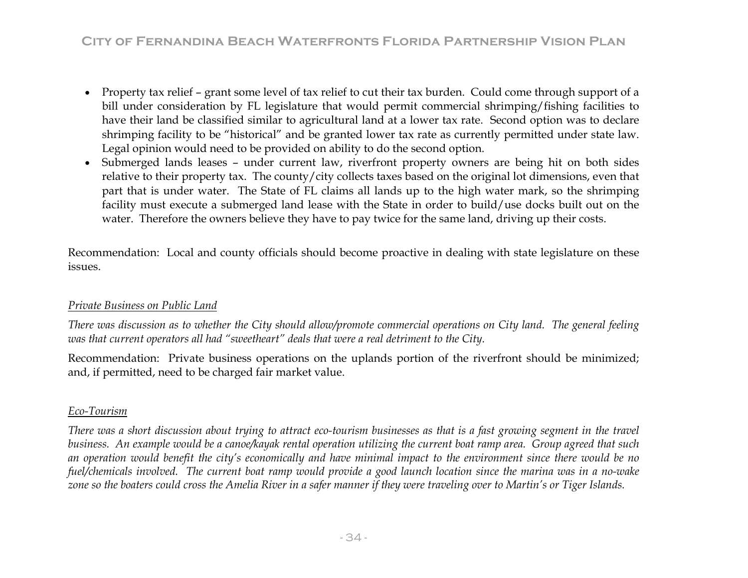- Property tax relief – grant some level of tax relief to cut their tax burden. Could come through support of a bill under consideration by FL legislature that would permit commercial shrimping/fishing facilities to have their land be classified similar to agricultural land at a lower tax rate. Second option was to declare shrimping facility to be "historical" and be granted lower tax rate as currently permitted under state law. Legal opinion would need to be provided on ability to do the second option.
- Submerged lands leases – under current law, riverfront property owners are being hit on both sides relative to their property tax. The county/city collects taxes based on the original lot dimensions, even that part that is under water. The State of FL claims all lands up to the high water mark, so the shrimping facility must execute a submerged land lease with the State in order to build/use docks built out on the water. Therefore the owners believe they have to pay twice for the same land, driving up their costs.

Recommendation: Local and county officials should become proactive in dealing with state legislature on these issues.

*Private Business on Public Land*

*There was discussion as to whether the City should allow/promote commercial operations on City land. The general feeling was that current operators all had "sweetheart" deals that were a real detriment to the City.*

Recommendation: Private business operations on the uplands portion of the riverfront should be minimized; and, if permitted, need to be charged fair market value.

*Eco-Tourism*

*There was a short discussion about trying to attract eco-tourism businesses as that is a fast growing segment in the travel business. An example would be a canoe/kayak rental operation utilizing the current boat ramp area. Group agreed that such an operation would benefit the city's economically and have minimal impact to the environment since there would be no fuel/chemicals involved. The current boat ramp would provide a good launch location since the marina was in a no-wake zone so the boaters could cross the Amelia River in a safer manner if they were traveling over to Martin's or Tiger Islands.*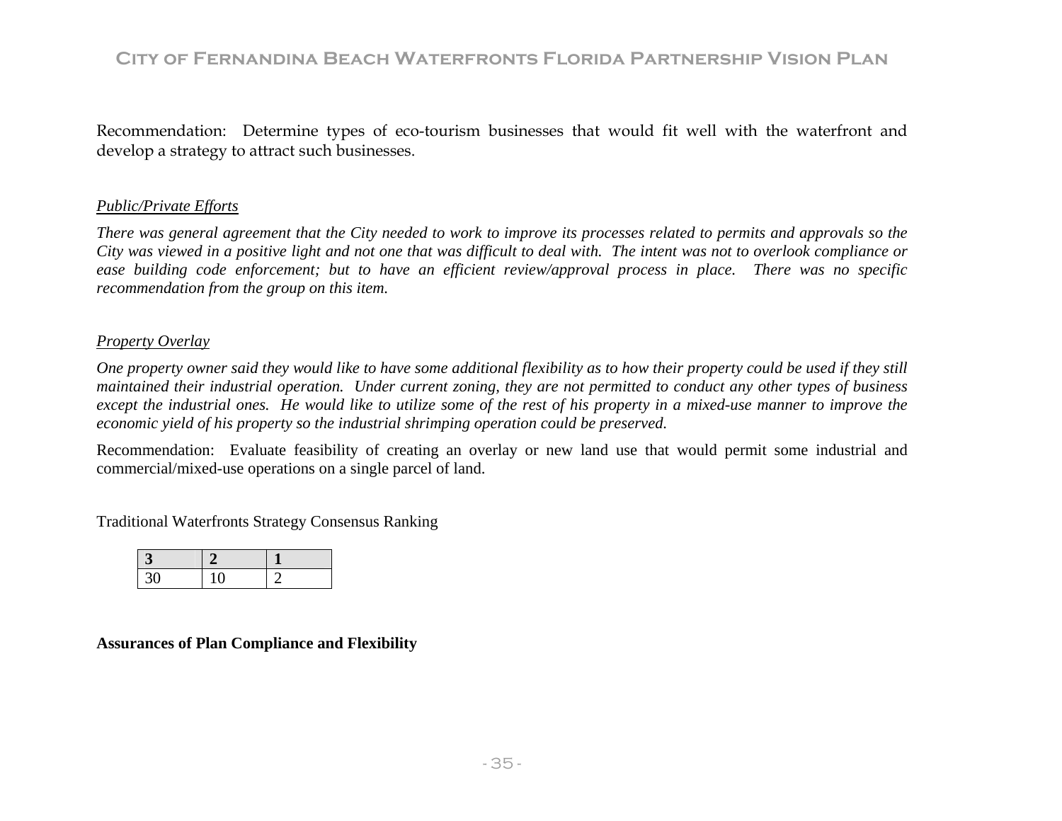Recommendation: Determine types of eco-tourism businesses that would fit well with the waterfront and develop a strategy to attract such businesses.

*Public/Private Efforts*

*There was general agreement that the City needed to work to improve its processes related to permits and approvals so the City was viewed in a positive light and not one that was difficult to deal with. The intent was not to overlook compliance or ease building code enforcement; but to have an efficient review/approval process in place. There was no specific recommendation from the group on this item.*

*Property Overlay*

*One property owner said they would like to have some additional flexibility as to how their property could be used if they still maintained their industrial operation. Under current zoning, they are not permitted to conduct any other types of business except the industrial ones. He would like to utilize some of the rest of his property in a mixed-use manner to improve the economic yield of his property so the industrial shrimping operation could be preserved.*

Recommendation: Evaluate feasibility of creating an overlay or new land use that would permit some industrial and commercial/mixed-use operations on a single parcel of land.

Traditional Waterfronts Strategy Consensus Ranking

| 3 | 2 | 1 |
|---|---|---|
| 30 | 10 | 2 |

**Assurances of Plan Compliance and Flexibility**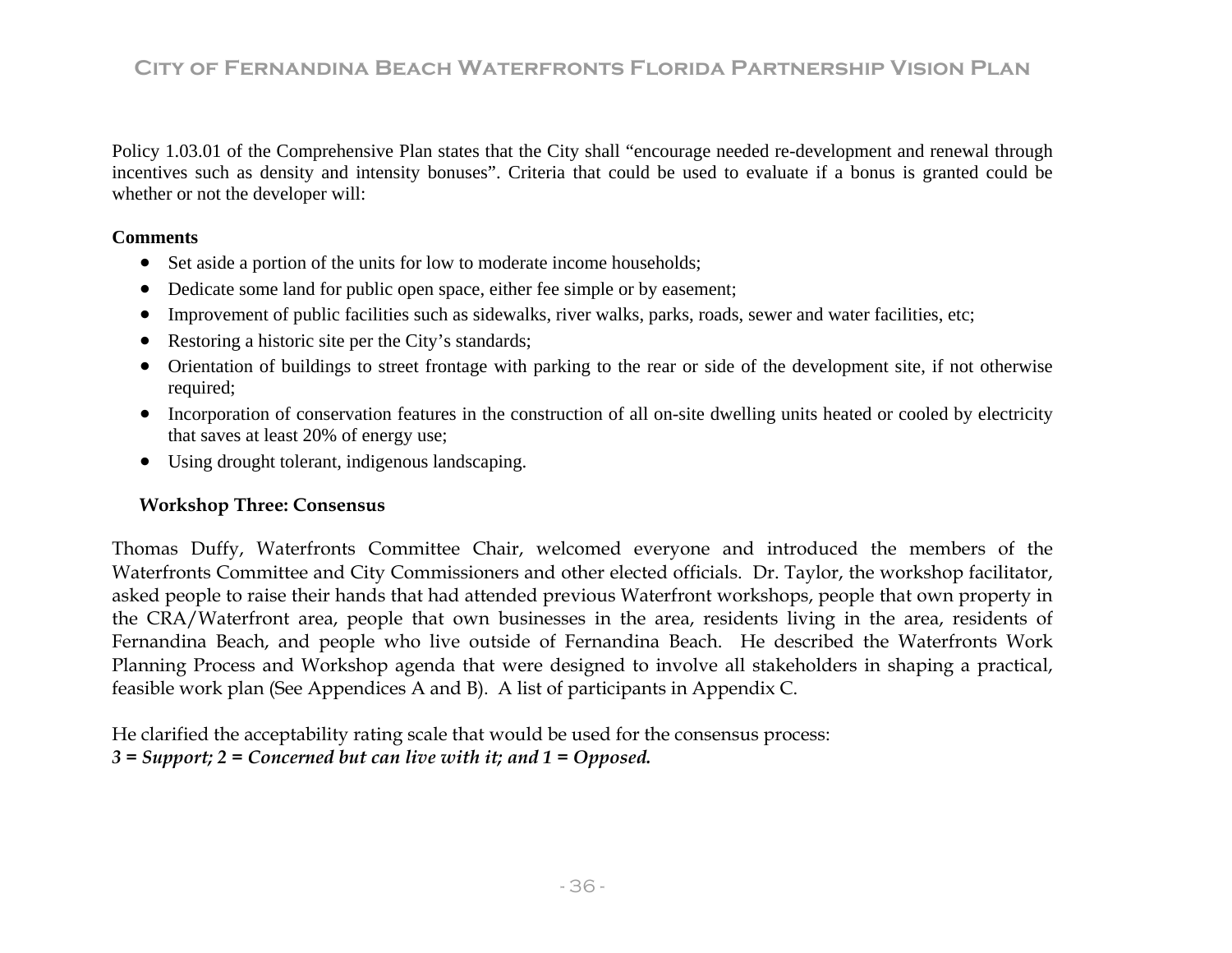Policy 1.03.01 of the Comprehensive Plan states that the City shall "encourage needed re-development and renewal through incentives such as density and intensity bonuses". Criteria that could be used to evaluate if a bonus is granted could be whether or not the developer will:

**Comments**

- Set aside a portion of the units for low to moderate income households;
- Dedicate some land for public open space, either fee simple or by easement;
- Improvement of public facilities such as sidewalks, river walks, parks, roads, sewer and water facilities, etc;
- Restoring a historic site per the City's standards;
- Orientation of buildings to street frontage with parking to the rear or side of the development site, if not otherwise required;
- Incorporation of conservation features in the construction of all on-site dwelling units heated or cooled by electricity that saves at least 20% of energy use;
- Using drought tolerant, indigenous landscaping.

### Workshop Three: Consensus

Thomas Duffy, Waterfronts Committee Chair, welcomed everyone and introduced the members of the Waterfronts Committee and City Commissioners and other elected officials. Dr. Taylor, the workshop facilitator, asked people to raise their hands that had attended previous Waterfront workshops, people that own property in the CRA/Waterfront area, people that own businesses in the area, residents living in the area, residents of Fernandina Beach, and people who live outside of Fernandina Beach. He described the Waterfronts Work Planning Process and Workshop agenda that were designed to involve all stakeholders in shaping a practical, feasible work plan (See Appendices A and B). A list of participants in Appendix C.

He clarified the acceptability rating scale that would be used for the consensus process:
***3 = Support; 2 = Concerned but can live with it; and 1 = Opposed.***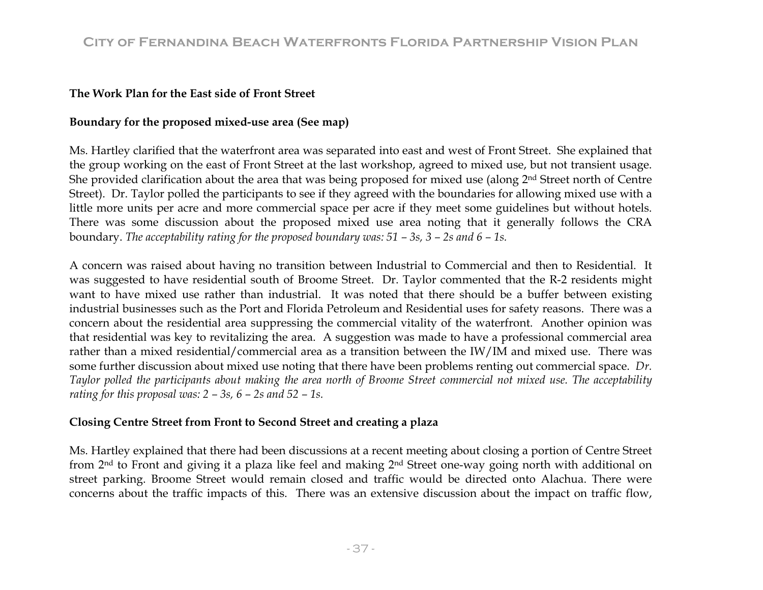**The Work Plan for the East side of Front Street**

**Boundary for the proposed mixed-use area (See map)**

Ms. Hartley clarified that the waterfront area was separated into east and west of Front Street. She explained that the group working on the east of Front Street at the last workshop, agreed to mixed use, but not transient usage. She provided clarification about the area that was being proposed for mixed use (along 2nd Street north of Centre Street). Dr. Taylor polled the participants to see if they agreed with the boundaries for allowing mixed use with a little more units per acre and more commercial space per acre if they meet some guidelines but without hotels. There was some discussion about the proposed mixed use area noting that it generally follows the CRA boundary. *The acceptability rating for the proposed boundary was: 51 – 3s, 3 – 2s and 6 – 1s.*

A concern was raised about having no transition between Industrial to Commercial and then to Residential. It was suggested to have residential south of Broome Street. Dr. Taylor commented that the R-2 residents might want to have mixed use rather than industrial. It was noted that there should be a buffer between existing industrial businesses such as the Port and Florida Petroleum and Residential uses for safety reasons. There was a concern about the residential area suppressing the commercial vitality of the waterfront. Another opinion was that residential was key to revitalizing the area. A suggestion was made to have a professional commercial area rather than a mixed residential/commercial area as a transition between the IW/IM and mixed use. There was some further discussion about mixed use noting that there have been problems renting out commercial space. *Dr. Taylor polled the participants about making the area north of Broome Street commercial not mixed use. The acceptability rating for this proposal was: 2 – 3s, 6 – 2s and 52 – 1s.*

**Closing Centre Street from Front to Second Street and creating a plaza**

Ms. Hartley explained that there had been discussions at a recent meeting about closing a portion of Centre Street from 2nd to Front and giving it a plaza like feel and making 2nd Street one-way going north with additional on street parking. Broome Street would remain closed and traffic would be directed onto Alachua. There were concerns about the traffic impacts of this. There was an extensive discussion about the impact on traffic flow,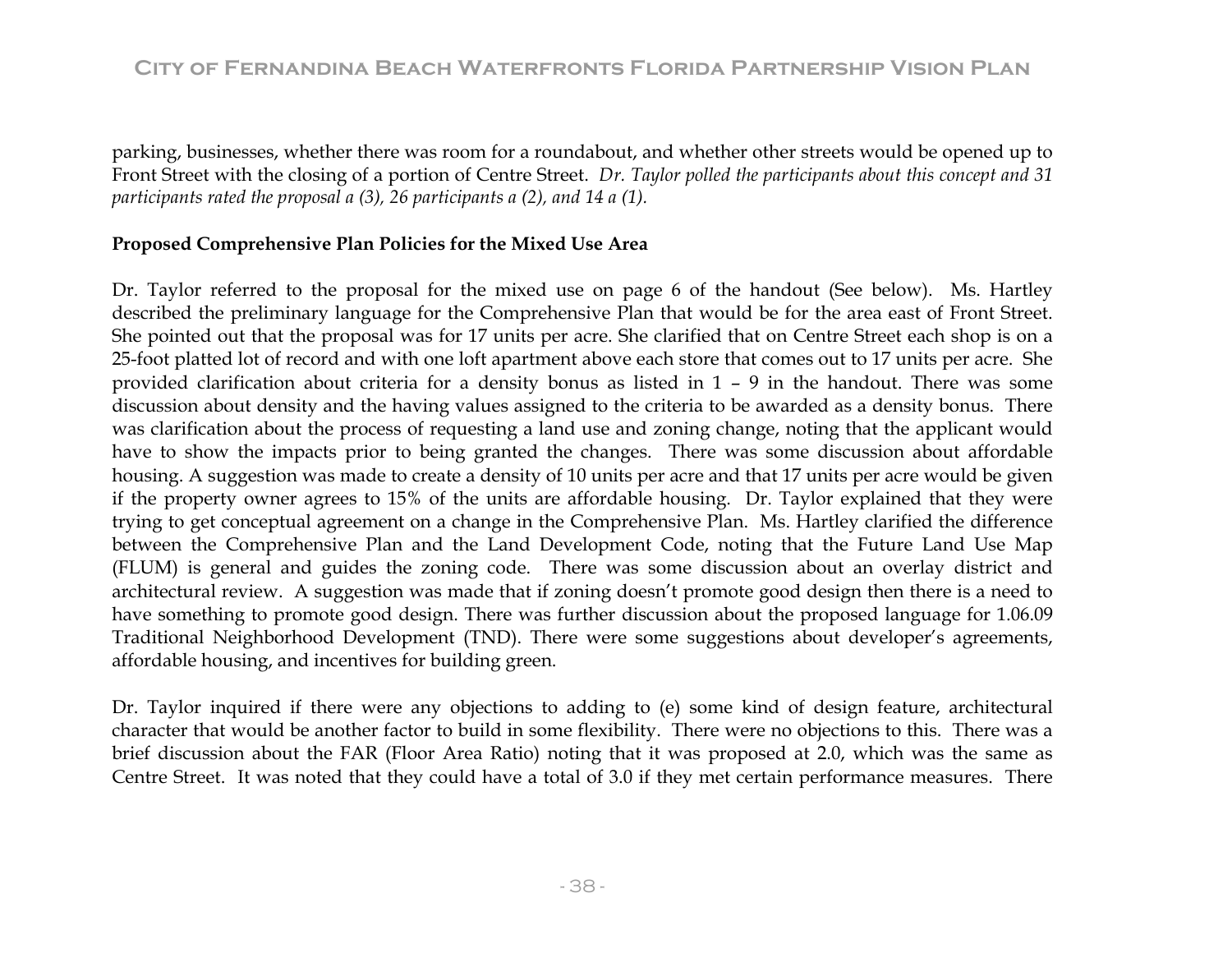parking, businesses, whether there was room for a roundabout, and whether other streets would be opened up to Front Street with the closing of a portion of Centre Street. *Dr. Taylor polled the participants about this concept and 31 participants rated the proposal a (3), 26 participants a (2), and 14 a (1).*

**Proposed Comprehensive Plan Policies for the Mixed Use Area**

Dr. Taylor referred to the proposal for the mixed use on page 6 of the handout (See below). Ms. Hartley described the preliminary language for the Comprehensive Plan that would be for the area east of Front Street. She pointed out that the proposal was for 17 units per acre. She clarified that on Centre Street each shop is on a 25-foot platted lot of record and with one loft apartment above each store that comes out to 17 units per acre. She provided clarification about criteria for a density bonus as listed in 1 – 9 in the handout. There was some discussion about density and the having values assigned to the criteria to be awarded as a density bonus. There was clarification about the process of requesting a land use and zoning change, noting that the applicant would have to show the impacts prior to being granted the changes. There was some discussion about affordable housing. A suggestion was made to create a density of 10 units per acre and that 17 units per acre would be given if the property owner agrees to 15% of the units are affordable housing. Dr. Taylor explained that they were trying to get conceptual agreement on a change in the Comprehensive Plan. Ms. Hartley clarified the difference between the Comprehensive Plan and the Land Development Code, noting that the Future Land Use Map (FLUM) is general and guides the zoning code. There was some discussion about an overlay district and architectural review. A suggestion was made that if zoning doesn't promote good design then there is a need to have something to promote good design. There was further discussion about the proposed language for 1.06.09 Traditional Neighborhood Development (TND). There were some suggestions about developer's agreements, affordable housing, and incentives for building green.

Dr. Taylor inquired if there were any objections to adding to (e) some kind of design feature, architectural character that would be another factor to build in some flexibility. There were no objections to this. There was a brief discussion about the FAR (Floor Area Ratio) noting that it was proposed at 2.0, which was the same as Centre Street. It was noted that they could have a total of 3.0 if they met certain performance measures. There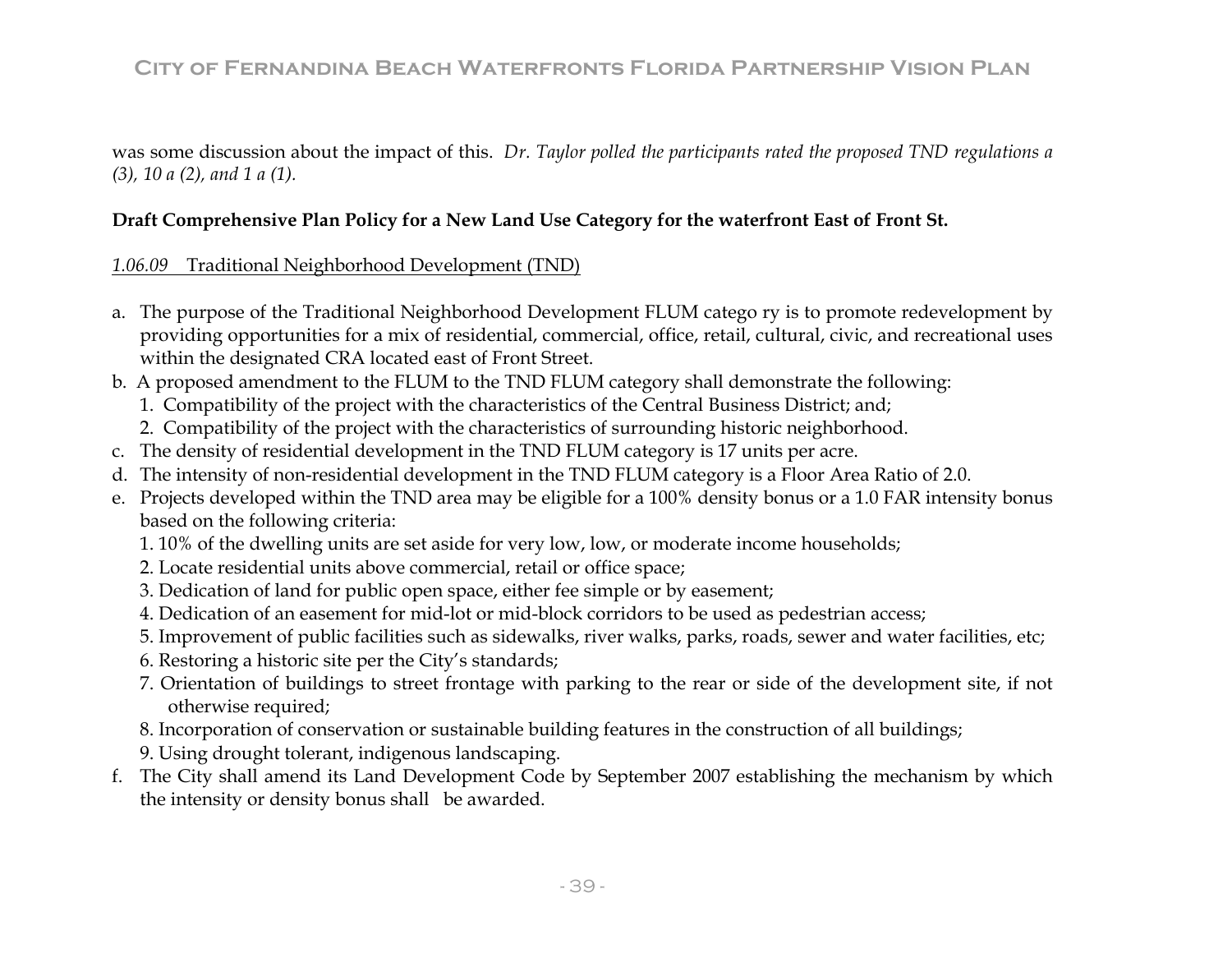was some discussion about the impact of this. *Dr. Taylor polled the participants rated the proposed TND regulations a (3), 10 a (2), and 1 a (1).*

**Draft Comprehensive Plan Policy for a New Land Use Category for the waterfront East of Front St.**

*1.06.09* Traditional Neighborhood Development (TND)

a. The purpose of the Traditional Neighborhood Development FLUM catego ry is to promote redevelopment by providing opportunities for a mix of residential, commercial, office, retail, cultural, civic, and recreational uses within the designated CRA located east of Front Street.
b. A proposed amendment to the FLUM to the TND FLUM category shall demonstrate the following:
   1. Compatibility of the project with the characteristics of the Central Business District; and;
   2. Compatibility of the project with the characteristics of surrounding historic neighborhood.
c. The density of residential development in the TND FLUM category is 17 units per acre.
d. The intensity of non-residential development in the TND FLUM category is a Floor Area Ratio of 2.0.
e. Projects developed within the TND area may be eligible for a 100% density bonus or a 1.0 FAR intensity bonus based on the following criteria:
   1. 10% of the dwelling units are set aside for very low, low, or moderate income households;
   2. Locate residential units above commercial, retail or office space;
   3. Dedication of land for public open space, either fee simple or by easement;
   4. Dedication of an easement for mid-lot or mid-block corridors to be used as pedestrian access;
   5. Improvement of public facilities such as sidewalks, river walks, parks, roads, sewer and water facilities, etc;
   6. Restoring a historic site per the City's standards;
   7. Orientation of buildings to street frontage with parking to the rear or side of the development site, if not otherwise required;
   8. Incorporation of conservation or sustainable building features in the construction of all buildings;
   9. Using drought tolerant, indigenous landscaping.
f. The City shall amend its Land Development Code by September 2007 establishing the mechanism by which the intensity or density bonus shall be awarded.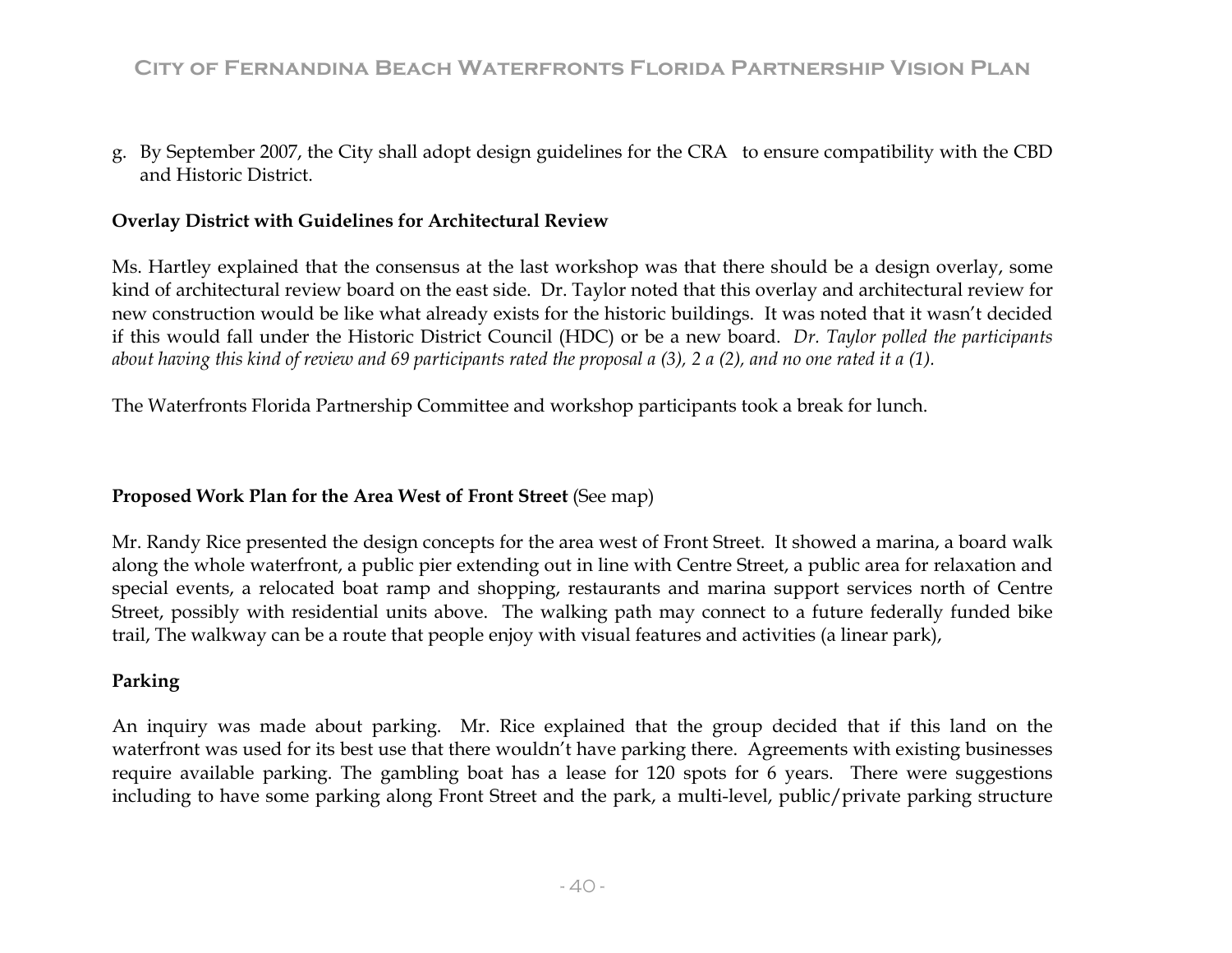g. By September 2007, the City shall adopt design guidelines for the CRA to ensure compatibility with the CBD and Historic District.

**Overlay District with Guidelines for Architectural Review**

Ms. Hartley explained that the consensus at the last workshop was that there should be a design overlay, some kind of architectural review board on the east side. Dr. Taylor noted that this overlay and architectural review for new construction would be like what already exists for the historic buildings. It was noted that it wasn't decided if this would fall under the Historic District Council (HDC) or be a new board. *Dr. Taylor polled the participants about having this kind of review and 69 participants rated the proposal a (3), 2 a (2), and no one rated it a (1).*

The Waterfronts Florida Partnership Committee and workshop participants took a break for lunch.

**Proposed Work Plan for the Area West of Front Street** (See map)

Mr. Randy Rice presented the design concepts for the area west of Front Street. It showed a marina, a board walk along the whole waterfront, a public pier extending out in line with Centre Street, a public area for relaxation and special events, a relocated boat ramp and shopping, restaurants and marina support services north of Centre Street, possibly with residential units above. The walking path may connect to a future federally funded bike trail, The walkway can be a route that people enjoy with visual features and activities (a linear park),

**Parking**

An inquiry was made about parking. Mr. Rice explained that the group decided that if this land on the waterfront was used for its best use that there wouldn't have parking there. Agreements with existing businesses require available parking. The gambling boat has a lease for 120 spots for 6 years. There were suggestions including to have some parking along Front Street and the park, a multi-level, public/private parking structure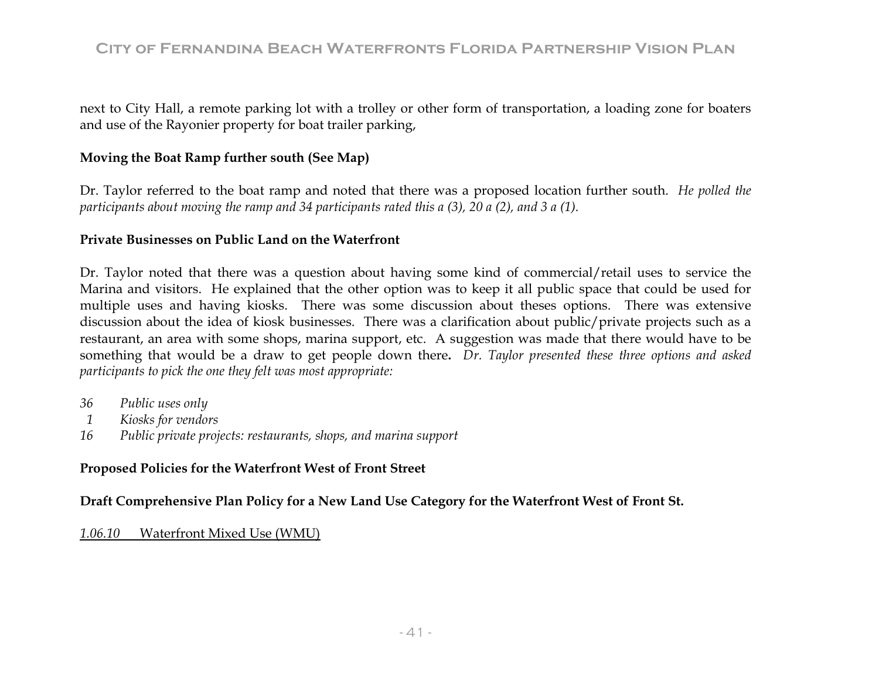next to City Hall, a remote parking lot with a trolley or other form of transportation, a loading zone for boaters and use of the Rayonier property for boat trailer parking,

**Moving the Boat Ramp further south (See Map)**

Dr. Taylor referred to the boat ramp and noted that there was a proposed location further south. *He polled the participants about moving the ramp and 34 participants rated this a (3), 20 a (2), and 3 a (1).*

**Private Businesses on Public Land on the Waterfront**

Dr. Taylor noted that there was a question about having some kind of commercial/retail uses to service the Marina and visitors. He explained that the other option was to keep it all public space that could be used for multiple uses and having kiosks. There was some discussion about theses options. There was extensive discussion about the idea of kiosk businesses. There was a clarification about public/private projects such as a restaurant, an area with some shops, marina support, etc. A suggestion was made that there would have to be something that would be a draw to get people down there**.** *Dr. Taylor presented these three options and asked participants to pick the one they felt was most appropriate:*

*36 Public uses only*  
*1 Kiosks for vendors*  
*16 Public private projects: restaurants, shops, and marina support*

**Proposed Policies for the Waterfront West of Front Street**

**Draft Comprehensive Plan Policy for a New Land Use Category for the Waterfront West of Front St.**

<u>*1.06.10*     Waterfront Mixed Use (WMU)</u>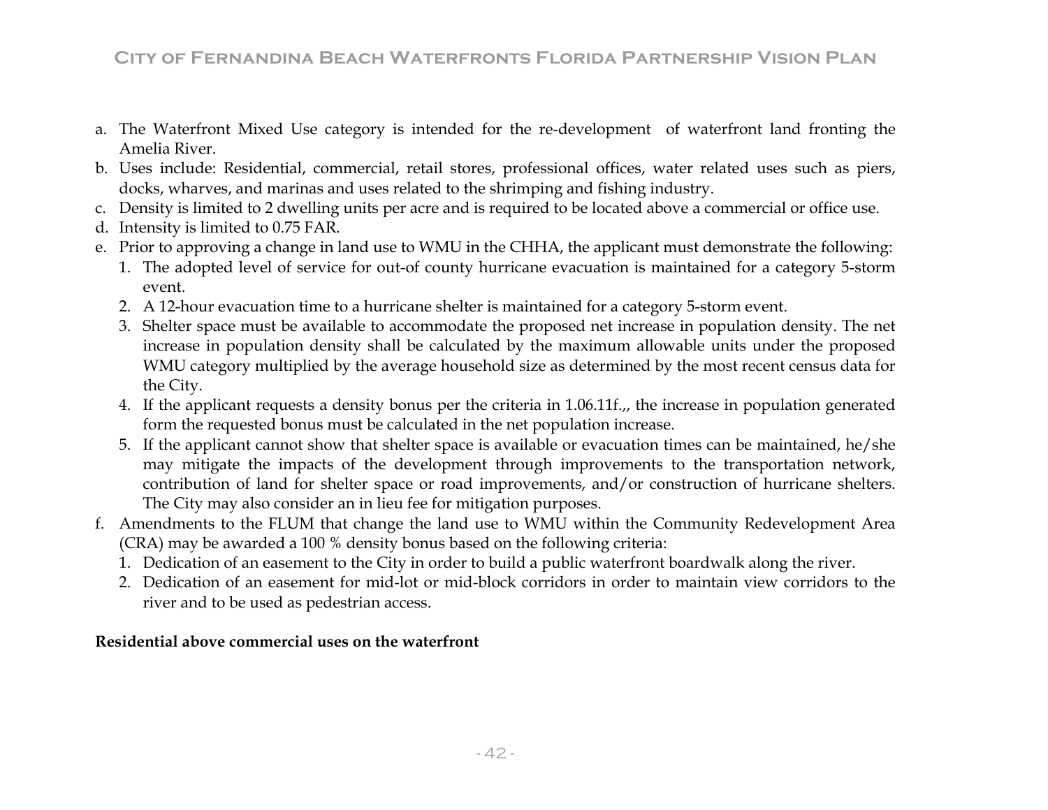a. The Waterfront Mixed Use category is intended for the re-development of waterfront land fronting the Amelia River.
b. Uses include: Residential, commercial, retail stores, professional offices, water related uses such as piers, docks, wharves, and marinas and uses related to the shrimping and fishing industry.
c. Density is limited to 2 dwelling units per acre and is required to be located above a commercial or office use.
d. Intensity is limited to 0.75 FAR.
e. Prior to approving a change in land use to WMU in the CHHA, the applicant must demonstrate the following:
   1. The adopted level of service for out-of county hurricane evacuation is maintained for a category 5-storm event.
   2. A 12-hour evacuation time to a hurricane shelter is maintained for a category 5-storm event.
   3. Shelter space must be available to accommodate the proposed net increase in population density. The net increase in population density shall be calculated by the maximum allowable units under the proposed WMU category multiplied by the average household size as determined by the most recent census data for the City.
   4. If the applicant requests a density bonus per the criteria in 1.06.11f.,, the increase in population generated form the requested bonus must be calculated in the net population increase.
   5. If the applicant cannot show that shelter space is available or evacuation times can be maintained, he/she may mitigate the impacts of the development through improvements to the transportation network, contribution of land for shelter space or road improvements, and/or construction of hurricane shelters. The City may also consider an in lieu fee for mitigation purposes.
f. Amendments to the FLUM that change the land use to WMU within the Community Redevelopment Area (CRA) may be awarded a 100 % density bonus based on the following criteria:
   1. Dedication of an easement to the City in order to build a public waterfront boardwalk along the river.
   2. Dedication of an easement for mid-lot or mid-block corridors in order to maintain view corridors to the river and to be used as pedestrian access.

**Residential above commercial uses on the waterfront**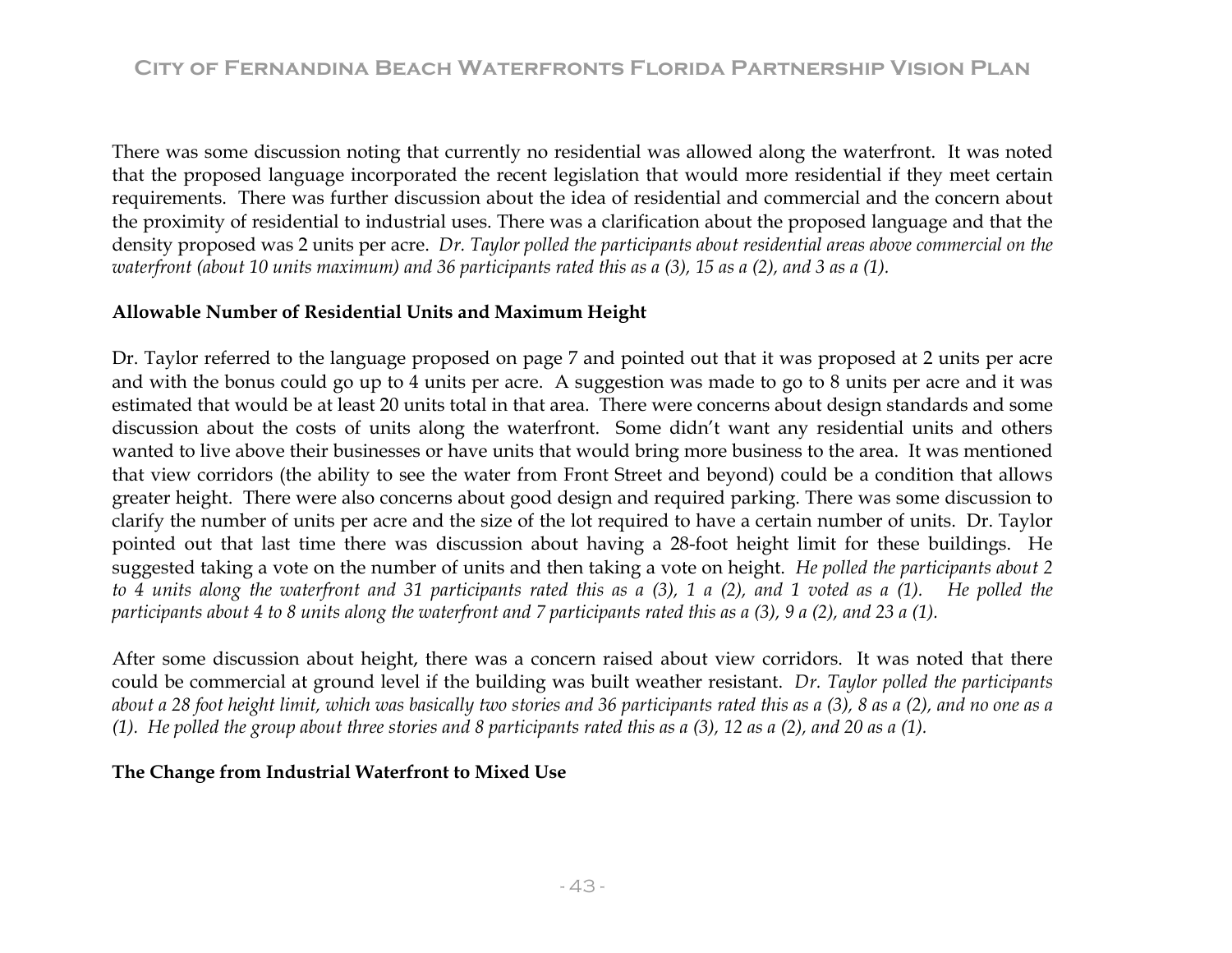There was some discussion noting that currently no residential was allowed along the waterfront. It was noted that the proposed language incorporated the recent legislation that would more residential if they meet certain requirements. There was further discussion about the idea of residential and commercial and the concern about the proximity of residential to industrial uses. There was a clarification about the proposed language and that the density proposed was 2 units per acre. *Dr. Taylor polled the participants about residential areas above commercial on the waterfront (about 10 units maximum) and 36 participants rated this as a (3), 15 as a (2), and 3 as a (1).*

**Allowable Number of Residential Units and Maximum Height**

Dr. Taylor referred to the language proposed on page 7 and pointed out that it was proposed at 2 units per acre and with the bonus could go up to 4 units per acre. A suggestion was made to go to 8 units per acre and it was estimated that would be at least 20 units total in that area. There were concerns about design standards and some discussion about the costs of units along the waterfront. Some didn't want any residential units and others wanted to live above their businesses or have units that would bring more business to the area. It was mentioned that view corridors (the ability to see the water from Front Street and beyond) could be a condition that allows greater height. There were also concerns about good design and required parking. There was some discussion to clarify the number of units per acre and the size of the lot required to have a certain number of units. Dr. Taylor pointed out that last time there was discussion about having a 28-foot height limit for these buildings. He suggested taking a vote on the number of units and then taking a vote on height. *He polled the participants about 2 to 4 units along the waterfront and 31 participants rated this as a (3), 1 a (2), and 1 voted as a (1). He polled the participants about 4 to 8 units along the waterfront and 7 participants rated this as a (3), 9 a (2), and 23 a (1).*

After some discussion about height, there was a concern raised about view corridors. It was noted that there could be commercial at ground level if the building was built weather resistant. *Dr. Taylor polled the participants about a 28 foot height limit, which was basically two stories and 36 participants rated this as a (3), 8 as a (2), and no one as a (1). He polled the group about three stories and 8 participants rated this as a (3), 12 as a (2), and 20 as a (1).*

**The Change from Industrial Waterfront to Mixed Use**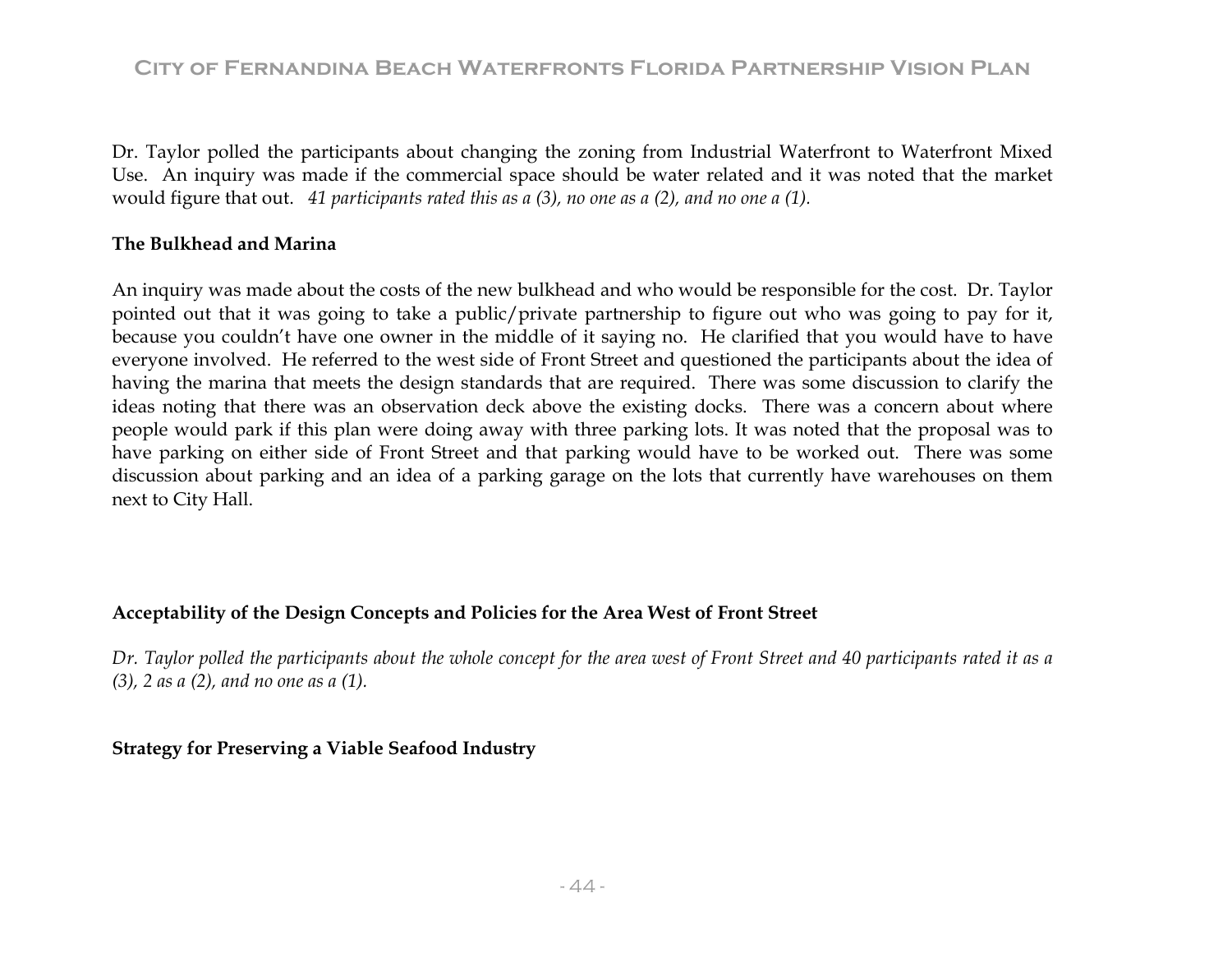Dr. Taylor polled the participants about changing the zoning from Industrial Waterfront to Waterfront Mixed Use. An inquiry was made if the commercial space should be water related and it was noted that the market would figure that out. *41 participants rated this as a (3), no one as a (2), and no one a (1).*

**The Bulkhead and Marina**

An inquiry was made about the costs of the new bulkhead and who would be responsible for the cost. Dr. Taylor pointed out that it was going to take a public/private partnership to figure out who was going to pay for it, because you couldn't have one owner in the middle of it saying no. He clarified that you would have to have everyone involved. He referred to the west side of Front Street and questioned the participants about the idea of having the marina that meets the design standards that are required. There was some discussion to clarify the ideas noting that there was an observation deck above the existing docks. There was a concern about where people would park if this plan were doing away with three parking lots. It was noted that the proposal was to have parking on either side of Front Street and that parking would have to be worked out. There was some discussion about parking and an idea of a parking garage on the lots that currently have warehouses on them next to City Hall.

**Acceptability of the Design Concepts and Policies for the Area West of Front Street**

*Dr. Taylor polled the participants about the whole concept for the area west of Front Street and 40 participants rated it as a (3), 2 as a (2), and no one as a (1).*

**Strategy for Preserving a Viable Seafood Industry**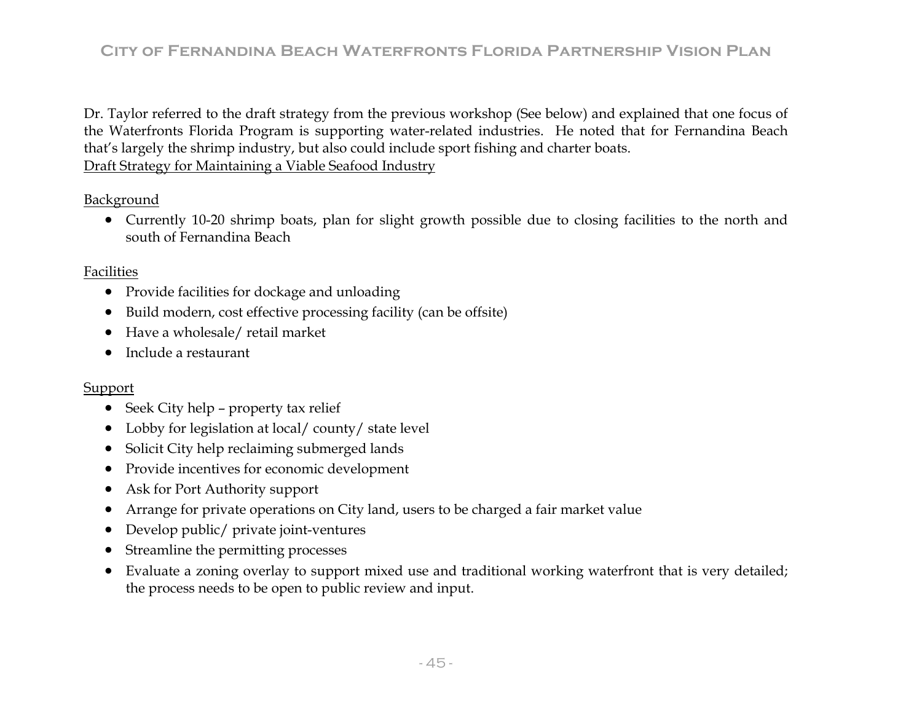Dr. Taylor referred to the draft strategy from the previous workshop (See below) and explained that one focus of the Waterfronts Florida Program is supporting water-related industries. He noted that for Fernandina Beach that's largely the shrimp industry, but also could include sport fishing and charter boats.

<u>Draft Strategy for Maintaining a Viable Seafood Industry</u>

<u>Background</u>

- Currently 10-20 shrimp boats, plan for slight growth possible due to closing facilities to the north and south of Fernandina Beach

<u>Facilities</u>

- Provide facilities for dockage and unloading
- Build modern, cost effective processing facility (can be offsite)
- Have a wholesale/ retail market
- Include a restaurant

<u>Support</u>

- Seek City help – property tax relief
- Lobby for legislation at local/ county/ state level
- Solicit City help reclaiming submerged lands
- Provide incentives for economic development
- Ask for Port Authority support
- Arrange for private operations on City land, users to be charged a fair market value
- Develop public/ private joint-ventures
- Streamline the permitting processes
- Evaluate a zoning overlay to support mixed use and traditional working waterfront that is very detailed; the process needs to be open to public review and input.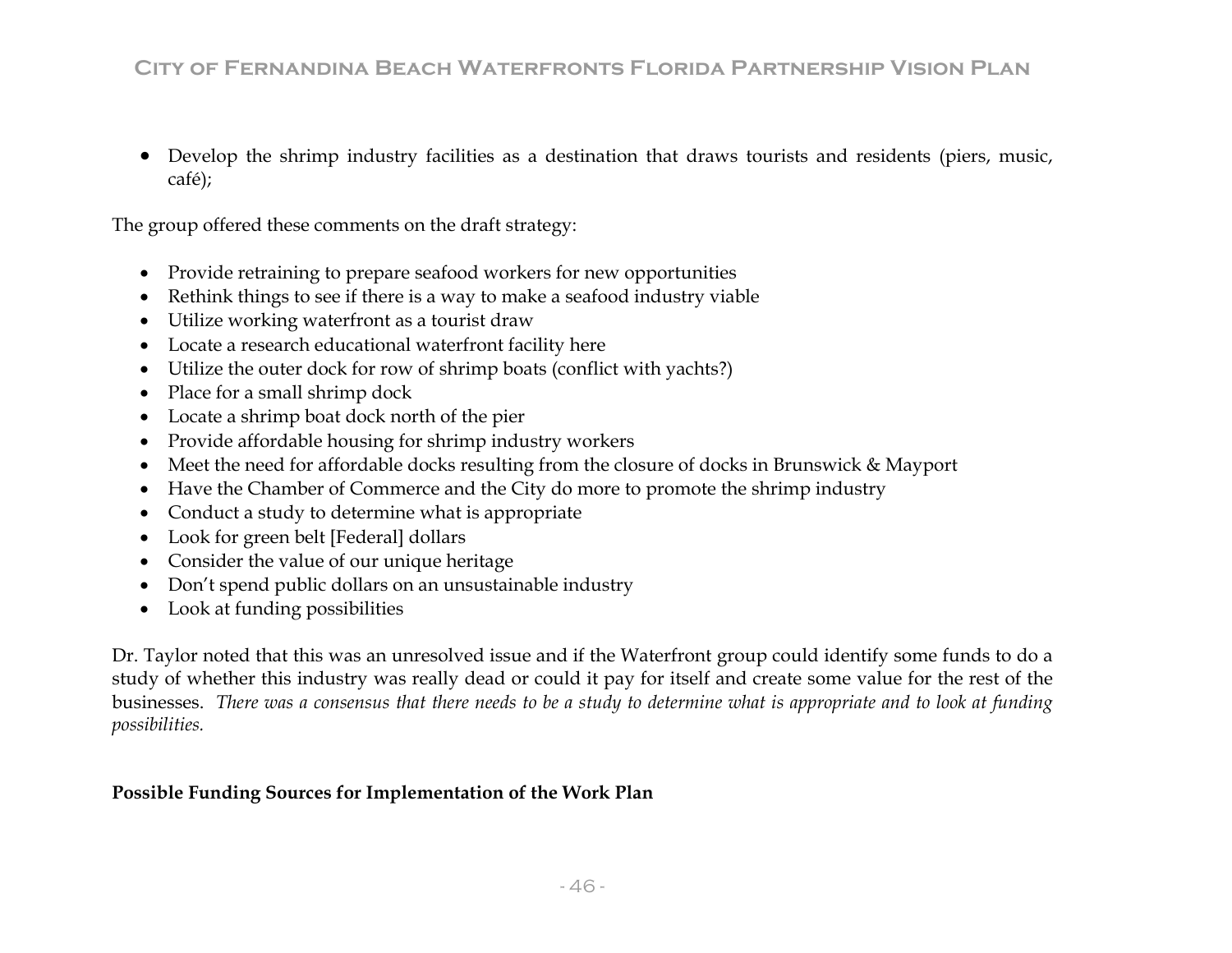- Develop the shrimp industry facilities as a destination that draws tourists and residents (piers, music, café);

The group offered these comments on the draft strategy:

- Provide retraining to prepare seafood workers for new opportunities
- Rethink things to see if there is a way to make a seafood industry viable
- Utilize working waterfront as a tourist draw
- Locate a research educational waterfront facility here
- Utilize the outer dock for row of shrimp boats (conflict with yachts?)
- Place for a small shrimp dock
- Locate a shrimp boat dock north of the pier
- Provide affordable housing for shrimp industry workers
- Meet the need for affordable docks resulting from the closure of docks in Brunswick & Mayport
- Have the Chamber of Commerce and the City do more to promote the shrimp industry
- Conduct a study to determine what is appropriate
- Look for green belt [Federal] dollars
- Consider the value of our unique heritage
- Don't spend public dollars on an unsustainable industry
- Look at funding possibilities

Dr. Taylor noted that this was an unresolved issue and if the Waterfront group could identify some funds to do a study of whether this industry was really dead or could it pay for itself and create some value for the rest of the businesses. *There was a consensus that there needs to be a study to determine what is appropriate and to look at funding possibilities.*

**Possible Funding Sources for Implementation of the Work Plan**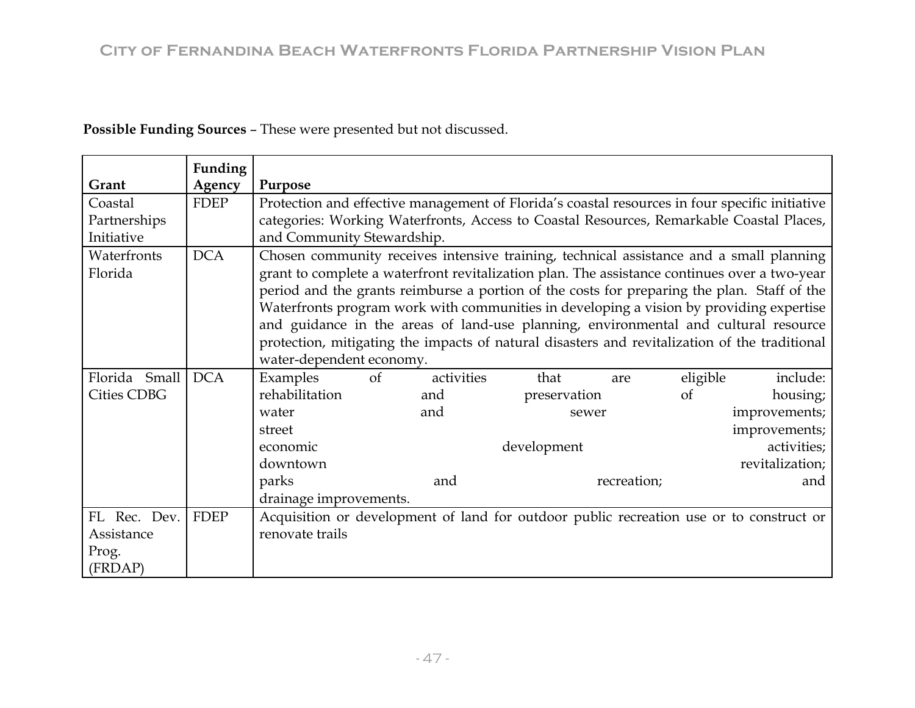**Possible Funding Sources** – These were presented but not discussed.

| Grant | Funding Agency | Purpose |
|---|---|---|
| Coastal Partnerships Initiative | FDEP | Protection and effective management of Florida's coastal resources in four specific initiative categories: Working Waterfronts, Access to Coastal Resources, Remarkable Coastal Places, and Community Stewardship. |
| Waterfronts Florida | DCA | Chosen community receives intensive training, technical assistance and a small planning grant to complete a waterfront revitalization plan. The assistance continues over a two-year period and the grants reimburse a portion of the costs for preparing the plan. Staff of the Waterfronts program work with communities in developing a vision by providing expertise and guidance in the areas of land-use planning, environmental and cultural resource protection, mitigating the impacts of natural disasters and revitalization of the traditional water-dependent economy. |
| Florida Small Cities CDBG | DCA | Examples of activities that are eligible include: rehabilitation and preservation of housing; water and sewer improvements; street improvements; economic development activities; downtown revitalization; parks and recreation; and drainage improvements. |
| FL Rec. Dev. Assistance Prog. (FRDAP) | FDEP | Acquisition or development of land for outdoor public recreation use or to construct or renovate trails |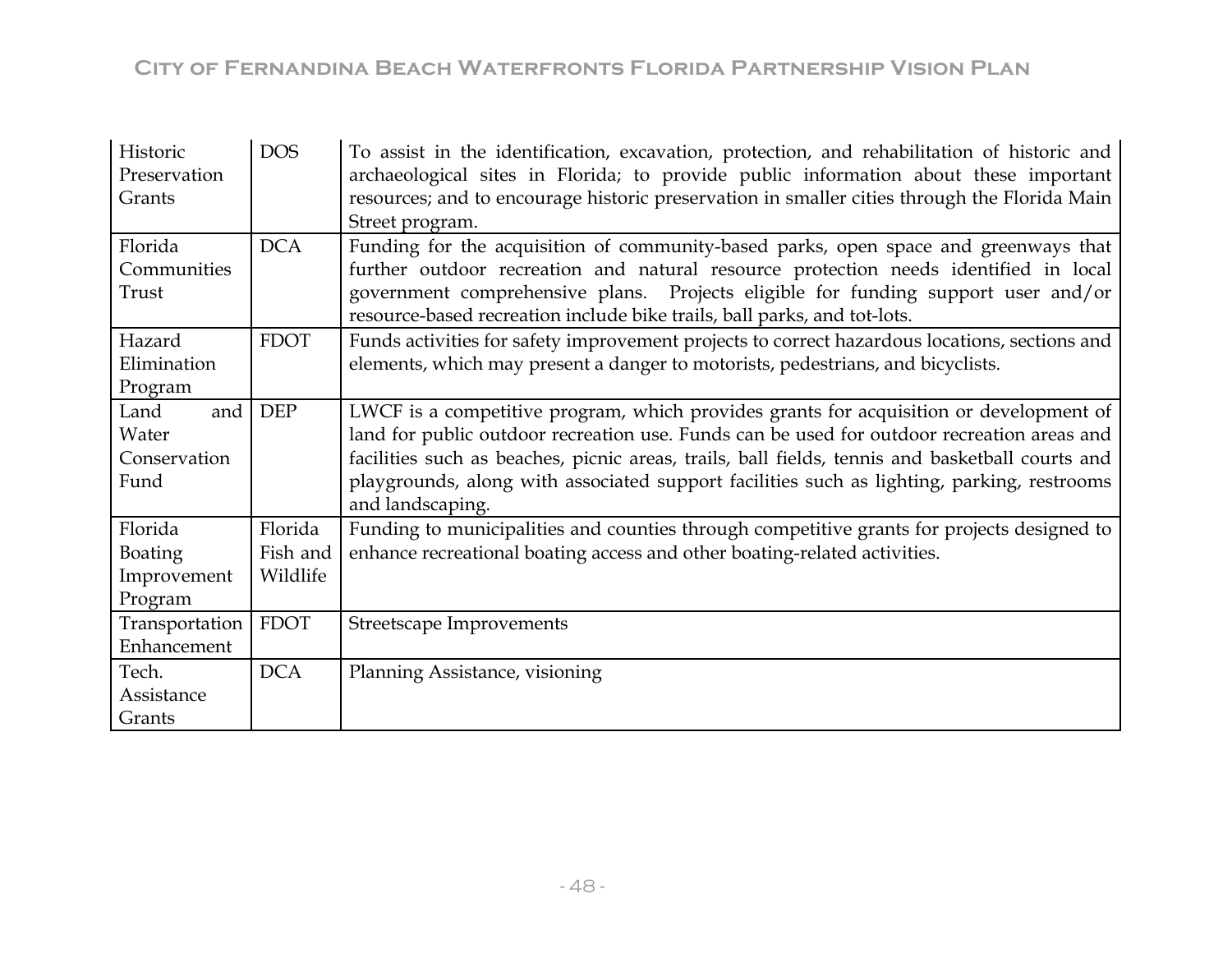| Historic Preservation Grants | DOS | To assist in the identification, excavation, protection, and rehabilitation of historic and archaeological sites in Florida; to provide public information about these important resources; and to encourage historic preservation in smaller cities through the Florida Main Street program. |
|---|---|---|
| Florida Communities Trust | DCA | Funding for the acquisition of community-based parks, open space and greenways that further outdoor recreation and natural resource protection needs identified in local government comprehensive plans. Projects eligible for funding support user and/or resource-based recreation include bike trails, ball parks, and tot-lots. |
| Hazard Elimination Program | FDOT | Funds activities for safety improvement projects to correct hazardous locations, sections and elements, which may present a danger to motorists, pedestrians, and bicyclists. |
| Land and Water Conservation Fund | DEP | LWCF is a competitive program, which provides grants for acquisition or development of land for public outdoor recreation use. Funds can be used for outdoor recreation areas and facilities such as beaches, picnic areas, trails, ball fields, tennis and basketball courts and playgrounds, along with associated support facilities such as lighting, parking, restrooms and landscaping. |
| Florida Boating Improvement Program | Florida Fish and Wildlife | Funding to municipalities and counties through competitive grants for projects designed to enhance recreational boating access and other boating-related activities. |
| Transportation Enhancement | FDOT | Streetscape Improvements |
| Tech. Assistance Grants | DCA | Planning Assistance, visioning |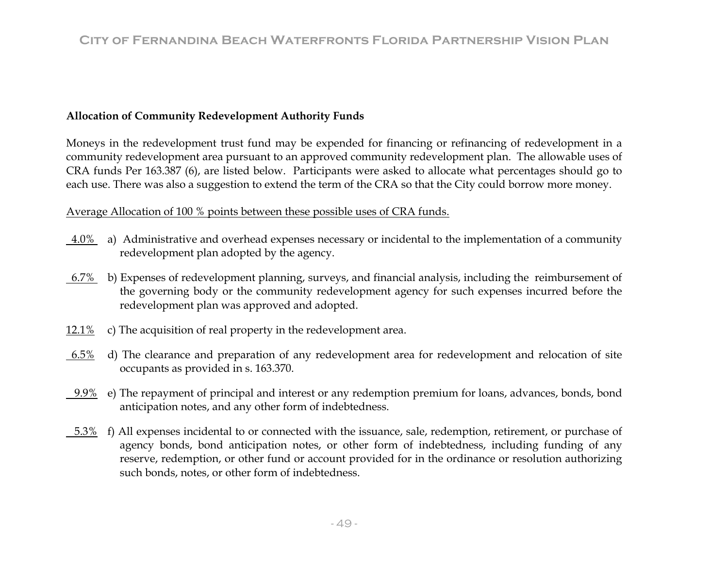**Allocation of Community Redevelopment Authority Funds**

Moneys in the redevelopment trust fund may be expended for financing or refinancing of redevelopment in a community redevelopment area pursuant to an approved community redevelopment plan. The allowable uses of CRA funds Per 163.387 (6), are listed below. Participants were asked to allocate what percentages should go to each use. There was also a suggestion to extend the term of the CRA so that the City could borrow more money.

Average Allocation of 100 % points between these possible uses of CRA funds.

4.0% a) Administrative and overhead expenses necessary or incidental to the implementation of a community redevelopment plan adopted by the agency.

6.7% b) Expenses of redevelopment planning, surveys, and financial analysis, including the reimbursement of the governing body or the community redevelopment agency for such expenses incurred before the redevelopment plan was approved and adopted.

12.1% c) The acquisition of real property in the redevelopment area.

6.5% d) The clearance and preparation of any redevelopment area for redevelopment and relocation of site occupants as provided in s. 163.370.

9.9% e) The repayment of principal and interest or any redemption premium for loans, advances, bonds, bond anticipation notes, and any other form of indebtedness.

5.3% f) All expenses incidental to or connected with the issuance, sale, redemption, retirement, or purchase of agency bonds, bond anticipation notes, or other form of indebtedness, including funding of any reserve, redemption, or other fund or account provided for in the ordinance or resolution authorizing such bonds, notes, or other form of indebtedness.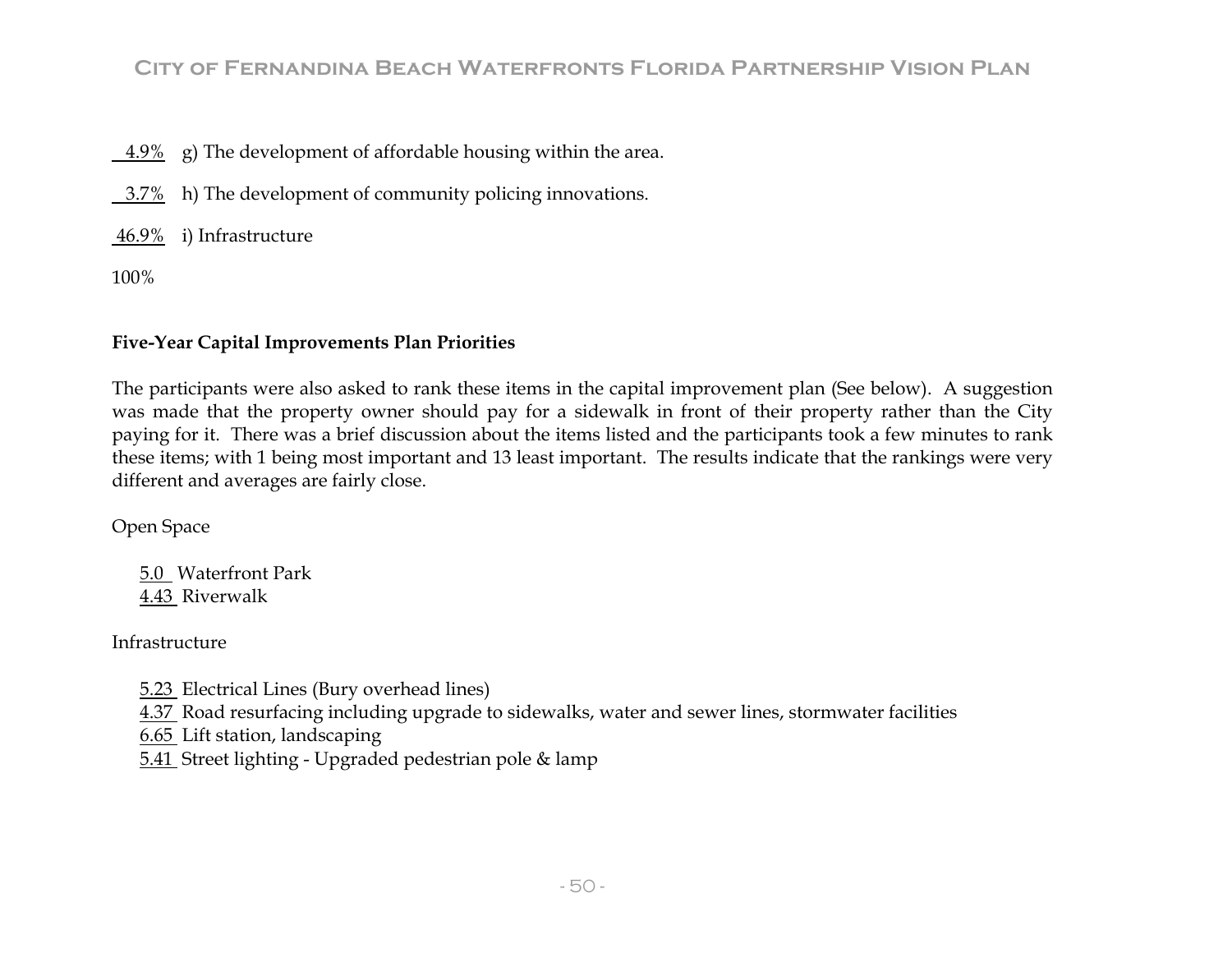4.9% g) The development of affordable housing within the area.

3.7% h) The development of community policing innovations.

46.9% i) Infrastructure

100%

**Five-Year Capital Improvements Plan Priorities**

The participants were also asked to rank these items in the capital improvement plan (See below). A suggestion was made that the property owner should pay for a sidewalk in front of their property rather than the City paying for it. There was a brief discussion about the items listed and the participants took a few minutes to rank these items; with 1 being most important and 13 least important. The results indicate that the rankings were very different and averages are fairly close.

Open Space

5.0 Waterfront Park
4.43 Riverwalk

Infrastructure

5.23 Electrical Lines (Bury overhead lines)
4.37 Road resurfacing including upgrade to sidewalks, water and sewer lines, stormwater facilities
6.65 Lift station, landscaping
5.41 Street lighting - Upgraded pedestrian pole & lamp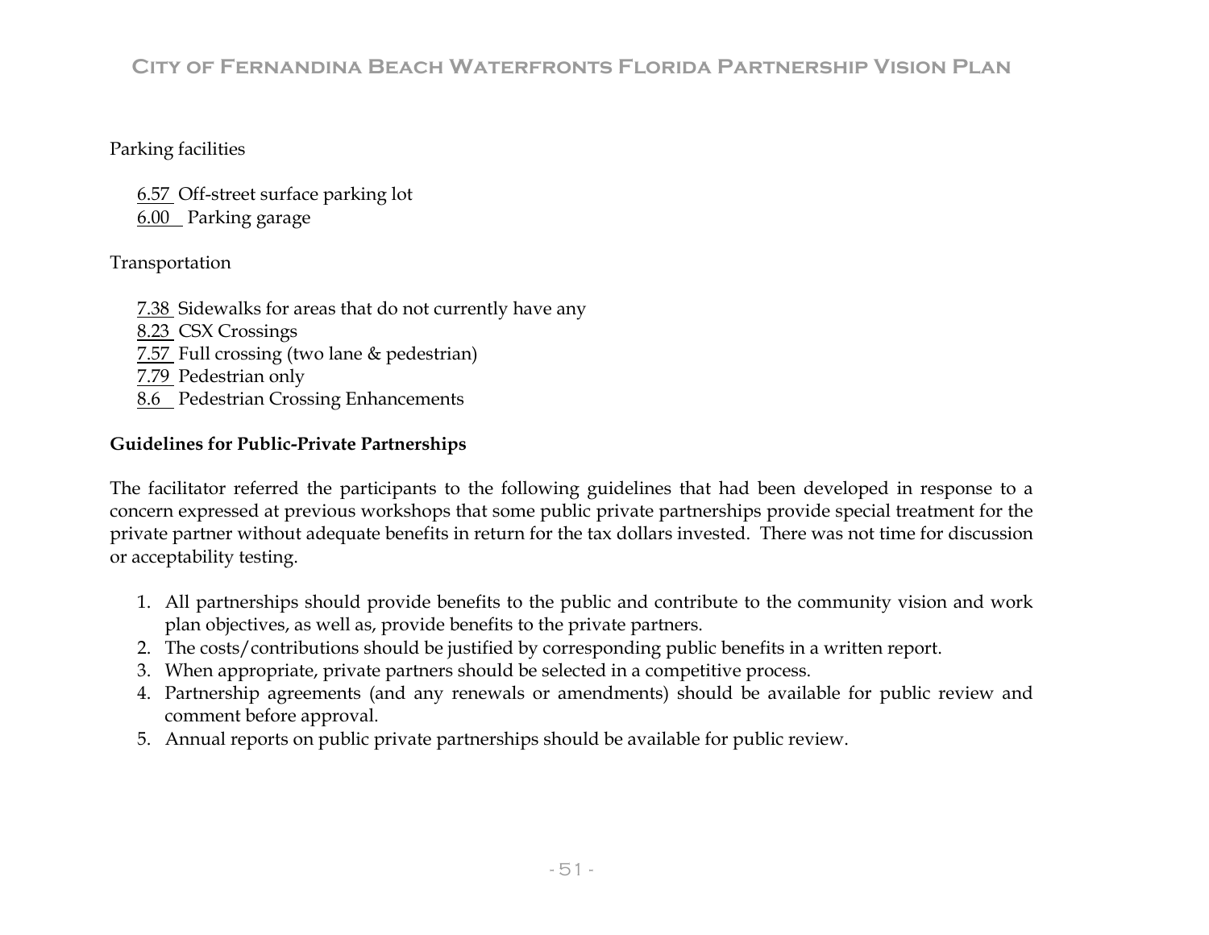Parking facilities

6.57 Off-street surface parking lot
6.00 Parking garage

Transportation

7.38 Sidewalks for areas that do not currently have any
8.23 CSX Crossings
7.57 Full crossing (two lane & pedestrian)
7.79 Pedestrian only
8.6 Pedestrian Crossing Enhancements

**Guidelines for Public-Private Partnerships**

The facilitator referred the participants to the following guidelines that had been developed in response to a concern expressed at previous workshops that some public private partnerships provide special treatment for the private partner without adequate benefits in return for the tax dollars invested. There was not time for discussion or acceptability testing.

1. All partnerships should provide benefits to the public and contribute to the community vision and work plan objectives, as well as, provide benefits to the private partners.
2. The costs/contributions should be justified by corresponding public benefits in a written report.
3. When appropriate, private partners should be selected in a competitive process.
4. Partnership agreements (and any renewals or amendments) should be available for public review and comment before approval.
5. Annual reports on public private partnerships should be available for public review.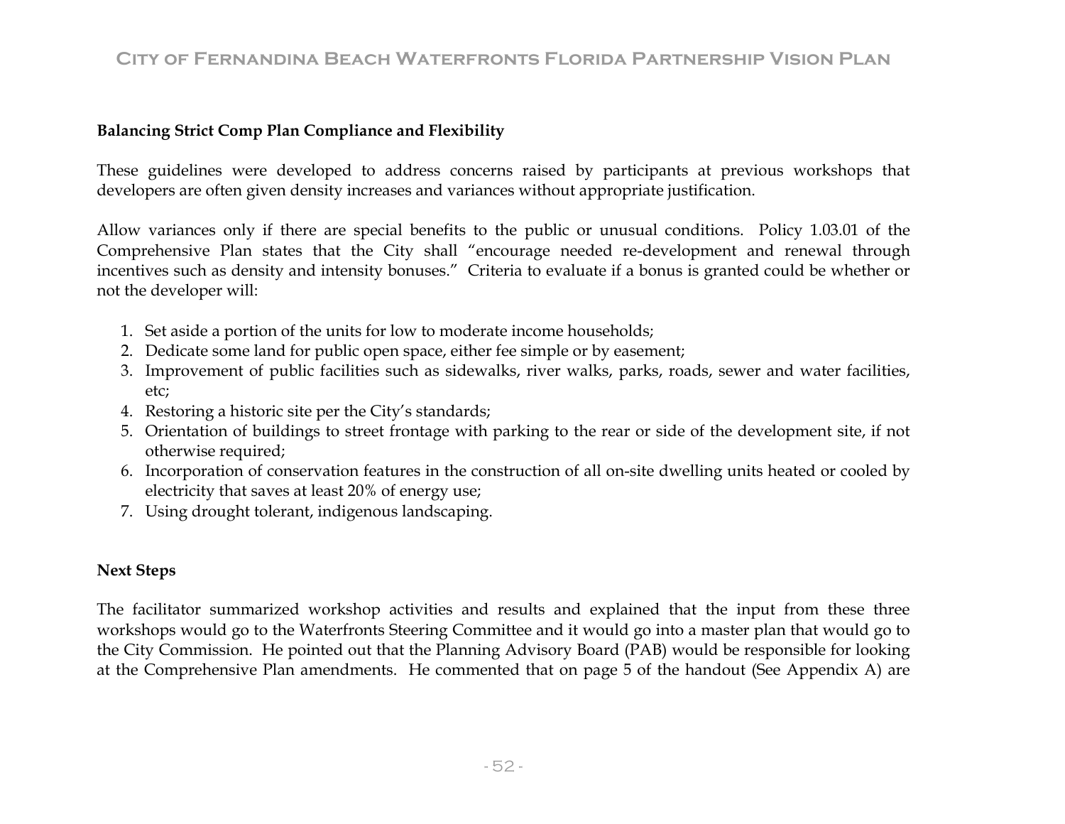**Balancing Strict Comp Plan Compliance and Flexibility**

These guidelines were developed to address concerns raised by participants at previous workshops that developers are often given density increases and variances without appropriate justification.

Allow variances only if there are special benefits to the public or unusual conditions. Policy 1.03.01 of the Comprehensive Plan states that the City shall "encourage needed re-development and renewal through incentives such as density and intensity bonuses." Criteria to evaluate if a bonus is granted could be whether or not the developer will:

1. Set aside a portion of the units for low to moderate income households;
2. Dedicate some land for public open space, either fee simple or by easement;
3. Improvement of public facilities such as sidewalks, river walks, parks, roads, sewer and water facilities, etc;
4. Restoring a historic site per the City's standards;
5. Orientation of buildings to street frontage with parking to the rear or side of the development site, if not otherwise required;
6. Incorporation of conservation features in the construction of all on-site dwelling units heated or cooled by electricity that saves at least 20% of energy use;
7. Using drought tolerant, indigenous landscaping.

**Next Steps**

The facilitator summarized workshop activities and results and explained that the input from these three workshops would go to the Waterfronts Steering Committee and it would go into a master plan that would go to the City Commission. He pointed out that the Planning Advisory Board (PAB) would be responsible for looking at the Comprehensive Plan amendments. He commented that on page 5 of the handout (See Appendix A) are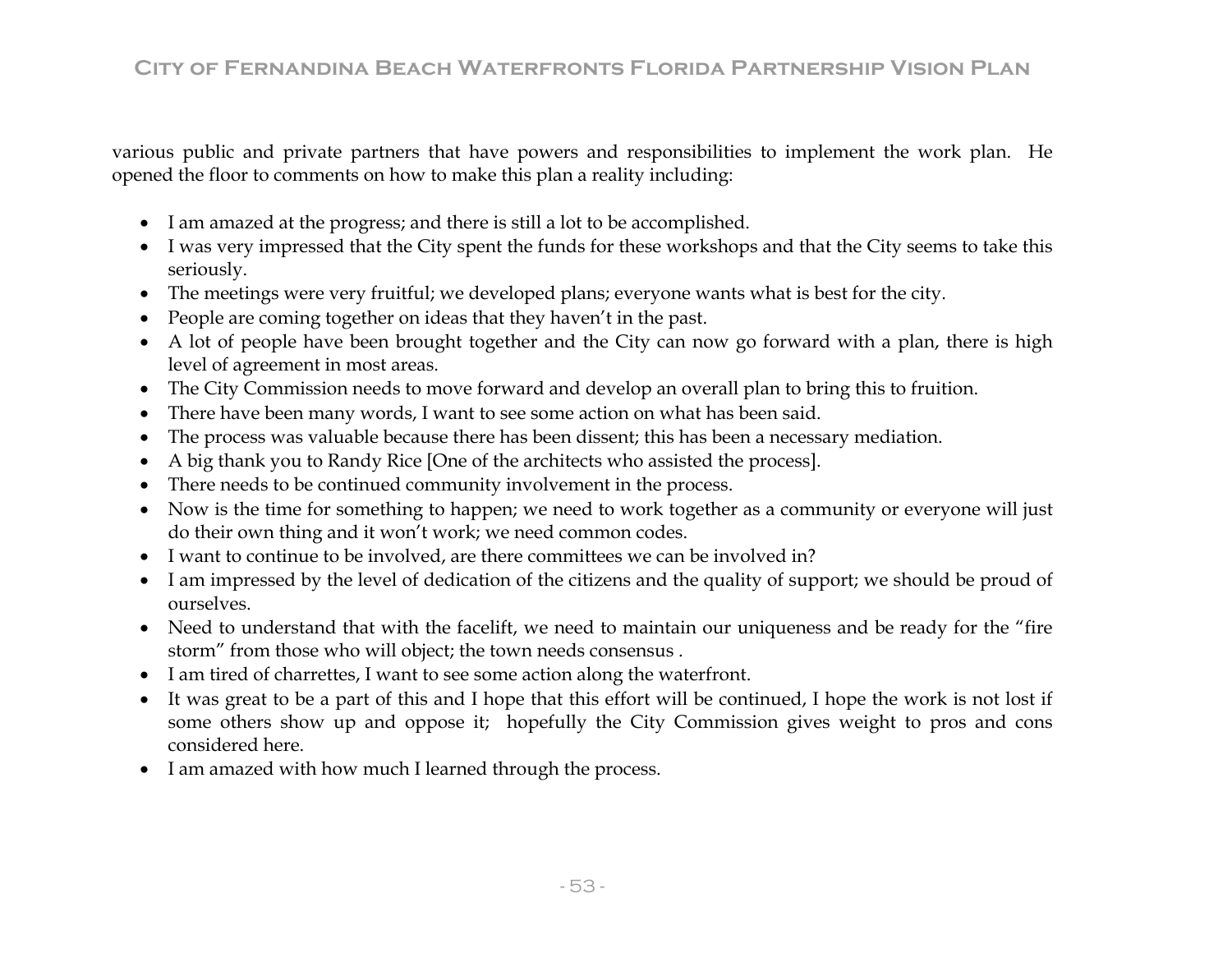various public and private partners that have powers and responsibilities to implement the work plan. He opened the floor to comments on how to make this plan a reality including:

- I am amazed at the progress; and there is still a lot to be accomplished.
- I was very impressed that the City spent the funds for these workshops and that the City seems to take this seriously.
- The meetings were very fruitful; we developed plans; everyone wants what is best for the city.
- People are coming together on ideas that they haven't in the past.
- A lot of people have been brought together and the City can now go forward with a plan, there is high level of agreement in most areas.
- The City Commission needs to move forward and develop an overall plan to bring this to fruition.
- There have been many words, I want to see some action on what has been said.
- The process was valuable because there has been dissent; this has been a necessary mediation.
- A big thank you to Randy Rice [One of the architects who assisted the process].
- There needs to be continued community involvement in the process.
- Now is the time for something to happen; we need to work together as a community or everyone will just do their own thing and it won't work; we need common codes.
- I want to continue to be involved, are there committees we can be involved in?
- I am impressed by the level of dedication of the citizens and the quality of support; we should be proud of ourselves.
- Need to understand that with the facelift, we need to maintain our uniqueness and be ready for the "fire storm" from those who will object; the town needs consensus .
- I am tired of charrettes, I want to see some action along the waterfront.
- It was great to be a part of this and I hope that this effort will be continued, I hope the work is not lost if some others show up and oppose it; hopefully the City Commission gives weight to pros and cons considered here.
- I am amazed with how much I learned through the process.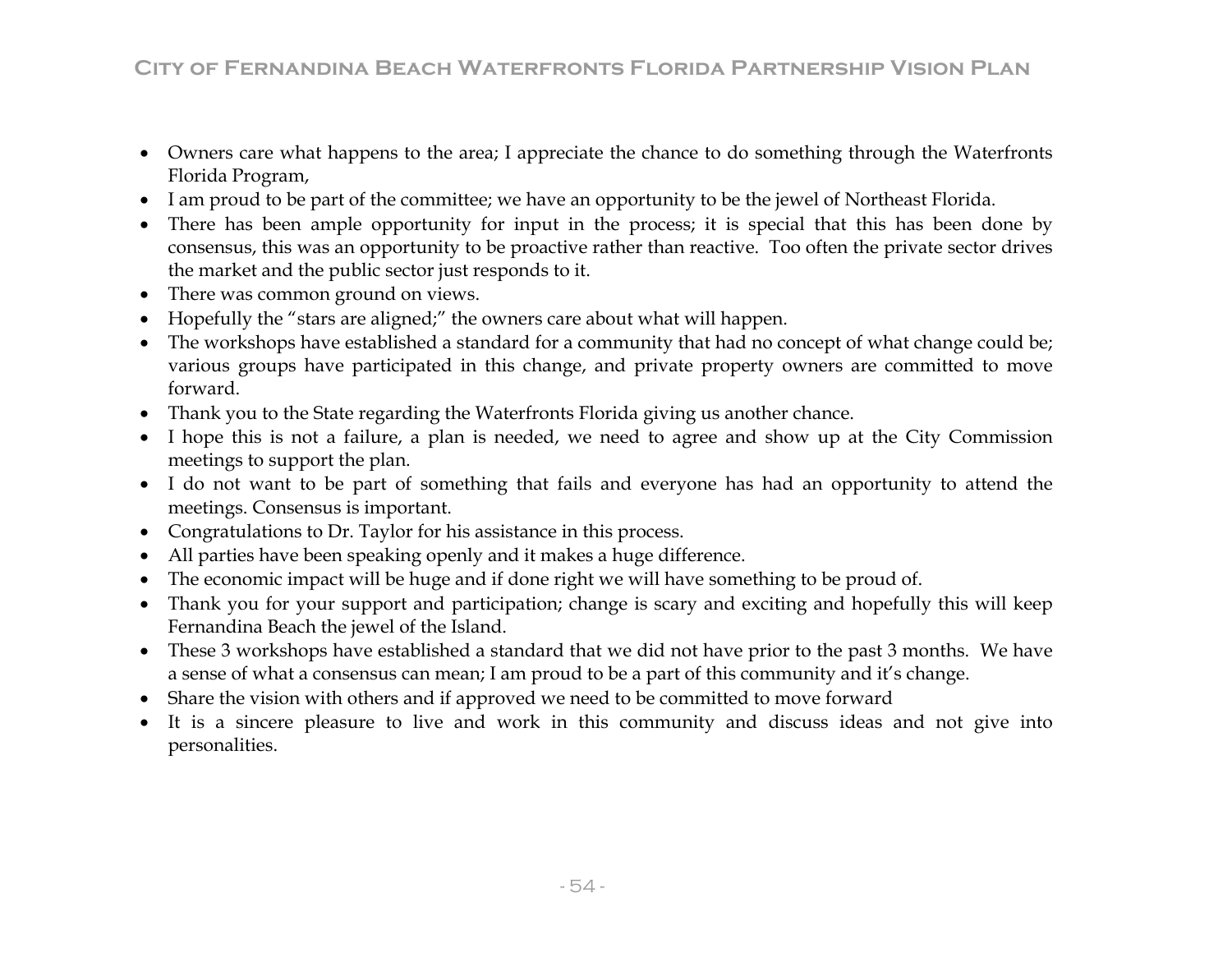- Owners care what happens to the area; I appreciate the chance to do something through the Waterfronts Florida Program,
- I am proud to be part of the committee; we have an opportunity to be the jewel of Northeast Florida.
- There has been ample opportunity for input in the process; it is special that this has been done by consensus, this was an opportunity to be proactive rather than reactive. Too often the private sector drives the market and the public sector just responds to it.
- There was common ground on views.
- Hopefully the "stars are aligned;" the owners care about what will happen.
- The workshops have established a standard for a community that had no concept of what change could be; various groups have participated in this change, and private property owners are committed to move forward.
- Thank you to the State regarding the Waterfronts Florida giving us another chance.
- I hope this is not a failure, a plan is needed, we need to agree and show up at the City Commission meetings to support the plan.
- I do not want to be part of something that fails and everyone has had an opportunity to attend the meetings. Consensus is important.
- Congratulations to Dr. Taylor for his assistance in this process.
- All parties have been speaking openly and it makes a huge difference.
- The economic impact will be huge and if done right we will have something to be proud of.
- Thank you for your support and participation; change is scary and exciting and hopefully this will keep Fernandina Beach the jewel of the Island.
- These 3 workshops have established a standard that we did not have prior to the past 3 months. We have a sense of what a consensus can mean; I am proud to be a part of this community and it's change.
- Share the vision with others and if approved we need to be committed to move forward
- It is a sincere pleasure to live and work in this community and discuss ideas and not give into personalities.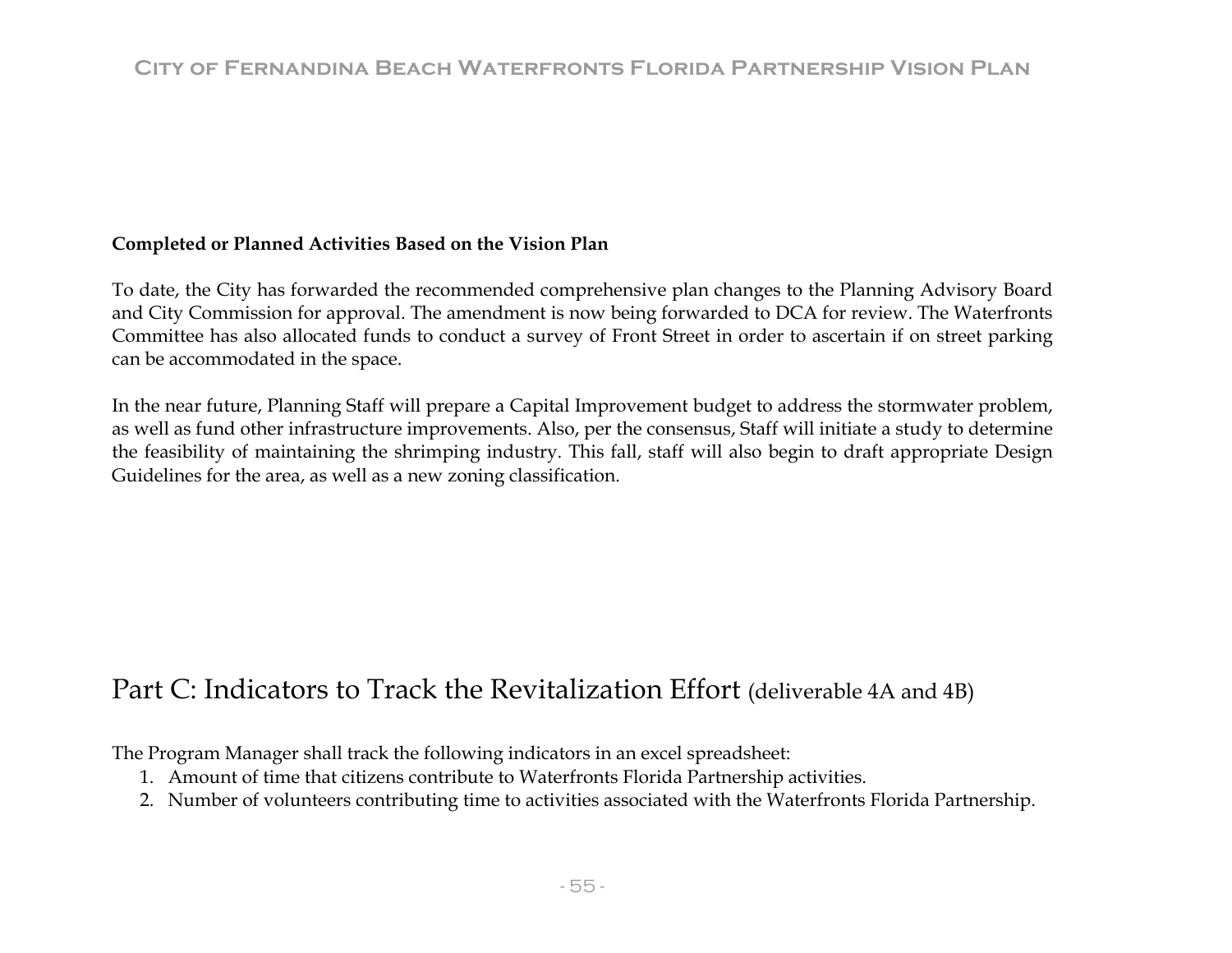**Completed or Planned Activities Based on the Vision Plan**

To date, the City has forwarded the recommended comprehensive plan changes to the Planning Advisory Board and City Commission for approval. The amendment is now being forwarded to DCA for review. The Waterfronts Committee has also allocated funds to conduct a survey of Front Street in order to ascertain if on street parking can be accommodated in the space.

In the near future, Planning Staff will prepare a Capital Improvement budget to address the stormwater problem, as well as fund other infrastructure improvements. Also, per the consensus, Staff will initiate a study to determine the feasibility of maintaining the shrimping industry. This fall, staff will also begin to draft appropriate Design Guidelines for the area, as well as a new zoning classification.

## Part C: Indicators to Track the Revitalization Effort (deliverable 4A and 4B)

The Program Manager shall track the following indicators in an excel spreadsheet:

1. Amount of time that citizens contribute to Waterfronts Florida Partnership activities.
2. Number of volunteers contributing time to activities associated with the Waterfronts Florida Partnership.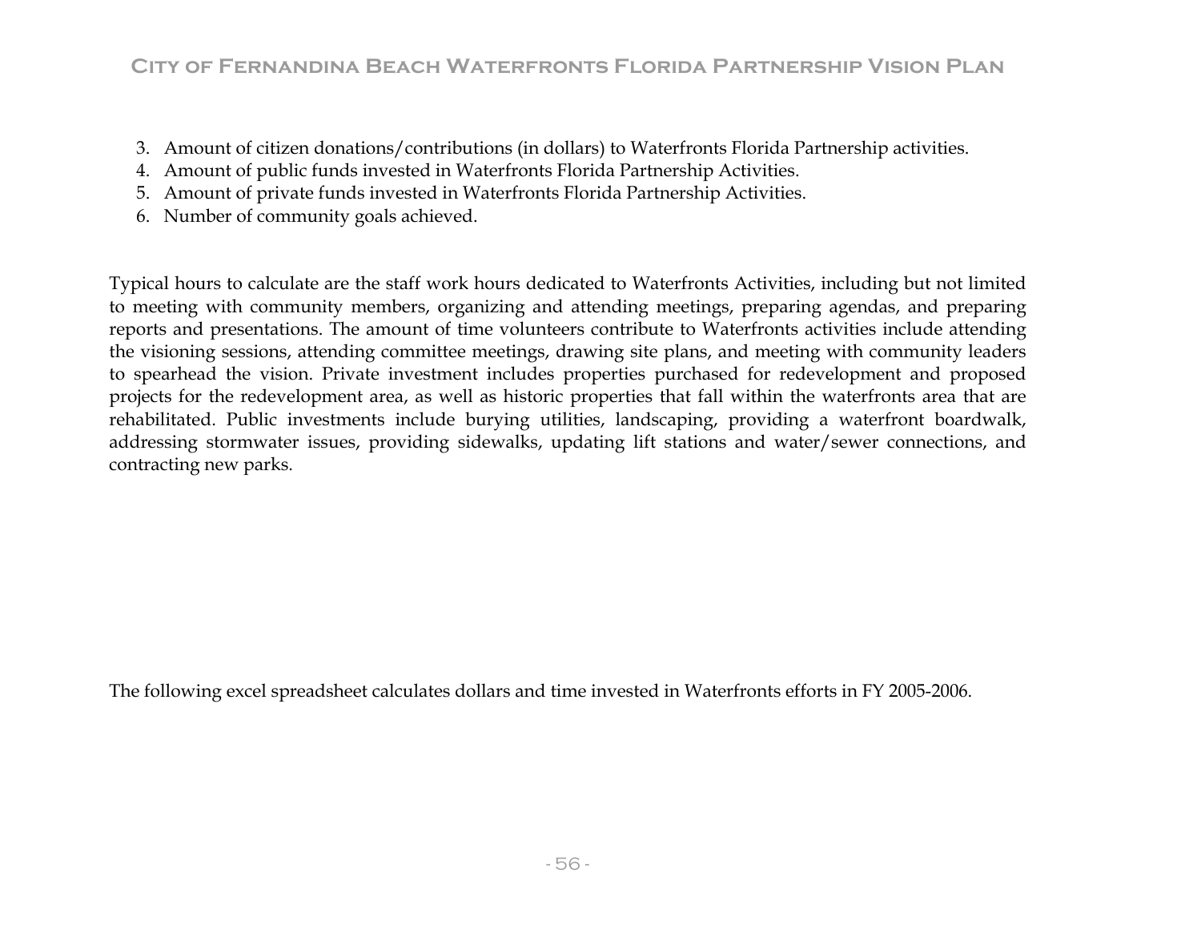3. Amount of citizen donations/contributions (in dollars) to Waterfronts Florida Partnership activities.
4. Amount of public funds invested in Waterfronts Florida Partnership Activities.
5. Amount of private funds invested in Waterfronts Florida Partnership Activities.
6. Number of community goals achieved.

Typical hours to calculate are the staff work hours dedicated to Waterfronts Activities, including but not limited to meeting with community members, organizing and attending meetings, preparing agendas, and preparing reports and presentations. The amount of time volunteers contribute to Waterfronts activities include attending the visioning sessions, attending committee meetings, drawing site plans, and meeting with community leaders to spearhead the vision. Private investment includes properties purchased for redevelopment and proposed projects for the redevelopment area, as well as historic properties that fall within the waterfronts area that are rehabilitated. Public investments include burying utilities, landscaping, providing a waterfront boardwalk, addressing stormwater issues, providing sidewalks, updating lift stations and water/sewer connections, and contracting new parks.

The following excel spreadsheet calculates dollars and time invested in Waterfronts efforts in FY 2005-2006.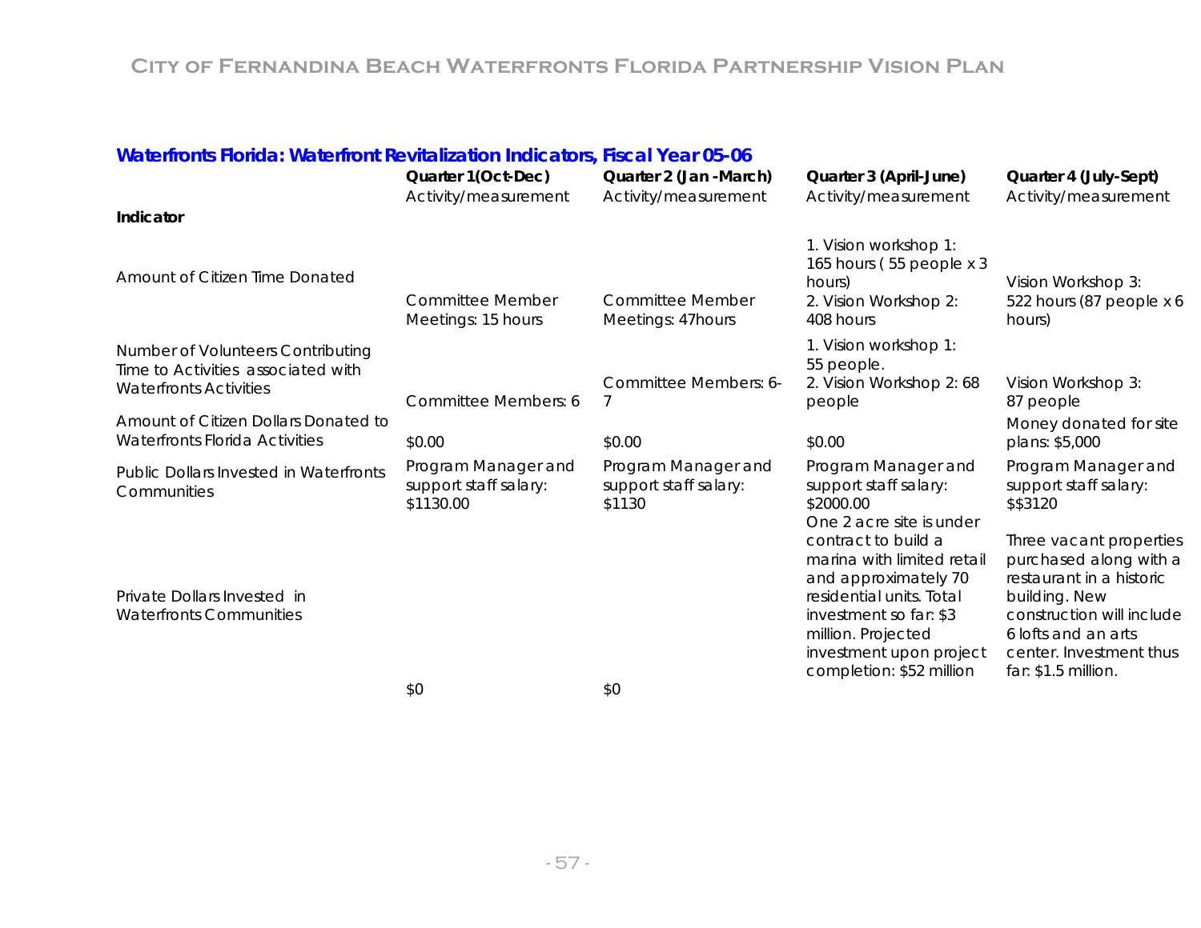## Waterfronts Florida: Waterfront Revitalization Indicators, Fiscal Year 05-06

| Indicator | Quarter 1(Oct-Dec) Activity/measurement | Quarter 2 (Jan -March) Activity/measurement | Quarter 3 (April-June) Activity/measurement | Quarter 4 (July-Sept) Activity/measurement |
|---|---|---|---|---|
| Amount of Citizen Time Donated | Committee Member Meetings: 15 hours | Committee Member Meetings: 47hours | 1. Vision workshop 1: 165 hours ( 55 people x 3 hours) 2. Vision Workshop 2: 408 hours | Vision Workshop 3: 522 hours (87 people x 6 hours) |
| Number of Volunteers Contributing Time to Activities associated with Waterfronts Activities | Committee Members: 6 | Committee Members: 6-7 | 1. Vision workshop 1: 55 people. 2. Vision Workshop 2: 68 people | Vision Workshop 3: 87 people |
| Amount of Citizen Dollars Donated to Waterfronts Florida Activities | $0.00 | $0.00 | $0.00 | Money donated for site plans: $5,000 |
| Public Dollars Invested in Waterfronts Communities | Program Manager and support staff salary: $1130.00 | Program Manager and support staff salary: $1130 | Program Manager and support staff salary: $2000.00 | Program Manager and support staff salary: $$3120 |
| Private Dollars Invested in Waterfronts Communities | $0 | $0 | One 2 acre site is under contract to build a marina with limited retail and approximately 70 residential units. Total investment so far: $3 million. Projected investment upon project completion: $52 million | Three vacant properties purchased along with a restaurant in a historic building. New construction will include 6 lofts and an arts center. Investment thus far: $1.5 million. |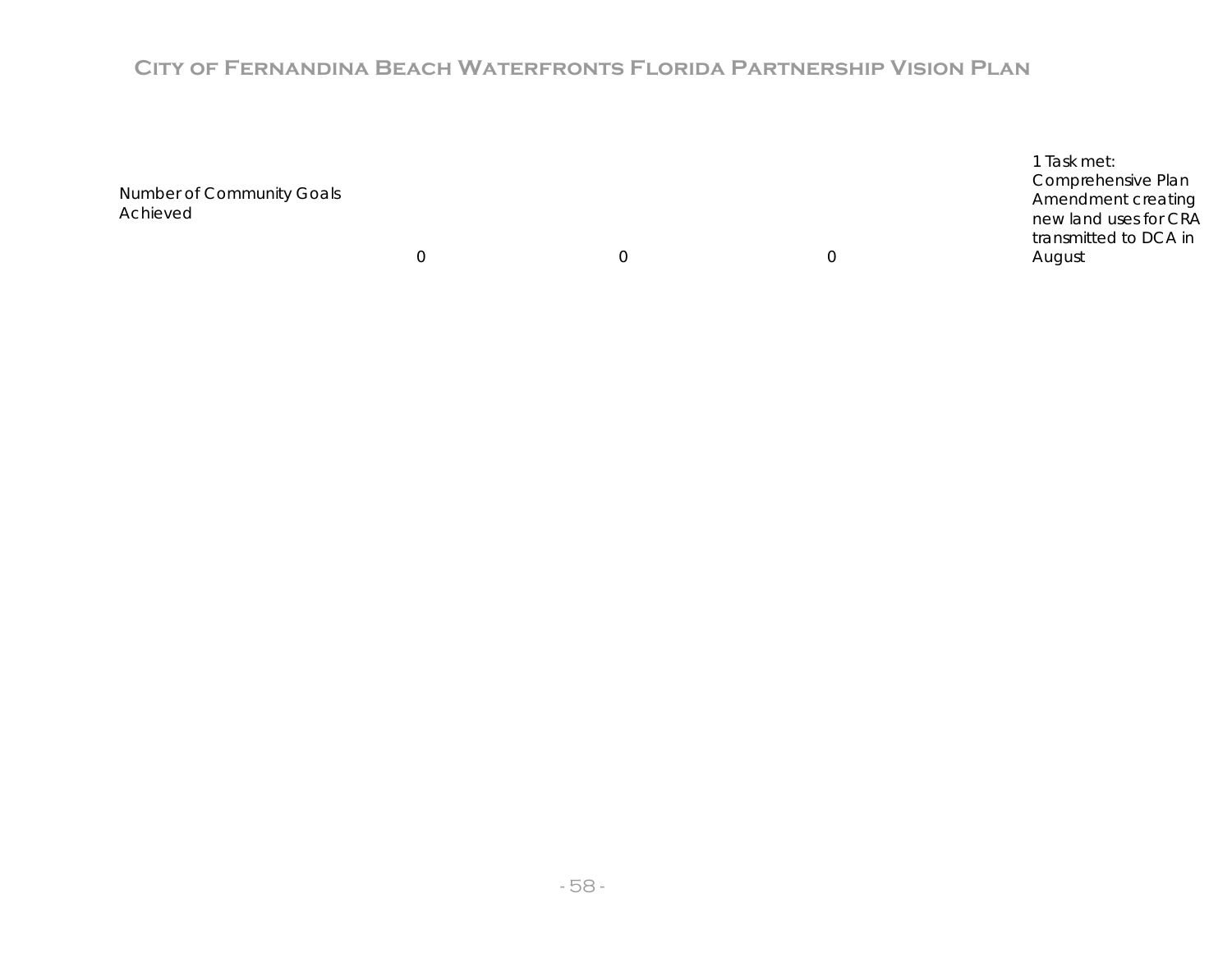| | | | | |
|---|---|---|---|---|
| Number of Community Goals Achieved | 0 | 0 | 0 | 1 Task met: Comprehensive Plan Amendment creating new land uses for CRA transmitted to DCA in August |